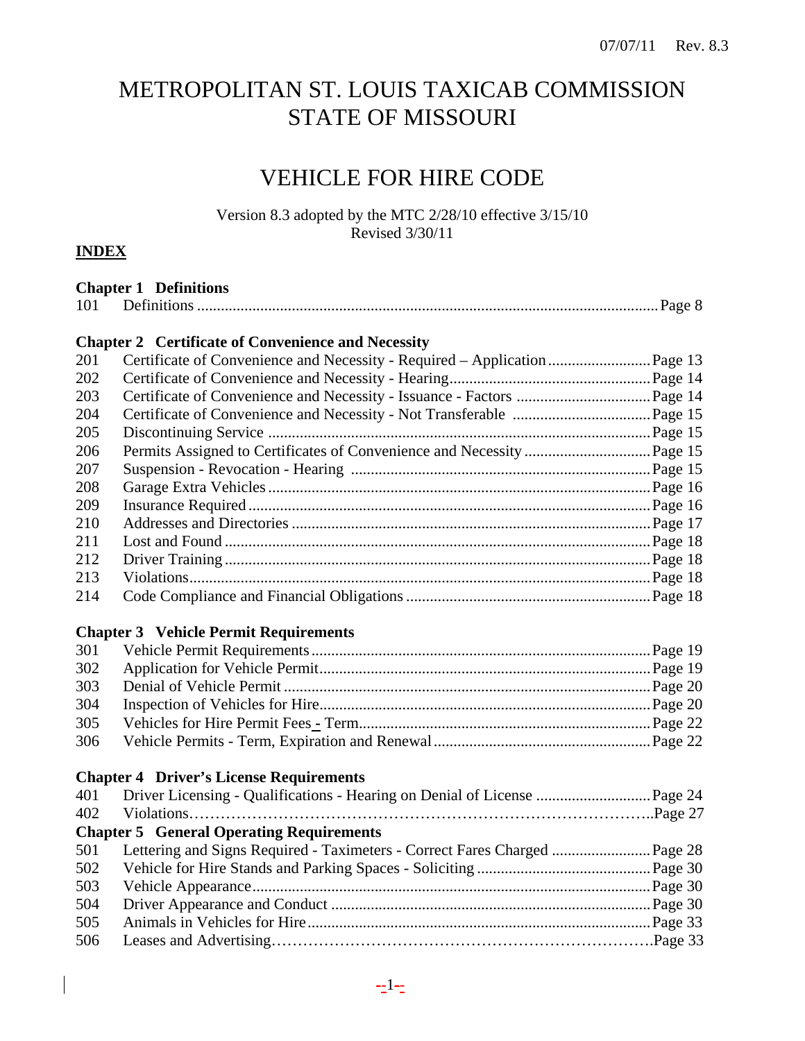07/07/11 Rev. 8.3

# METROPOLITAN ST. LOUIS TAXICAB COMMISSION STATE OF MISSOURI

# VEHICLE FOR HIRE CODE

Version 8.3 adopted by the MTC 2/28/10 effective 3/15/10
Revised 3/30/11

**INDEX**

**Chapter 1 Definitions**

| | | |
|---|---|---|
| 101 | Definitions | Page 8 |

**Chapter 2 Certificate of Convenience and Necessity**

| | | |
|---|---|---|
| 201 | Certificate of Convenience and Necessity - Required – Application | Page 13 |
| 202 | Certificate of Convenience and Necessity - Hearing | Page 14 |
| 203 | Certificate of Convenience and Necessity - Issuance - Factors | Page 14 |
| 204 | Certificate of Convenience and Necessity - Not Transferable | Page 15 |
| 205 | Discontinuing Service | Page 15 |
| 206 | Permits Assigned to Certificates of Convenience and Necessity | Page 15 |
| 207 | Suspension - Revocation - Hearing | Page 15 |
| 208 | Garage Extra Vehicles | Page 16 |
| 209 | Insurance Required | Page 16 |
| 210 | Addresses and Directories | Page 17 |
| 211 | Lost and Found | Page 18 |
| 212 | Driver Training | Page 18 |
| 213 | Violations | Page 18 |
| 214 | Code Compliance and Financial Obligations | Page 18 |

**Chapter 3 Vehicle Permit Requirements**

| | | |
|---|---|---|
| 301 | Vehicle Permit Requirements | Page 19 |
| 302 | Application for Vehicle Permit | Page 19 |
| 303 | Denial of Vehicle Permit | Page 20 |
| 304 | Inspection of Vehicles for Hire | Page 20 |
| 305 | Vehicles for Hire Permit Fees - Term | Page 22 |
| 306 | Vehicle Permits - Term, Expiration and Renewal | Page 22 |

**Chapter 4 Driver's License Requirements**

| | | |
|---|---|---|
| 401 | Driver Licensing - Qualifications - Hearing on Denial of License | Page 24 |
| 402 | Violations | Page 27 |

**Chapter 5 General Operating Requirements**

| | | |
|---|---|---|
| 501 | Lettering and Signs Required - Taximeters - Correct Fares Charged | Page 28 |
| 502 | Vehicle for Hire Stands and Parking Spaces - Soliciting | Page 30 |
| 503 | Vehicle Appearance | Page 30 |
| 504 | Driver Appearance and Conduct | Page 30 |
| 505 | Animals in Vehicles for Hire | Page 33 |
| 506 | Leases and Advertising | Page 33 |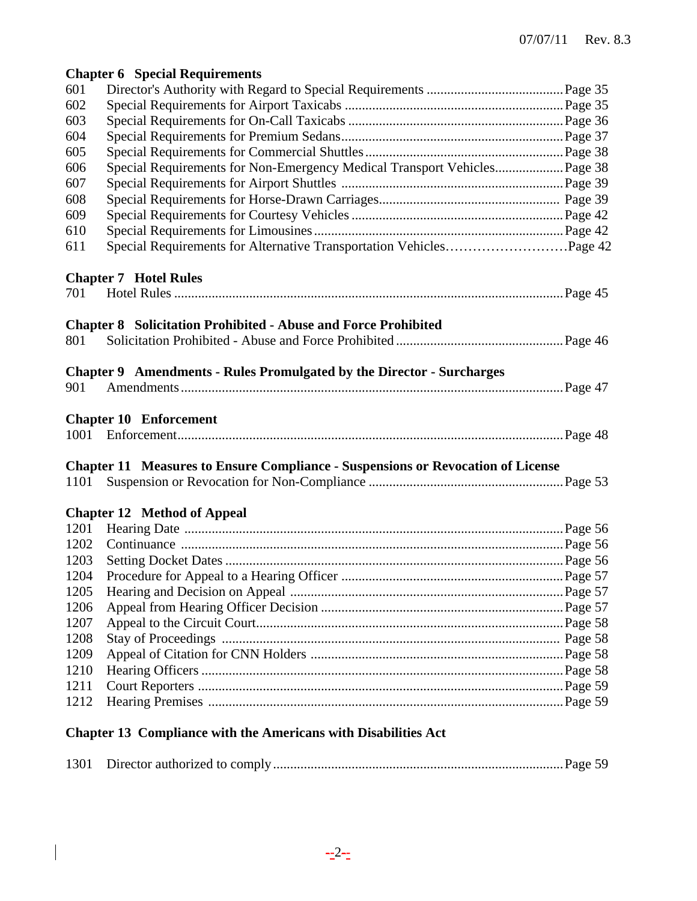**Chapter 6 Special Requirements**

601 Director's Authority with Regard to Special Requirements ........................................ Page 35
602 Special Requirements for Airport Taxicabs ................................................................ Page 35
603 Special Requirements for On-Call Taxicabs ............................................................... Page 36
604 Special Requirements for Premium Sedans ................................................................. Page 37
605 Special Requirements for Commercial Shuttles ........................................................... Page 38
606 Special Requirements for Non-Emergency Medical Transport Vehicles ..................... Page 38
607 Special Requirements for Airport Shuttles ................................................................. Page 39
608 Special Requirements for Horse-Drawn Carriages ...................................................... Page 39
609 Special Requirements for Courtesy Vehicles .............................................................. Page 42
610 Special Requirements for Limousines ......................................................................... Page 42
611 Special Requirements for Alternative Transportation Vehicles .......................... Page 42

**Chapter 7 Hotel Rules**

701 Hotel Rules .................................................................................................................. Page 45

**Chapter 8 Solicitation Prohibited - Abuse and Force Prohibited**

801 Solicitation Prohibited - Abuse and Force Prohibited ................................................. Page 46

**Chapter 9 Amendments - Rules Promulgated by the Director - Surcharges**

901 Amendments ................................................................................................................ Page 47

**Chapter 10 Enforcement**

1001 Enforcement ................................................................................................................ Page 48

**Chapter 11 Measures to Ensure Compliance - Suspensions or Revocation of License**

1101 Suspension or Revocation for Non-Compliance ......................................................... Page 53

**Chapter 12 Method of Appeal**

1201 Hearing Date .............................................................................................................. Page 56
1202 Continuance ............................................................................................................... Page 56
1203 Setting Docket Dates .................................................................................................. Page 56
1204 Procedure for Appeal to a Hearing Officer ................................................................ Page 57
1205 Hearing and Decision on Appeal ............................................................................... Page 57
1206 Appeal from Hearing Officer Decision ...................................................................... Page 57
1207 Appeal to the Circuit Court ......................................................................................... Page 58
1208 Stay of Proceedings ................................................................................................... Page 58
1209 Appeal of Citation for CNN Holders ......................................................................... Page 58
1210 Hearing Officers ......................................................................................................... Page 58
1211 Court Reporters .......................................................................................................... Page 59
1212 Hearing Premises ....................................................................................................... Page 59

**Chapter 13 Compliance with the Americans with Disabilities Act**

1301 Director authorized to comply .................................................................................... Page 59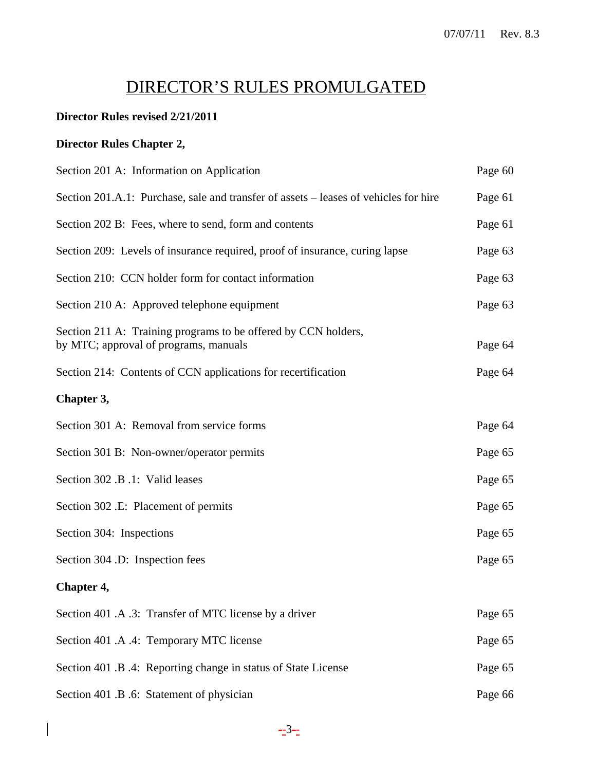# DIRECTOR'S RULES PROMULGATED

**Director Rules revised 2/21/2011**

**Director Rules Chapter 2,**

| | |
|---|---|
| Section 201 A: Information on Application | Page 60 |
| Section 201.A.1: Purchase, sale and transfer of assets – leases of vehicles for hire | Page 61 |
| Section 202 B: Fees, where to send, form and contents | Page 61 |
| Section 209: Levels of insurance required, proof of insurance, curing lapse | Page 63 |
| Section 210: CCN holder form for contact information | Page 63 |
| Section 210 A: Approved telephone equipment | Page 63 |
| Section 211 A: Training programs to be offered by CCN holders, by MTC; approval of programs, manuals | Page 64 |
| Section 214: Contents of CCN applications for recertification | Page 64 |

**Chapter 3,**

| | |
|---|---|
| Section 301 A: Removal from service forms | Page 64 |
| Section 301 B: Non-owner/operator permits | Page 65 |
| Section 302 .B .1: Valid leases | Page 65 |
| Section 302 .E: Placement of permits | Page 65 |
| Section 304: Inspections | Page 65 |
| Section 304 .D: Inspection fees | Page 65 |

**Chapter 4,**

| | |
|---|---|
| Section 401 .A .3: Transfer of MTC license by a driver | Page 65 |
| Section 401 .A .4: Temporary MTC license | Page 65 |
| Section 401 .B .4: Reporting change in status of State License | Page 65 |
| Section 401 .B .6: Statement of physician | Page 66 |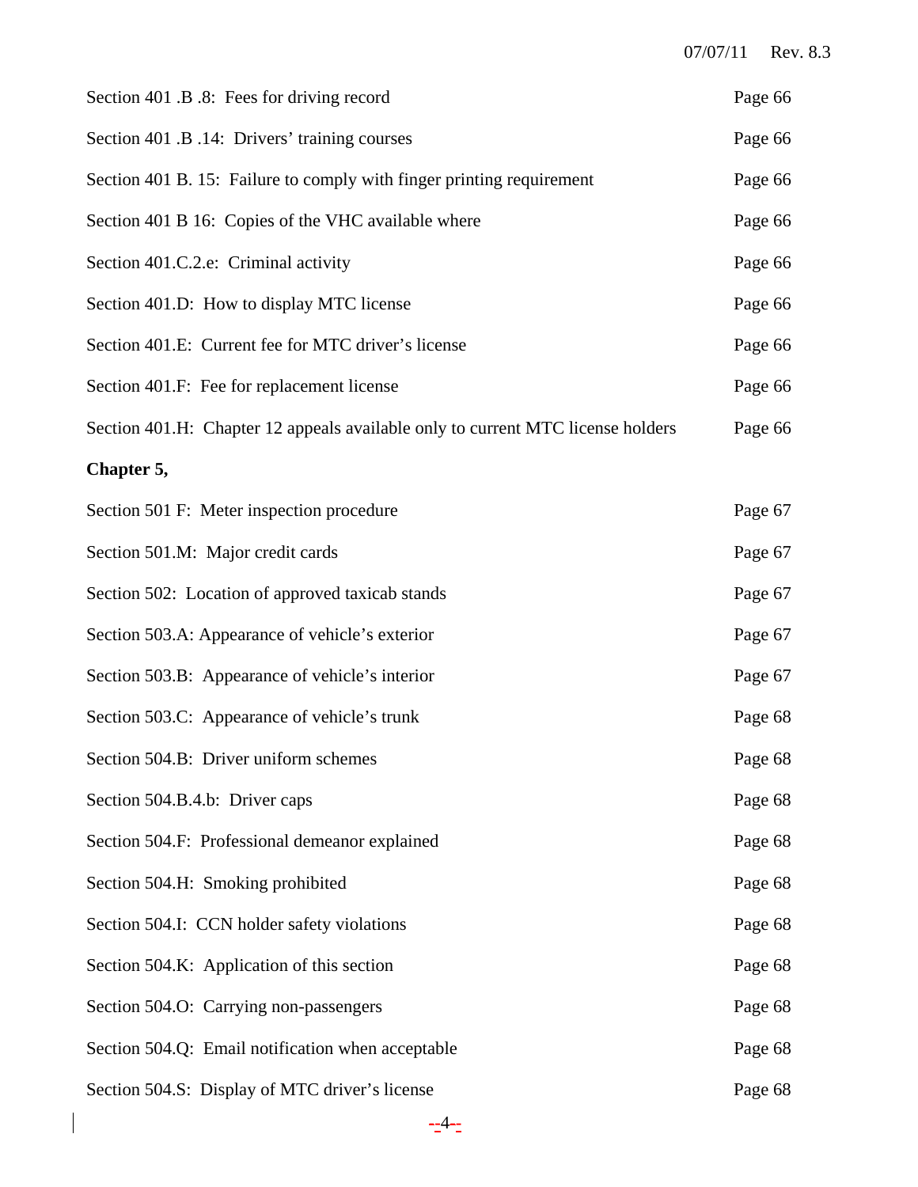| | |
|---|---|
| Section 401 .B .8: Fees for driving record | Page 66 |
| Section 401 .B .14: Drivers' training courses | Page 66 |
| Section 401 B. 15: Failure to comply with finger printing requirement | Page 66 |
| Section 401 B 16: Copies of the VHC available where | Page 66 |
| Section 401.C.2.e: Criminal activity | Page 66 |
| Section 401.D: How to display MTC license | Page 66 |
| Section 401.E: Current fee for MTC driver's license | Page 66 |
| Section 401.F: Fee for replacement license | Page 66 |
| Section 401.H: Chapter 12 appeals available only to current MTC license holders | Page 66 |

**Chapter 5,**

| | |
|---|---|
| Section 501 F: Meter inspection procedure | Page 67 |
| Section 501.M: Major credit cards | Page 67 |
| Section 502: Location of approved taxicab stands | Page 67 |
| Section 503.A: Appearance of vehicle's exterior | Page 67 |
| Section 503.B: Appearance of vehicle's interior | Page 67 |
| Section 503.C: Appearance of vehicle's trunk | Page 68 |
| Section 504.B: Driver uniform schemes | Page 68 |
| Section 504.B.4.b: Driver caps | Page 68 |
| Section 504.F: Professional demeanor explained | Page 68 |
| Section 504.H: Smoking prohibited | Page 68 |
| Section 504.I: CCN holder safety violations | Page 68 |
| Section 504.K: Application of this section | Page 68 |
| Section 504.O: Carrying non-passengers | Page 68 |
| Section 504.Q: Email notification when acceptable | Page 68 |
| Section 504.S: Display of MTC driver's license | Page 68 |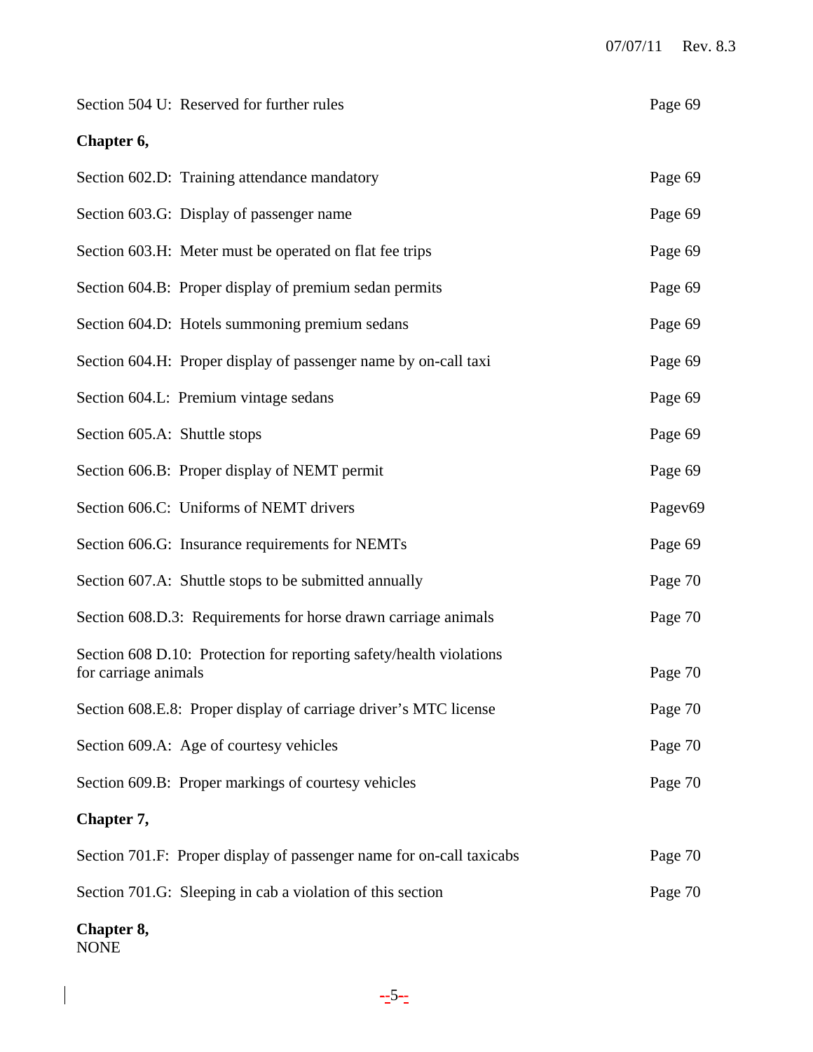Section 504 U: Reserved for further rules Page 69

**Chapter 6,**

Section 602.D: Training attendance mandatory Page 69

Section 603.G: Display of passenger name Page 69

Section 603.H: Meter must be operated on flat fee trips Page 69

Section 604.B: Proper display of premium sedan permits Page 69

Section 604.D: Hotels summoning premium sedans Page 69

Section 604.H: Proper display of passenger name by on-call taxi Page 69

Section 604.L: Premium vintage sedans Page 69

Section 605.A: Shuttle stops Page 69

Section 606.B: Proper display of NEMT permit Page 69

Section 606.C: Uniforms of NEMT drivers Pagev69

Section 606.G: Insurance requirements for NEMTs Page 69

Section 607.A: Shuttle stops to be submitted annually Page 70

Section 608.D.3: Requirements for horse drawn carriage animals Page 70

Section 608 D.10: Protection for reporting safety/health violations for carriage animals Page 70

Section 608.E.8: Proper display of carriage driver's MTC license Page 70

Section 609.A: Age of courtesy vehicles Page 70

Section 609.B: Proper markings of courtesy vehicles Page 70

**Chapter 7,**

Section 701.F: Proper display of passenger name for on-call taxicabs Page 70

Section 701.G: Sleeping in cab a violation of this section Page 70

**Chapter 8,**
NONE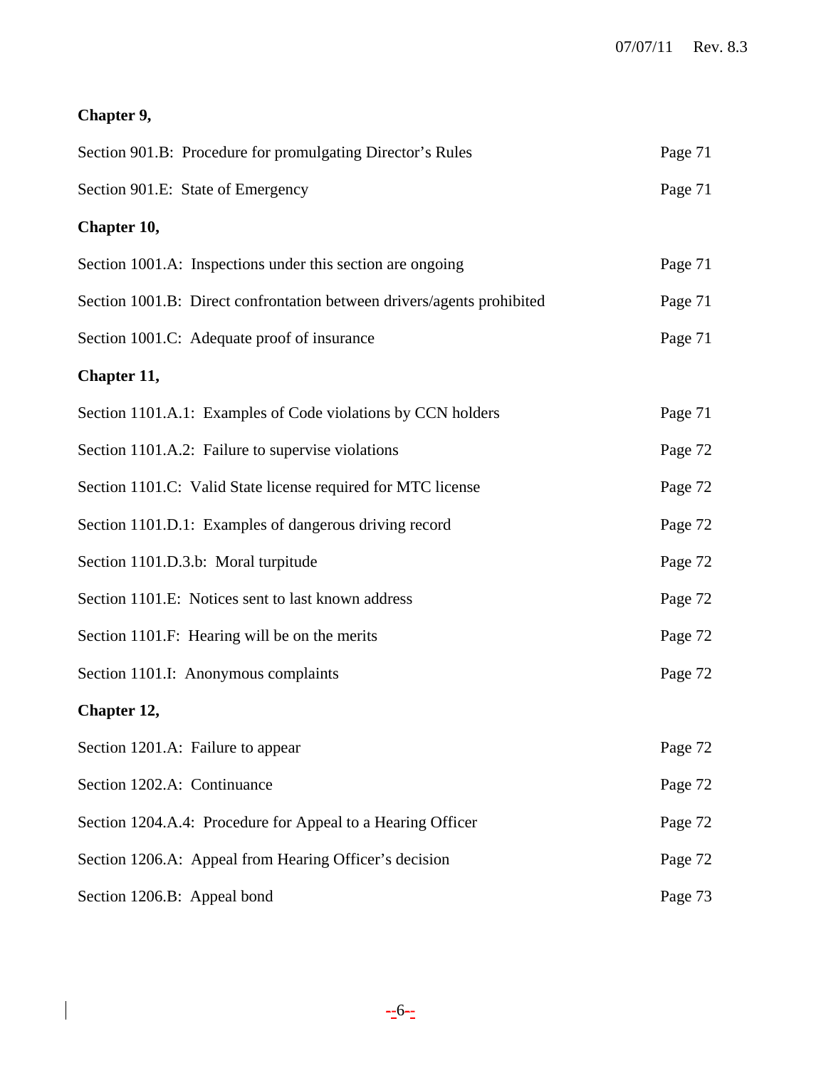**Chapter 9,**

| | |
|---|---|
| Section 901.B: Procedure for promulgating Director's Rules | Page 71 |
| Section 901.E: State of Emergency | Page 71 |

**Chapter 10,**

| | |
|---|---|
| Section 1001.A: Inspections under this section are ongoing | Page 71 |
| Section 1001.B: Direct confrontation between drivers/agents prohibited | Page 71 |
| Section 1001.C: Adequate proof of insurance | Page 71 |

**Chapter 11,**

| | |
|---|---|
| Section 1101.A.1: Examples of Code violations by CCN holders | Page 71 |
| Section 1101.A.2: Failure to supervise violations | Page 72 |
| Section 1101.C: Valid State license required for MTC license | Page 72 |
| Section 1101.D.1: Examples of dangerous driving record | Page 72 |
| Section 1101.D.3.b: Moral turpitude | Page 72 |
| Section 1101.E: Notices sent to last known address | Page 72 |
| Section 1101.F: Hearing will be on the merits | Page 72 |
| Section 1101.I: Anonymous complaints | Page 72 |

**Chapter 12,**

| | |
|---|---|
| Section 1201.A: Failure to appear | Page 72 |
| Section 1202.A: Continuance | Page 72 |
| Section 1204.A.4: Procedure for Appeal to a Hearing Officer | Page 72 |
| Section 1206.A: Appeal from Hearing Officer's decision | Page 72 |
| Section 1206.B: Appeal bond | Page 73 |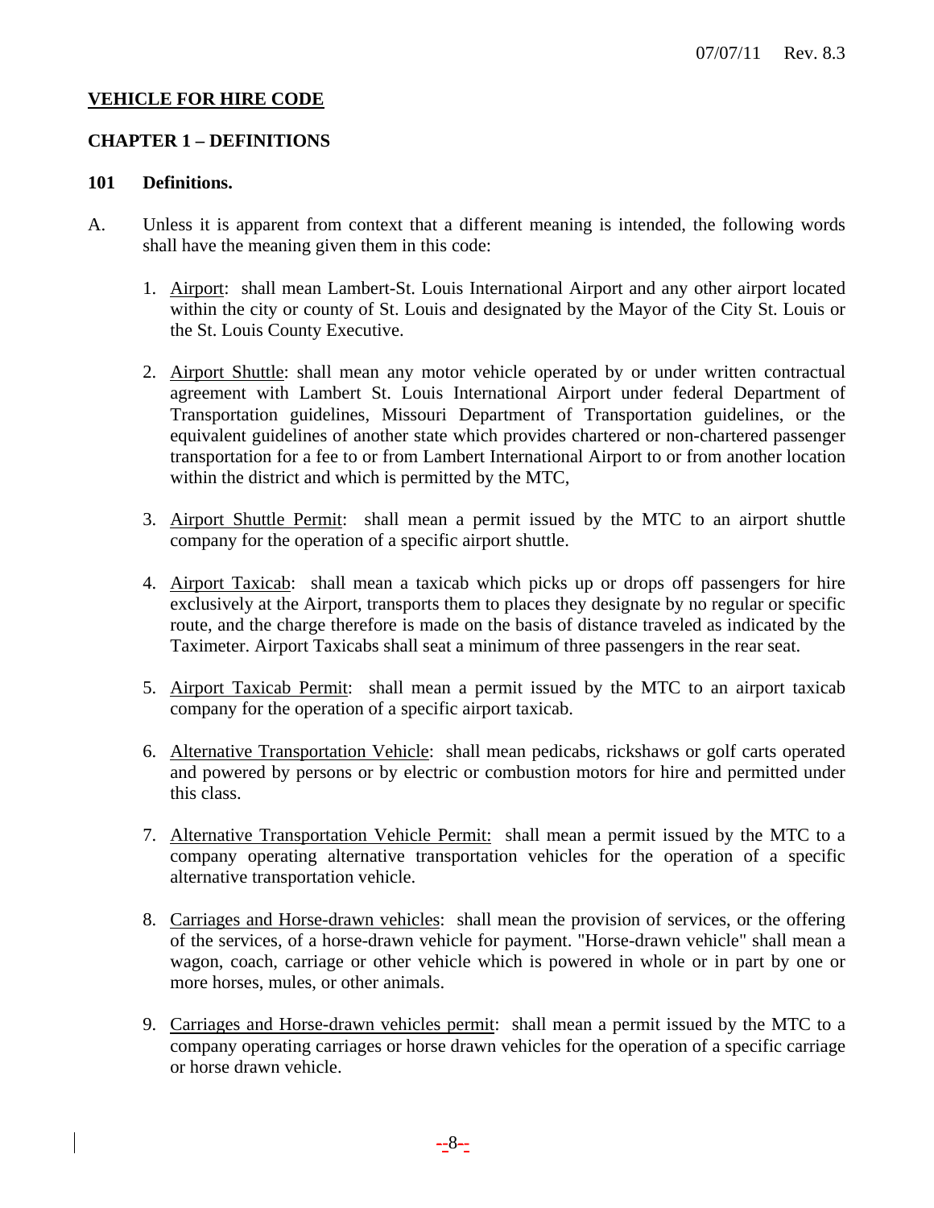**VEHICLE FOR HIRE CODE**

**CHAPTER 1 – DEFINITIONS**

**101 Definitions.**

A. Unless it is apparent from context that a different meaning is intended, the following words shall have the meaning given them in this code:

1. Airport: shall mean Lambert-St. Louis International Airport and any other airport located within the city or county of St. Louis and designated by the Mayor of the City St. Louis or the St. Louis County Executive.

2. Airport Shuttle: shall mean any motor vehicle operated by or under written contractual agreement with Lambert St. Louis International Airport under federal Department of Transportation guidelines, Missouri Department of Transportation guidelines, or the equivalent guidelines of another state which provides chartered or non-chartered passenger transportation for a fee to or from Lambert International Airport to or from another location within the district and which is permitted by the MTC,

3. Airport Shuttle Permit: shall mean a permit issued by the MTC to an airport shuttle company for the operation of a specific airport shuttle.

4. Airport Taxicab: shall mean a taxicab which picks up or drops off passengers for hire exclusively at the Airport, transports them to places they designate by no regular or specific route, and the charge therefore is made on the basis of distance traveled as indicated by the Taximeter. Airport Taxicabs shall seat a minimum of three passengers in the rear seat.

5. Airport Taxicab Permit: shall mean a permit issued by the MTC to an airport taxicab company for the operation of a specific airport taxicab.

6. Alternative Transportation Vehicle: shall mean pedicabs, rickshaws or golf carts operated and powered by persons or by electric or combustion motors for hire and permitted under this class.

7. Alternative Transportation Vehicle Permit: shall mean a permit issued by the MTC to a company operating alternative transportation vehicles for the operation of a specific alternative transportation vehicle.

8. Carriages and Horse-drawn vehicles: shall mean the provision of services, or the offering of the services, of a horse-drawn vehicle for payment. "Horse-drawn vehicle" shall mean a wagon, coach, carriage or other vehicle which is powered in whole or in part by one or more horses, mules, or other animals.

9. Carriages and Horse-drawn vehicles permit: shall mean a permit issued by the MTC to a company operating carriages or horse drawn vehicles for the operation of a specific carriage or horse drawn vehicle.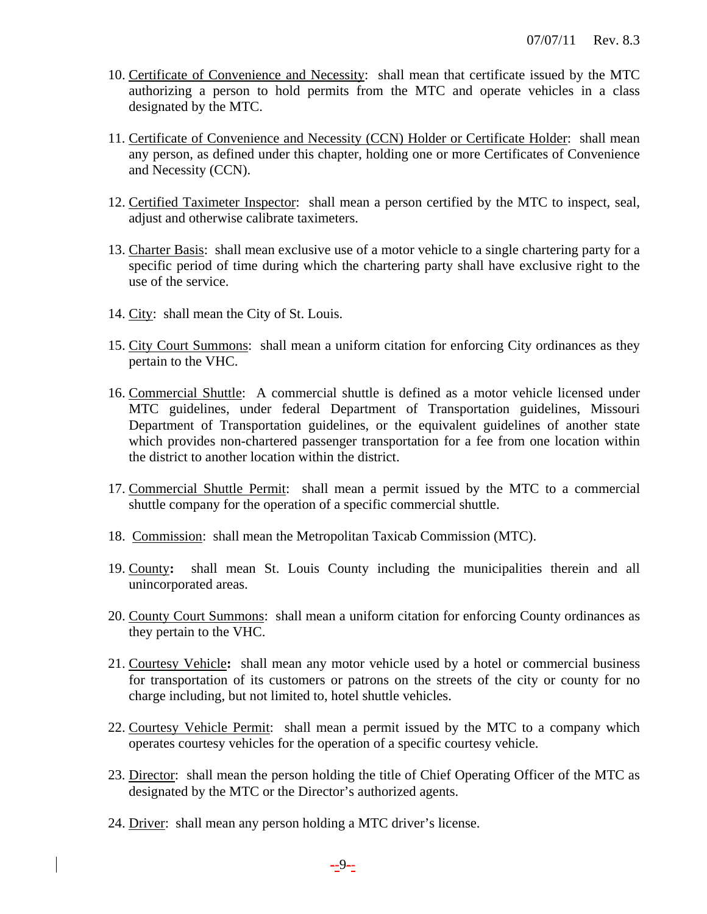10. Certificate of Convenience and Necessity: shall mean that certificate issued by the MTC authorizing a person to hold permits from the MTC and operate vehicles in a class designated by the MTC.

11. Certificate of Convenience and Necessity (CCN) Holder or Certificate Holder: shall mean any person, as defined under this chapter, holding one or more Certificates of Convenience and Necessity (CCN).

12. Certified Taximeter Inspector: shall mean a person certified by the MTC to inspect, seal, adjust and otherwise calibrate taximeters.

13. Charter Basis: shall mean exclusive use of a motor vehicle to a single chartering party for a specific period of time during which the chartering party shall have exclusive right to the use of the service.

14. City: shall mean the City of St. Louis.

15. City Court Summons: shall mean a uniform citation for enforcing City ordinances as they pertain to the VHC.

16. Commercial Shuttle: A commercial shuttle is defined as a motor vehicle licensed under MTC guidelines, under federal Department of Transportation guidelines, Missouri Department of Transportation guidelines, or the equivalent guidelines of another state which provides non-chartered passenger transportation for a fee from one location within the district to another location within the district.

17. Commercial Shuttle Permit: shall mean a permit issued by the MTC to a commercial shuttle company for the operation of a specific commercial shuttle.

18. Commission: shall mean the Metropolitan Taxicab Commission (MTC).

19. County**:** shall mean St. Louis County including the municipalities therein and all unincorporated areas.

20. County Court Summons: shall mean a uniform citation for enforcing County ordinances as they pertain to the VHC.

21. Courtesy Vehicle**:** shall mean any motor vehicle used by a hotel or commercial business for transportation of its customers or patrons on the streets of the city or county for no charge including, but not limited to, hotel shuttle vehicles.

22. Courtesy Vehicle Permit: shall mean a permit issued by the MTC to a company which operates courtesy vehicles for the operation of a specific courtesy vehicle.

23. Director: shall mean the person holding the title of Chief Operating Officer of the MTC as designated by the MTC or the Director's authorized agents.

24. Driver: shall mean any person holding a MTC driver's license.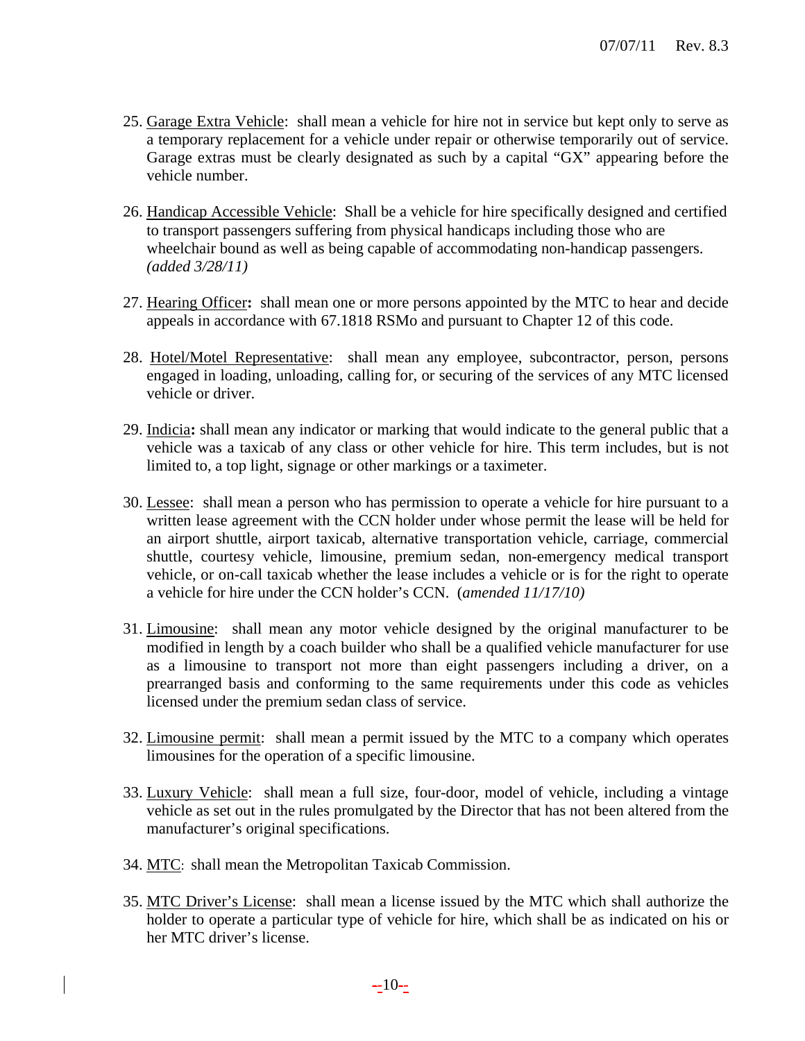25. Garage Extra Vehicle: shall mean a vehicle for hire not in service but kept only to serve as a temporary replacement for a vehicle under repair or otherwise temporarily out of service. Garage extras must be clearly designated as such by a capital "GX" appearing before the vehicle number.

26. Handicap Accessible Vehicle: Shall be a vehicle for hire specifically designed and certified to transport passengers suffering from physical handicaps including those who are wheelchair bound as well as being capable of accommodating non-handicap passengers. *(added 3/28/11)*

27. Hearing Officer**:** shall mean one or more persons appointed by the MTC to hear and decide appeals in accordance with 67.1818 RSMo and pursuant to Chapter 12 of this code.

28. Hotel/Motel Representative: shall mean any employee, subcontractor, person, persons engaged in loading, unloading, calling for, or securing of the services of any MTC licensed vehicle or driver.

29. Indicia**:** shall mean any indicator or marking that would indicate to the general public that a vehicle was a taxicab of any class or other vehicle for hire. This term includes, but is not limited to, a top light, signage or other markings or a taximeter.

30. Lessee: shall mean a person who has permission to operate a vehicle for hire pursuant to a written lease agreement with the CCN holder under whose permit the lease will be held for an airport shuttle, airport taxicab, alternative transportation vehicle, carriage, commercial shuttle, courtesy vehicle, limousine, premium sedan, non-emergency medical transport vehicle, or on-call taxicab whether the lease includes a vehicle or is for the right to operate a vehicle for hire under the CCN holder's CCN. (*amended 11/17/10)*

31. Limousine: shall mean any motor vehicle designed by the original manufacturer to be modified in length by a coach builder who shall be a qualified vehicle manufacturer for use as a limousine to transport not more than eight passengers including a driver, on a prearranged basis and conforming to the same requirements under this code as vehicles licensed under the premium sedan class of service.

32. Limousine permit: shall mean a permit issued by the MTC to a company which operates limousines for the operation of a specific limousine.

33. Luxury Vehicle: shall mean a full size, four-door, model of vehicle, including a vintage vehicle as set out in the rules promulgated by the Director that has not been altered from the manufacturer's original specifications.

34. MTC: shall mean the Metropolitan Taxicab Commission.

35. MTC Driver's License: shall mean a license issued by the MTC which shall authorize the holder to operate a particular type of vehicle for hire, which shall be as indicated on his or her MTC driver's license.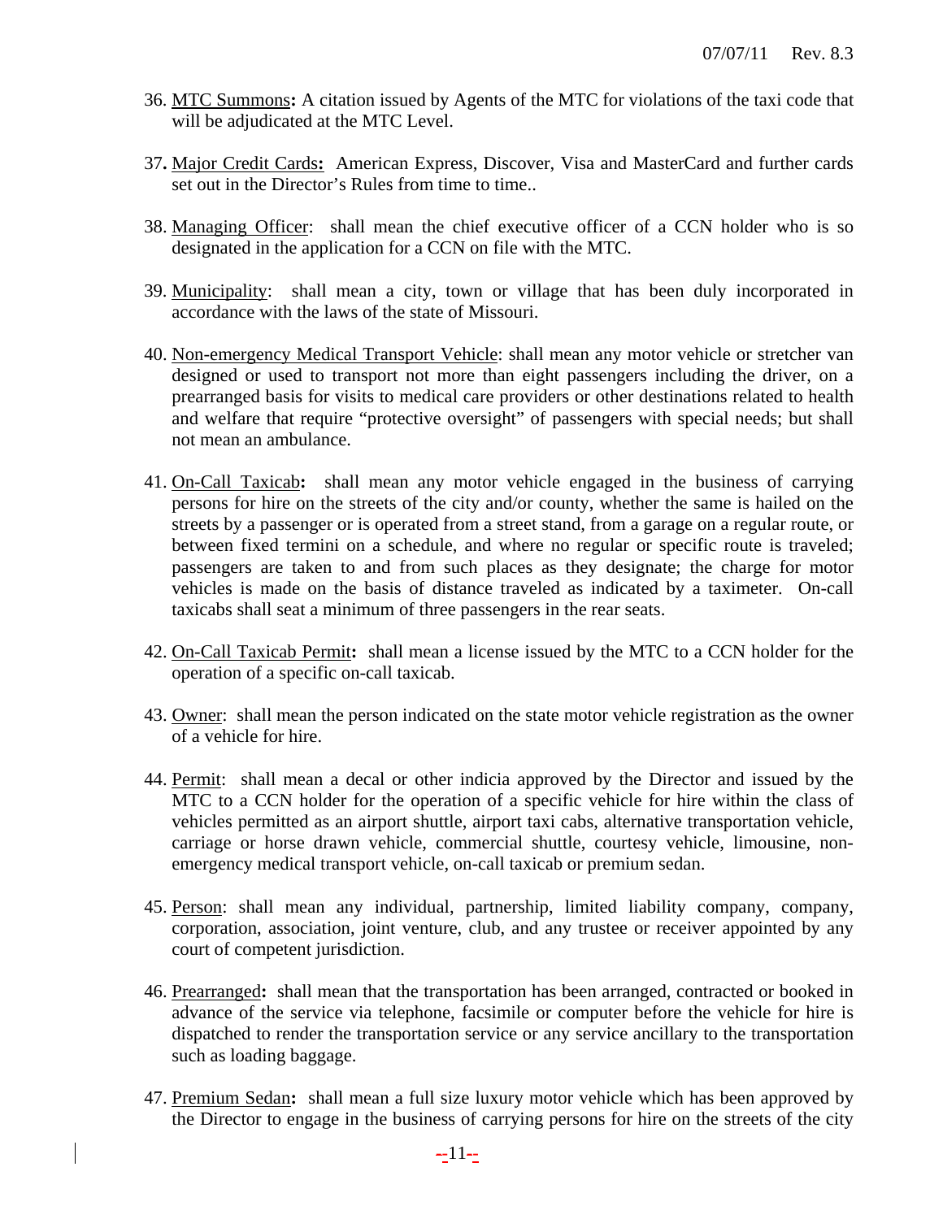36. <u>MTC Summons</u>**:** A citation issued by Agents of the MTC for violations of the taxi code that will be adjudicated at the MTC Level.

37. <u>Major Credit Cards</u>**:** American Express, Discover, Visa and MasterCard and further cards set out in the Director's Rules from time to time..

38. <u>Managing Officer</u>: shall mean the chief executive officer of a CCN holder who is so designated in the application for a CCN on file with the MTC.

39. <u>Municipality</u>: shall mean a city, town or village that has been duly incorporated in accordance with the laws of the state of Missouri.

40. <u>Non-emergency Medical Transport Vehicle</u>: shall mean any motor vehicle or stretcher van designed or used to transport not more than eight passengers including the driver, on a prearranged basis for visits to medical care providers or other destinations related to health and welfare that require "protective oversight" of passengers with special needs; but shall not mean an ambulance.

41. <u>On-Call Taxicab</u>**:** shall mean any motor vehicle engaged in the business of carrying persons for hire on the streets of the city and/or county, whether the same is hailed on the streets by a passenger or is operated from a street stand, from a garage on a regular route, or between fixed termini on a schedule, and where no regular or specific route is traveled; passengers are taken to and from such places as they designate; the charge for motor vehicles is made on the basis of distance traveled as indicated by a taximeter. On-call taxicabs shall seat a minimum of three passengers in the rear seats.

42. <u>On-Call Taxicab Permit</u>**:** shall mean a license issued by the MTC to a CCN holder for the operation of a specific on-call taxicab.

43. <u>Owner</u>: shall mean the person indicated on the state motor vehicle registration as the owner of a vehicle for hire.

44. <u>Permit</u>: shall mean a decal or other indicia approved by the Director and issued by the MTC to a CCN holder for the operation of a specific vehicle for hire within the class of vehicles permitted as an airport shuttle, airport taxi cabs, alternative transportation vehicle, carriage or horse drawn vehicle, commercial shuttle, courtesy vehicle, limousine, non-emergency medical transport vehicle, on-call taxicab or premium sedan.

45. <u>Person</u>: shall mean any individual, partnership, limited liability company, company, corporation, association, joint venture, club, and any trustee or receiver appointed by any court of competent jurisdiction.

46. <u>Prearranged</u>**:** shall mean that the transportation has been arranged, contracted or booked in advance of the service via telephone, facsimile or computer before the vehicle for hire is dispatched to render the transportation service or any service ancillary to the transportation such as loading baggage.

47. <u>Premium Sedan</u>**:** shall mean a full size luxury motor vehicle which has been approved by the Director to engage in the business of carrying persons for hire on the streets of the city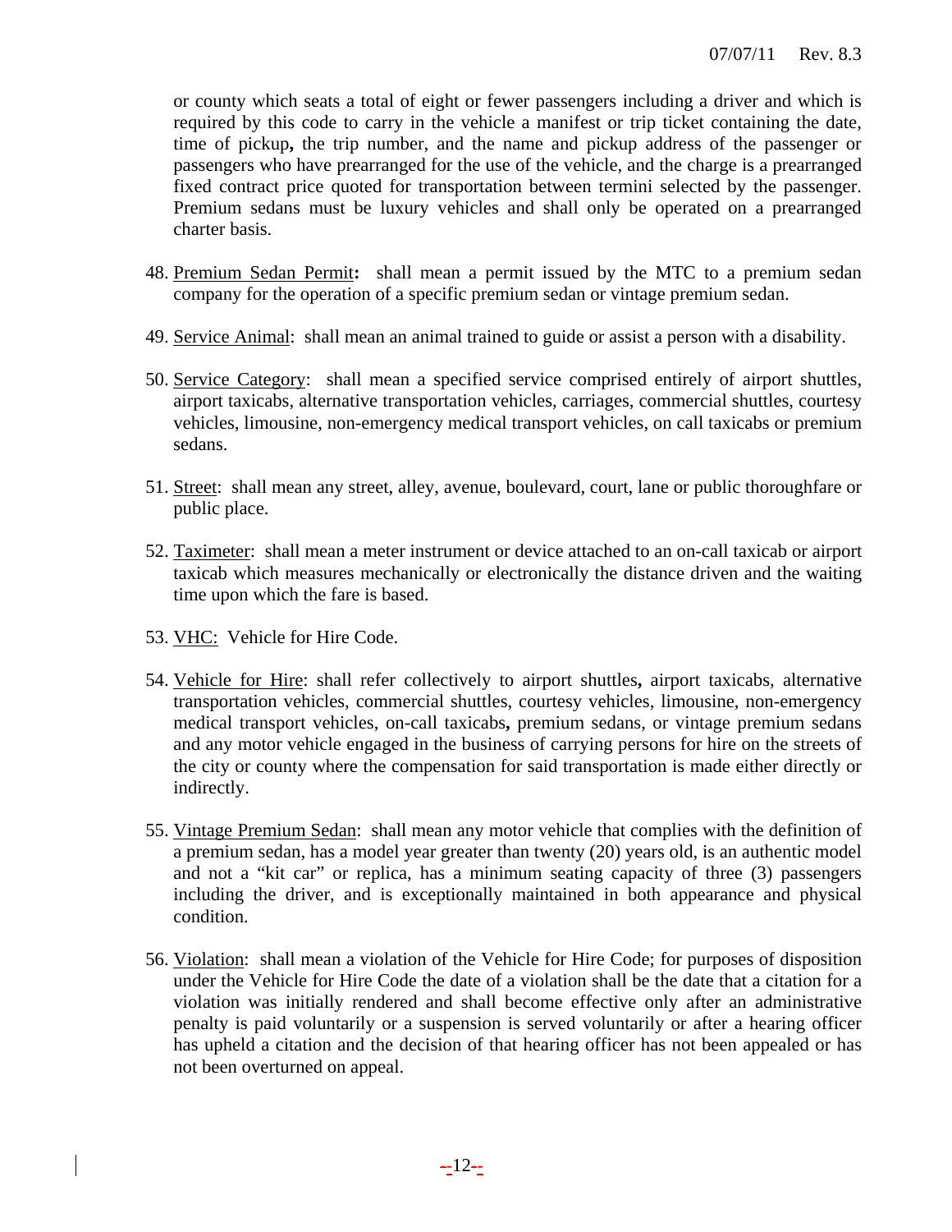or county which seats a total of eight or fewer passengers including a driver and which is required by this code to carry in the vehicle a manifest or trip ticket containing the date, time of pickup**,** the trip number, and the name and pickup address of the passenger or passengers who have prearranged for the use of the vehicle, and the charge is a prearranged fixed contract price quoted for transportation between termini selected by the passenger. Premium sedans must be luxury vehicles and shall only be operated on a prearranged charter basis.

48. Premium Sedan Permit**:** shall mean a permit issued by the MTC to a premium sedan company for the operation of a specific premium sedan or vintage premium sedan.

49. Service Animal: shall mean an animal trained to guide or assist a person with a disability.

50. Service Category: shall mean a specified service comprised entirely of airport shuttles, airport taxicabs, alternative transportation vehicles, carriages, commercial shuttles, courtesy vehicles, limousine, non-emergency medical transport vehicles, on call taxicabs or premium sedans.

51. Street: shall mean any street, alley, avenue, boulevard, court, lane or public thoroughfare or public place.

52. Taximeter: shall mean a meter instrument or device attached to an on-call taxicab or airport taxicab which measures mechanically or electronically the distance driven and the waiting time upon which the fare is based.

53. VHC: Vehicle for Hire Code.

54. Vehicle for Hire: shall refer collectively to airport shuttles**,** airport taxicabs, alternative transportation vehicles, commercial shuttles, courtesy vehicles, limousine, non-emergency medical transport vehicles, on-call taxicabs**,** premium sedans, or vintage premium sedans and any motor vehicle engaged in the business of carrying persons for hire on the streets of the city or county where the compensation for said transportation is made either directly or indirectly.

55. Vintage Premium Sedan: shall mean any motor vehicle that complies with the definition of a premium sedan, has a model year greater than twenty (20) years old, is an authentic model and not a "kit car" or replica, has a minimum seating capacity of three (3) passengers including the driver, and is exceptionally maintained in both appearance and physical condition.

56. Violation: shall mean a violation of the Vehicle for Hire Code; for purposes of disposition under the Vehicle for Hire Code the date of a violation shall be the date that a citation for a violation was initially rendered and shall become effective only after an administrative penalty is paid voluntarily or a suspension is served voluntarily or after a hearing officer has upheld a citation and the decision of that hearing officer has not been appealed or has not been overturned on appeal.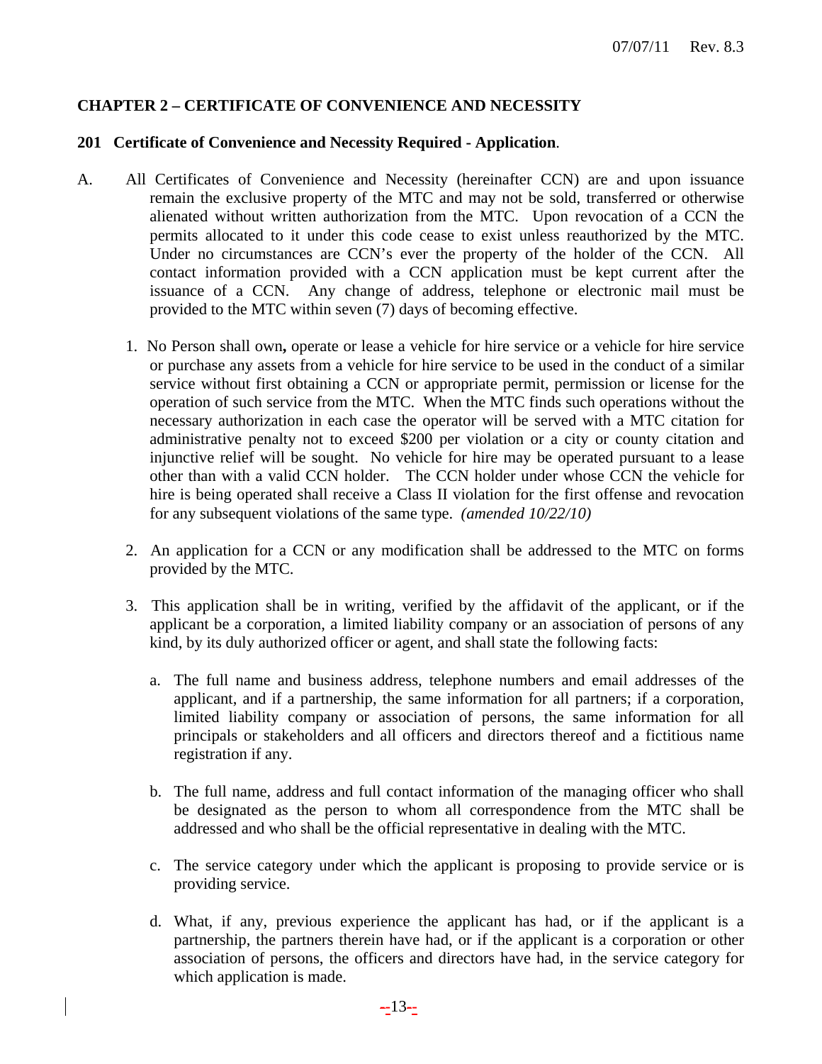## CHAPTER 2 – CERTIFICATE OF CONVENIENCE AND NECESSITY

### 201 Certificate of Convenience and Necessity Required - Application.

A. All Certificates of Convenience and Necessity (hereinafter CCN) are and upon issuance remain the exclusive property of the MTC and may not be sold, transferred or otherwise alienated without written authorization from the MTC. Upon revocation of a CCN the permits allocated to it under this code cease to exist unless reauthorized by the MTC. Under no circumstances are CCN's ever the property of the holder of the CCN. All contact information provided with a CCN application must be kept current after the issuance of a CCN. Any change of address, telephone or electronic mail must be provided to the MTC within seven (7) days of becoming effective.

1. No Person shall own**,** operate or lease a vehicle for hire service or a vehicle for hire service or purchase any assets from a vehicle for hire service to be used in the conduct of a similar service without first obtaining a CCN or appropriate permit, permission or license for the operation of such service from the MTC. When the MTC finds such operations without the necessary authorization in each case the operator will be served with a MTC citation for administrative penalty not to exceed $200 per violation or a city or county citation and injunctive relief will be sought. No vehicle for hire may be operated pursuant to a lease other than with a valid CCN holder. The CCN holder under whose CCN the vehicle for hire is being operated shall receive a Class II violation for the first offense and revocation for any subsequent violations of the same type. *(amended 10/22/10)*

2. An application for a CCN or any modification shall be addressed to the MTC on forms provided by the MTC.

3. This application shall be in writing, verified by the affidavit of the applicant, or if the applicant be a corporation, a limited liability company or an association of persons of any kind, by its duly authorized officer or agent, and shall state the following facts:

   a. The full name and business address, telephone numbers and email addresses of the applicant, and if a partnership, the same information for all partners; if a corporation, limited liability company or association of persons, the same information for all principals or stakeholders and all officers and directors thereof and a fictitious name registration if any.

   b. The full name, address and full contact information of the managing officer who shall be designated as the person to whom all correspondence from the MTC shall be addressed and who shall be the official representative in dealing with the MTC.

   c. The service category under which the applicant is proposing to provide service or is providing service.

   d. What, if any, previous experience the applicant has had, or if the applicant is a partnership, the partners therein have had, or if the applicant is a corporation or other association of persons, the officers and directors have had, in the service category for which application is made.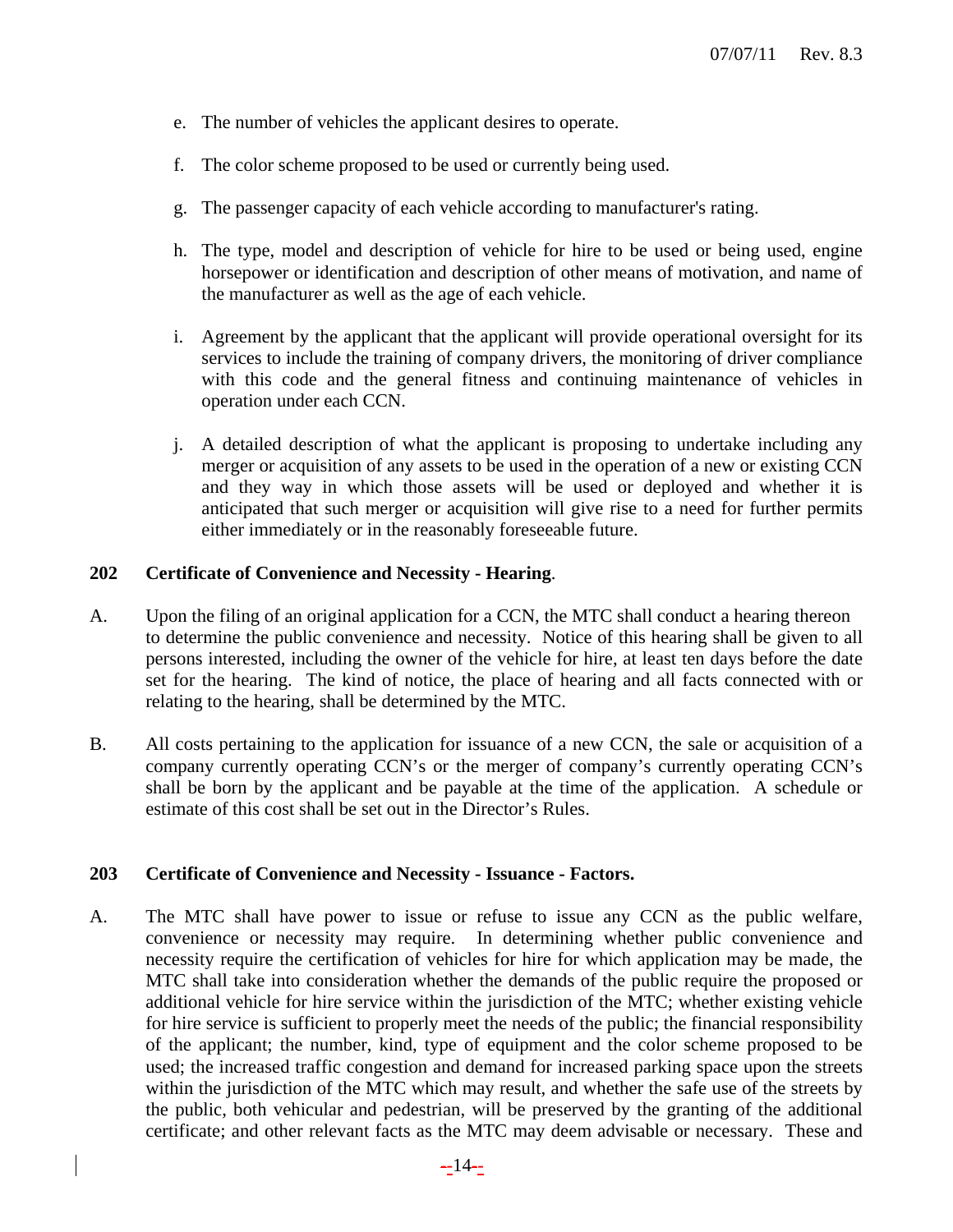e. The number of vehicles the applicant desires to operate.

f. The color scheme proposed to be used or currently being used.

g. The passenger capacity of each vehicle according to manufacturer's rating.

h. The type, model and description of vehicle for hire to be used or being used, engine horsepower or identification and description of other means of motivation, and name of the manufacturer as well as the age of each vehicle.

i. Agreement by the applicant that the applicant will provide operational oversight for its services to include the training of company drivers, the monitoring of driver compliance with this code and the general fitness and continuing maintenance of vehicles in operation under each CCN.

j. A detailed description of what the applicant is proposing to undertake including any merger or acquisition of any assets to be used in the operation of a new or existing CCN and they way in which those assets will be used or deployed and whether it is anticipated that such merger or acquisition will give rise to a need for further permits either immediately or in the reasonably foreseeable future.

**202 Certificate of Convenience and Necessity - Hearing**.

A. Upon the filing of an original application for a CCN, the MTC shall conduct a hearing thereon to determine the public convenience and necessity. Notice of this hearing shall be given to all persons interested, including the owner of the vehicle for hire, at least ten days before the date set for the hearing. The kind of notice, the place of hearing and all facts connected with or relating to the hearing, shall be determined by the MTC.

B. All costs pertaining to the application for issuance of a new CCN, the sale or acquisition of a company currently operating CCN's or the merger of company's currently operating CCN's shall be born by the applicant and be payable at the time of the application. A schedule or estimate of this cost shall be set out in the Director's Rules.

**203 Certificate of Convenience and Necessity - Issuance - Factors.**

A. The MTC shall have power to issue or refuse to issue any CCN as the public welfare, convenience or necessity may require. In determining whether public convenience and necessity require the certification of vehicles for hire for which application may be made, the MTC shall take into consideration whether the demands of the public require the proposed or additional vehicle for hire service within the jurisdiction of the MTC; whether existing vehicle for hire service is sufficient to properly meet the needs of the public; the financial responsibility of the applicant; the number, kind, type of equipment and the color scheme proposed to be used; the increased traffic congestion and demand for increased parking space upon the streets within the jurisdiction of the MTC which may result, and whether the safe use of the streets by the public, both vehicular and pedestrian, will be preserved by the granting of the additional certificate; and other relevant facts as the MTC may deem advisable or necessary. These and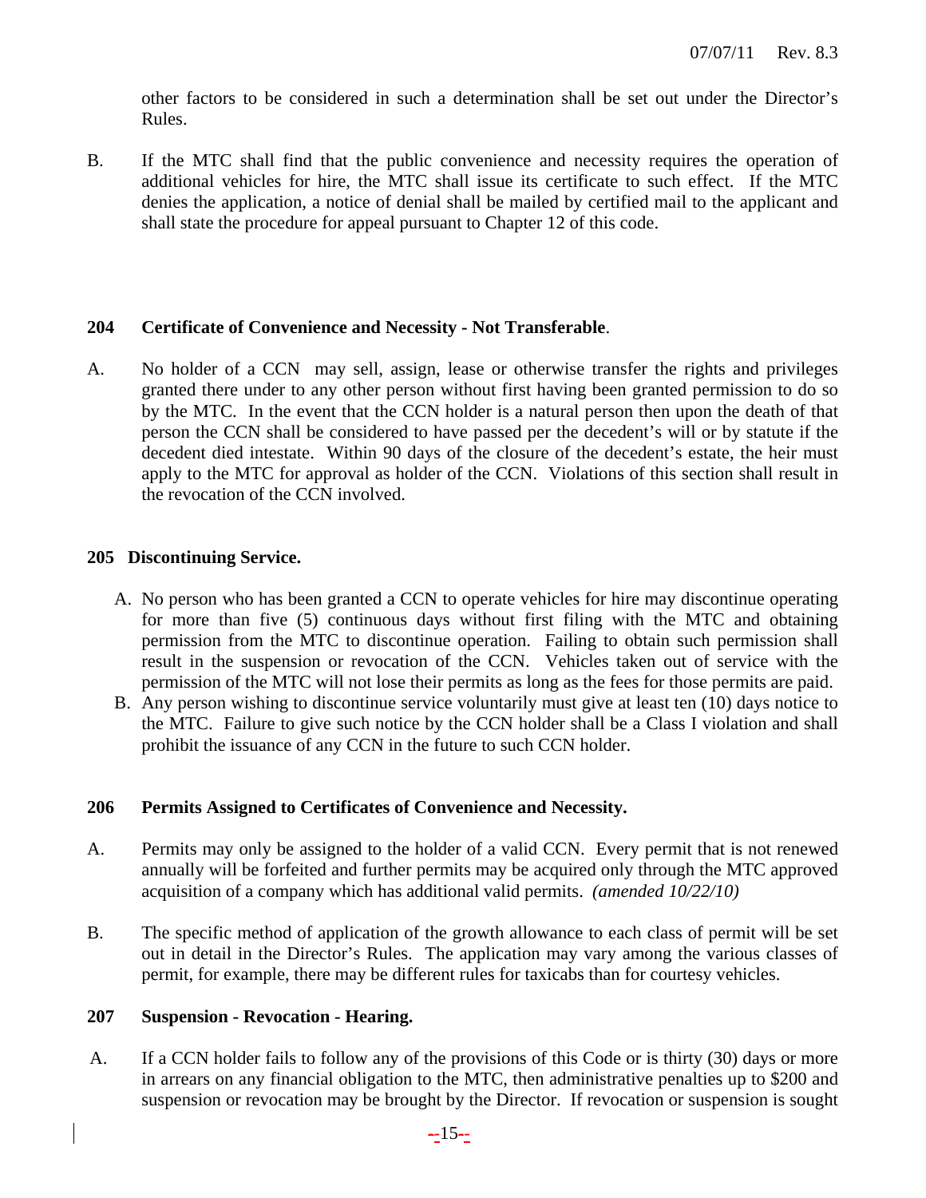other factors to be considered in such a determination shall be set out under the Director's Rules.

B. If the MTC shall find that the public convenience and necessity requires the operation of additional vehicles for hire, the MTC shall issue its certificate to such effect. If the MTC denies the application, a notice of denial shall be mailed by certified mail to the applicant and shall state the procedure for appeal pursuant to Chapter 12 of this code.

## 204 Certificate of Convenience and Necessity - Not Transferable.

A. No holder of a CCN may sell, assign, lease or otherwise transfer the rights and privileges granted there under to any other person without first having been granted permission to do so by the MTC. In the event that the CCN holder is a natural person then upon the death of that person the CCN shall be considered to have passed per the decedent's will or by statute if the decedent died intestate. Within 90 days of the closure of the decedent's estate, the heir must apply to the MTC for approval as holder of the CCN. Violations of this section shall result in the revocation of the CCN involved.

## 205 Discontinuing Service.

A. No person who has been granted a CCN to operate vehicles for hire may discontinue operating for more than five (5) continuous days without first filing with the MTC and obtaining permission from the MTC to discontinue operation. Failing to obtain such permission shall result in the suspension or revocation of the CCN. Vehicles taken out of service with the permission of the MTC will not lose their permits as long as the fees for those permits are paid.

B. Any person wishing to discontinue service voluntarily must give at least ten (10) days notice to the MTC. Failure to give such notice by the CCN holder shall be a Class I violation and shall prohibit the issuance of any CCN in the future to such CCN holder.

## 206 Permits Assigned to Certificates of Convenience and Necessity.

A. Permits may only be assigned to the holder of a valid CCN. Every permit that is not renewed annually will be forfeited and further permits may be acquired only through the MTC approved acquisition of a company which has additional valid permits. *(amended 10/22/10)*

B. The specific method of application of the growth allowance to each class of permit will be set out in detail in the Director's Rules. The application may vary among the various classes of permit, for example, there may be different rules for taxicabs than for courtesy vehicles.

## 207 Suspension - Revocation - Hearing.

A. If a CCN holder fails to follow any of the provisions of this Code or is thirty (30) days or more in arrears on any financial obligation to the MTC, then administrative penalties up to $200 and suspension or revocation may be brought by the Director. If revocation or suspension is sought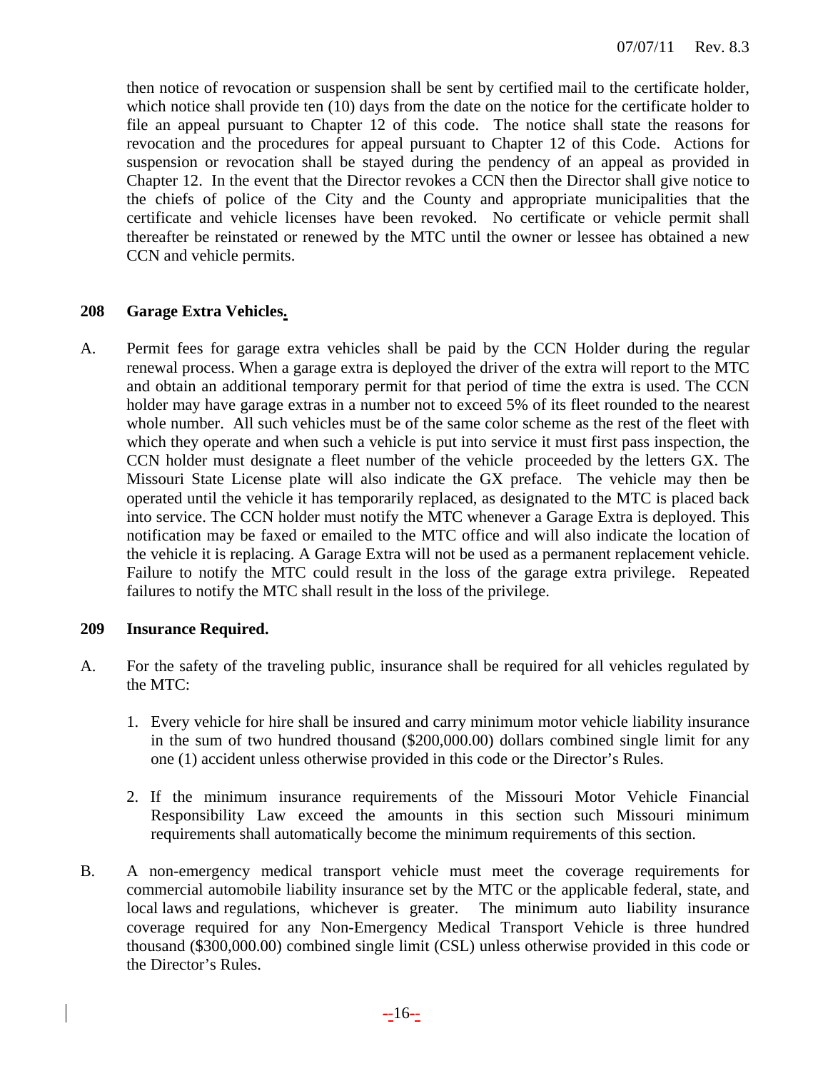then notice of revocation or suspension shall be sent by certified mail to the certificate holder, which notice shall provide ten (10) days from the date on the notice for the certificate holder to file an appeal pursuant to Chapter 12 of this code. The notice shall state the reasons for revocation and the procedures for appeal pursuant to Chapter 12 of this Code. Actions for suspension or revocation shall be stayed during the pendency of an appeal as provided in Chapter 12. In the event that the Director revokes a CCN then the Director shall give notice to the chiefs of police of the City and the County and appropriate municipalities that the certificate and vehicle licenses have been revoked. No certificate or vehicle permit shall thereafter be reinstated or renewed by the MTC until the owner or lessee has obtained a new CCN and vehicle permits.

### 208 Garage Extra Vehicles.

A. Permit fees for garage extra vehicles shall be paid by the CCN Holder during the regular renewal process. When a garage extra is deployed the driver of the extra will report to the MTC and obtain an additional temporary permit for that period of time the extra is used. The CCN holder may have garage extras in a number not to exceed 5% of its fleet rounded to the nearest whole number. All such vehicles must be of the same color scheme as the rest of the fleet with which they operate and when such a vehicle is put into service it must first pass inspection, the CCN holder must designate a fleet number of the vehicle proceeded by the letters GX. The Missouri State License plate will also indicate the GX preface. The vehicle may then be operated until the vehicle it has temporarily replaced, as designated to the MTC is placed back into service. The CCN holder must notify the MTC whenever a Garage Extra is deployed. This notification may be faxed or emailed to the MTC office and will also indicate the location of the vehicle it is replacing. A Garage Extra will not be used as a permanent replacement vehicle. Failure to notify the MTC could result in the loss of the garage extra privilege. Repeated failures to notify the MTC shall result in the loss of the privilege.

### 209 Insurance Required.

A. For the safety of the traveling public, insurance shall be required for all vehicles regulated by the MTC:

1. Every vehicle for hire shall be insured and carry minimum motor vehicle liability insurance in the sum of two hundred thousand ($200,000.00) dollars combined single limit for any one (1) accident unless otherwise provided in this code or the Director's Rules.

2. If the minimum insurance requirements of the Missouri Motor Vehicle Financial Responsibility Law exceed the amounts in this section such Missouri minimum requirements shall automatically become the minimum requirements of this section.

B. A non-emergency medical transport vehicle must meet the coverage requirements for commercial automobile liability insurance set by the MTC or the applicable federal, state, and local laws and regulations, whichever is greater. The minimum auto liability insurance coverage required for any Non-Emergency Medical Transport Vehicle is three hundred thousand ($300,000.00) combined single limit (CSL) unless otherwise provided in this code or the Director's Rules.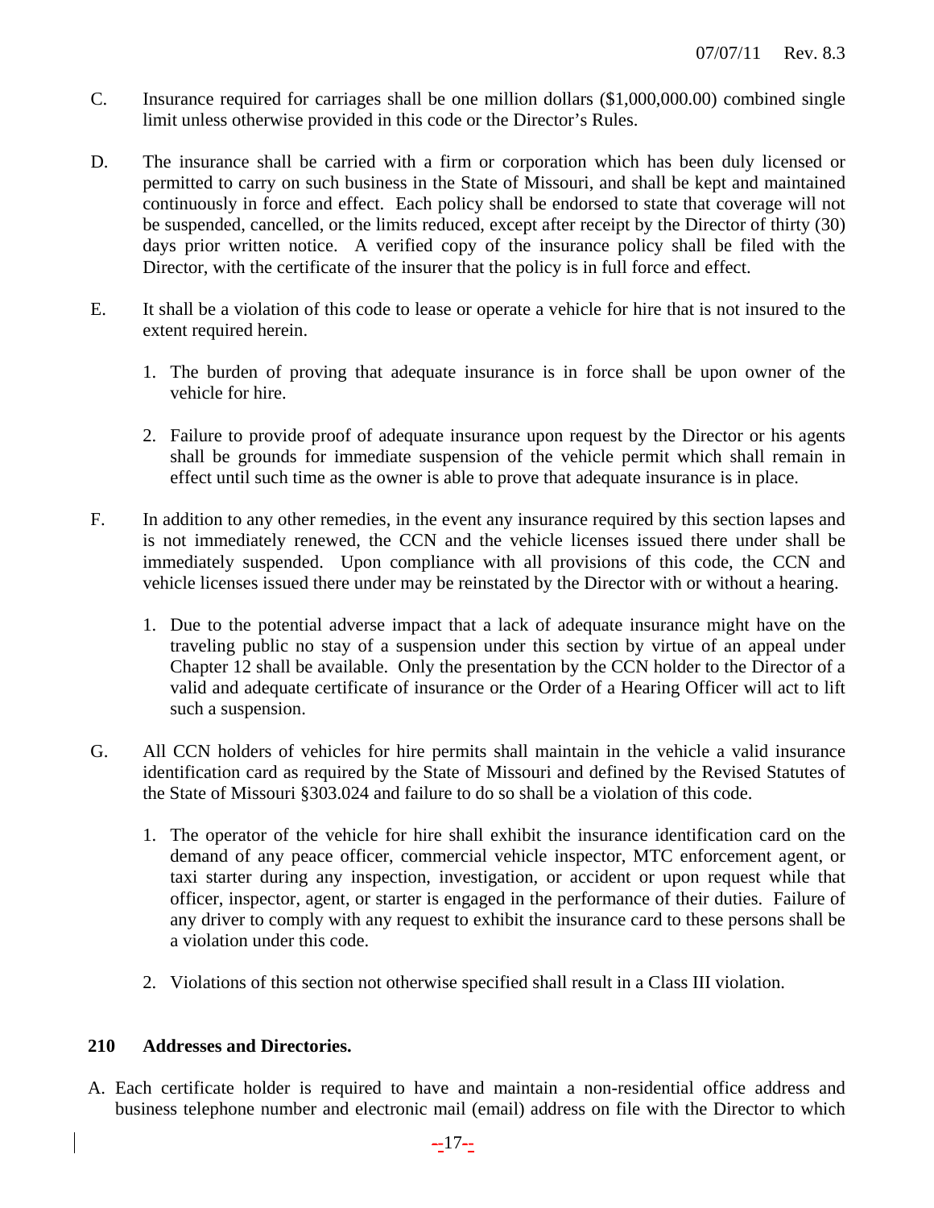C. Insurance required for carriages shall be one million dollars ($1,000,000.00) combined single limit unless otherwise provided in this code or the Director's Rules.

D. The insurance shall be carried with a firm or corporation which has been duly licensed or permitted to carry on such business in the State of Missouri, and shall be kept and maintained continuously in force and effect. Each policy shall be endorsed to state that coverage will not be suspended, cancelled, or the limits reduced, except after receipt by the Director of thirty (30) days prior written notice. A verified copy of the insurance policy shall be filed with the Director, with the certificate of the insurer that the policy is in full force and effect.

E. It shall be a violation of this code to lease or operate a vehicle for hire that is not insured to the extent required herein.

1. The burden of proving that adequate insurance is in force shall be upon owner of the vehicle for hire.

2. Failure to provide proof of adequate insurance upon request by the Director or his agents shall be grounds for immediate suspension of the vehicle permit which shall remain in effect until such time as the owner is able to prove that adequate insurance is in place.

F. In addition to any other remedies, in the event any insurance required by this section lapses and is not immediately renewed, the CCN and the vehicle licenses issued there under shall be immediately suspended. Upon compliance with all provisions of this code, the CCN and vehicle licenses issued there under may be reinstated by the Director with or without a hearing.

1. Due to the potential adverse impact that a lack of adequate insurance might have on the traveling public no stay of a suspension under this section by virtue of an appeal under Chapter 12 shall be available. Only the presentation by the CCN holder to the Director of a valid and adequate certificate of insurance or the Order of a Hearing Officer will act to lift such a suspension.

G. All CCN holders of vehicles for hire permits shall maintain in the vehicle a valid insurance identification card as required by the State of Missouri and defined by the Revised Statutes of the State of Missouri §303.024 and failure to do so shall be a violation of this code.

1. The operator of the vehicle for hire shall exhibit the insurance identification card on the demand of any peace officer, commercial vehicle inspector, MTC enforcement agent, or taxi starter during any inspection, investigation, or accident or upon request while that officer, inspector, agent, or starter is engaged in the performance of their duties. Failure of any driver to comply with any request to exhibit the insurance card to these persons shall be a violation under this code.

2. Violations of this section not otherwise specified shall result in a Class III violation.

### 210 Addresses and Directories.

A. Each certificate holder is required to have and maintain a non-residential office address and business telephone number and electronic mail (email) address on file with the Director to which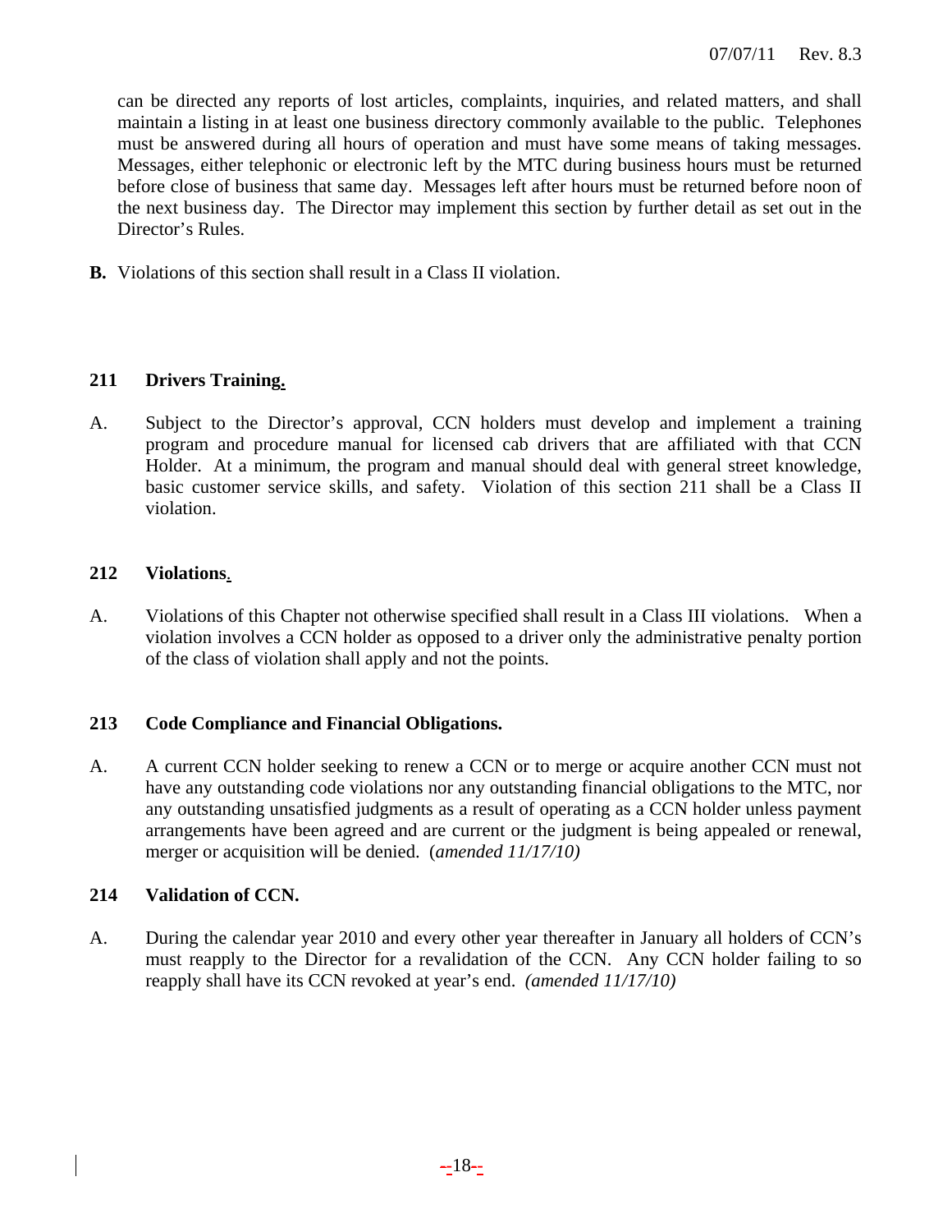can be directed any reports of lost articles, complaints, inquiries, and related matters, and shall maintain a listing in at least one business directory commonly available to the public. Telephones must be answered during all hours of operation and must have some means of taking messages. Messages, either telephonic or electronic left by the MTC during business hours must be returned before close of business that same day. Messages left after hours must be returned before noon of the next business day. The Director may implement this section by further detail as set out in the Director's Rules.

**B.** Violations of this section shall result in a Class II violation.

### 211 Drivers Training.

A. Subject to the Director's approval, CCN holders must develop and implement a training program and procedure manual for licensed cab drivers that are affiliated with that CCN Holder. At a minimum, the program and manual should deal with general street knowledge, basic customer service skills, and safety. Violation of this section 211 shall be a Class II violation.

### 212 Violations.

A. Violations of this Chapter not otherwise specified shall result in a Class III violations. When a violation involves a CCN holder as opposed to a driver only the administrative penalty portion of the class of violation shall apply and not the points.

### 213 Code Compliance and Financial Obligations.

A. A current CCN holder seeking to renew a CCN or to merge or acquire another CCN must not have any outstanding code violations nor any outstanding financial obligations to the MTC, nor any outstanding unsatisfied judgments as a result of operating as a CCN holder unless payment arrangements have been agreed and are current or the judgment is being appealed or renewal, merger or acquisition will be denied. (*amended 11/17/10)*

### 214 Validation of CCN.

A. During the calendar year 2010 and every other year thereafter in January all holders of CCN's must reapply to the Director for a revalidation of the CCN. Any CCN holder failing to so reapply shall have its CCN revoked at year's end. *(amended 11/17/10)*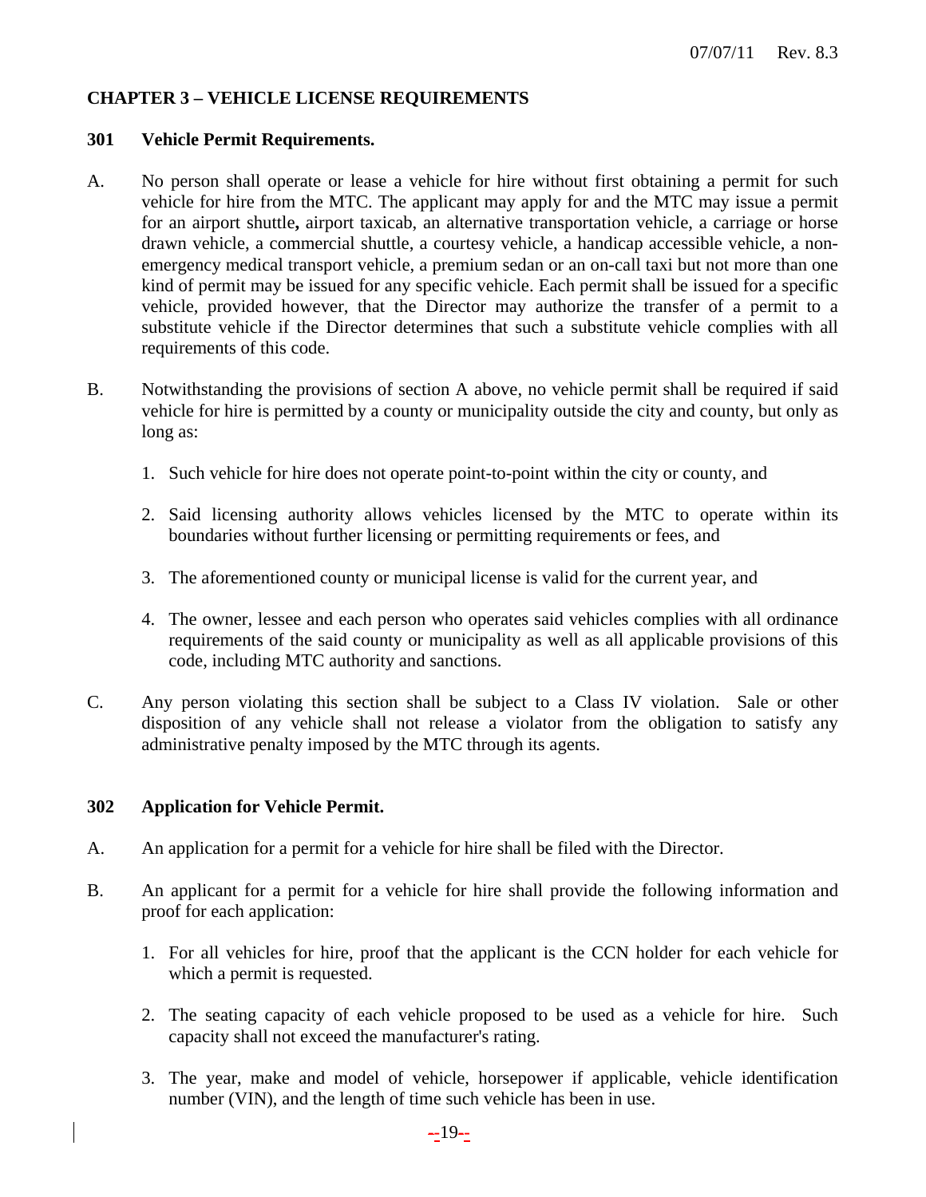## CHAPTER 3 – VEHICLE LICENSE REQUIREMENTS

### 301 Vehicle Permit Requirements.

A. No person shall operate or lease a vehicle for hire without first obtaining a permit for such vehicle for hire from the MTC. The applicant may apply for and the MTC may issue a permit for an airport shuttle**,** airport taxicab, an alternative transportation vehicle, a carriage or horse drawn vehicle, a commercial shuttle, a courtesy vehicle, a handicap accessible vehicle, a non-emergency medical transport vehicle, a premium sedan or an on-call taxi but not more than one kind of permit may be issued for any specific vehicle. Each permit shall be issued for a specific vehicle, provided however, that the Director may authorize the transfer of a permit to a substitute vehicle if the Director determines that such a substitute vehicle complies with all requirements of this code.

B. Notwithstanding the provisions of section A above, no vehicle permit shall be required if said vehicle for hire is permitted by a county or municipality outside the city and county, but only as long as:

1. Such vehicle for hire does not operate point-to-point within the city or county, and
2. Said licensing authority allows vehicles licensed by the MTC to operate within its boundaries without further licensing or permitting requirements or fees, and
3. The aforementioned county or municipal license is valid for the current year, and
4. The owner, lessee and each person who operates said vehicles complies with all ordinance requirements of the said county or municipality as well as all applicable provisions of this code, including MTC authority and sanctions.

C. Any person violating this section shall be subject to a Class IV violation. Sale or other disposition of any vehicle shall not release a violator from the obligation to satisfy any administrative penalty imposed by the MTC through its agents.

### 302 Application for Vehicle Permit.

A. An application for a permit for a vehicle for hire shall be filed with the Director.

B. An applicant for a permit for a vehicle for hire shall provide the following information and proof for each application:

1. For all vehicles for hire, proof that the applicant is the CCN holder for each vehicle for which a permit is requested.
2. The seating capacity of each vehicle proposed to be used as a vehicle for hire. Such capacity shall not exceed the manufacturer's rating.
3. The year, make and model of vehicle, horsepower if applicable, vehicle identification number (VIN), and the length of time such vehicle has been in use.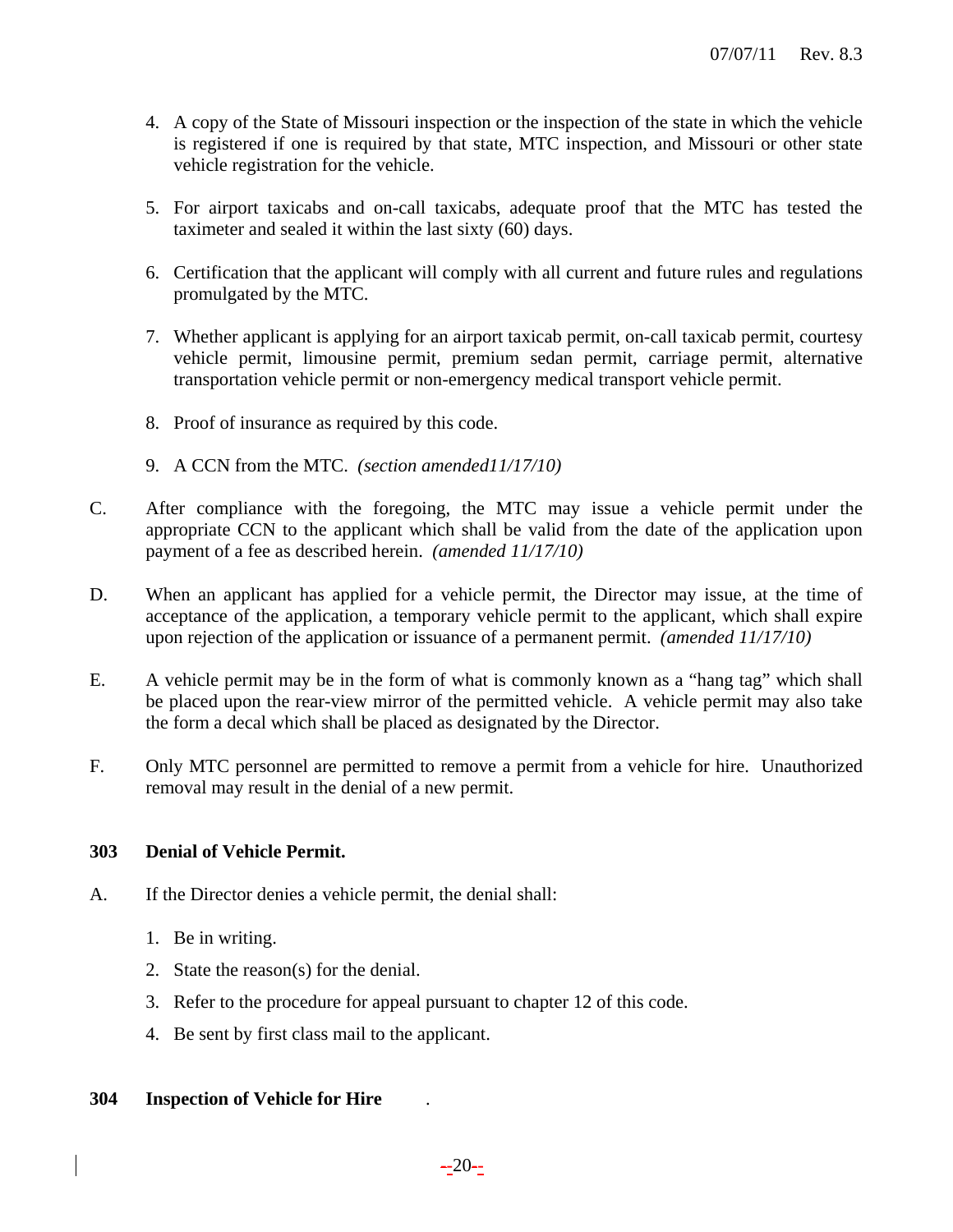4. A copy of the State of Missouri inspection or the inspection of the state in which the vehicle is registered if one is required by that state, MTC inspection, and Missouri or other state vehicle registration for the vehicle.

5. For airport taxicabs and on-call taxicabs, adequate proof that the MTC has tested the taximeter and sealed it within the last sixty (60) days.

6. Certification that the applicant will comply with all current and future rules and regulations promulgated by the MTC.

7. Whether applicant is applying for an airport taxicab permit, on-call taxicab permit, courtesy vehicle permit, limousine permit, premium sedan permit, carriage permit, alternative transportation vehicle permit or non-emergency medical transport vehicle permit.

8. Proof of insurance as required by this code.

9. A CCN from the MTC. *(section amended11/17/10)*

C. After compliance with the foregoing, the MTC may issue a vehicle permit under the appropriate CCN to the applicant which shall be valid from the date of the application upon payment of a fee as described herein. *(amended 11/17/10)*

D. When an applicant has applied for a vehicle permit, the Director may issue, at the time of acceptance of the application, a temporary vehicle permit to the applicant, which shall expire upon rejection of the application or issuance of a permanent permit. *(amended 11/17/10)*

E. A vehicle permit may be in the form of what is commonly known as a "hang tag" which shall be placed upon the rear-view mirror of the permitted vehicle. A vehicle permit may also take the form a decal which shall be placed as designated by the Director.

F. Only MTC personnel are permitted to remove a permit from a vehicle for hire. Unauthorized removal may result in the denial of a new permit.

**303 Denial of Vehicle Permit.**

A. If the Director denies a vehicle permit, the denial shall:

1. Be in writing.
2. State the reason(s) for the denial.
3. Refer to the procedure for appeal pursuant to chapter 12 of this code.
4. Be sent by first class mail to the applicant.

**304 Inspection of Vehicle for Hire** .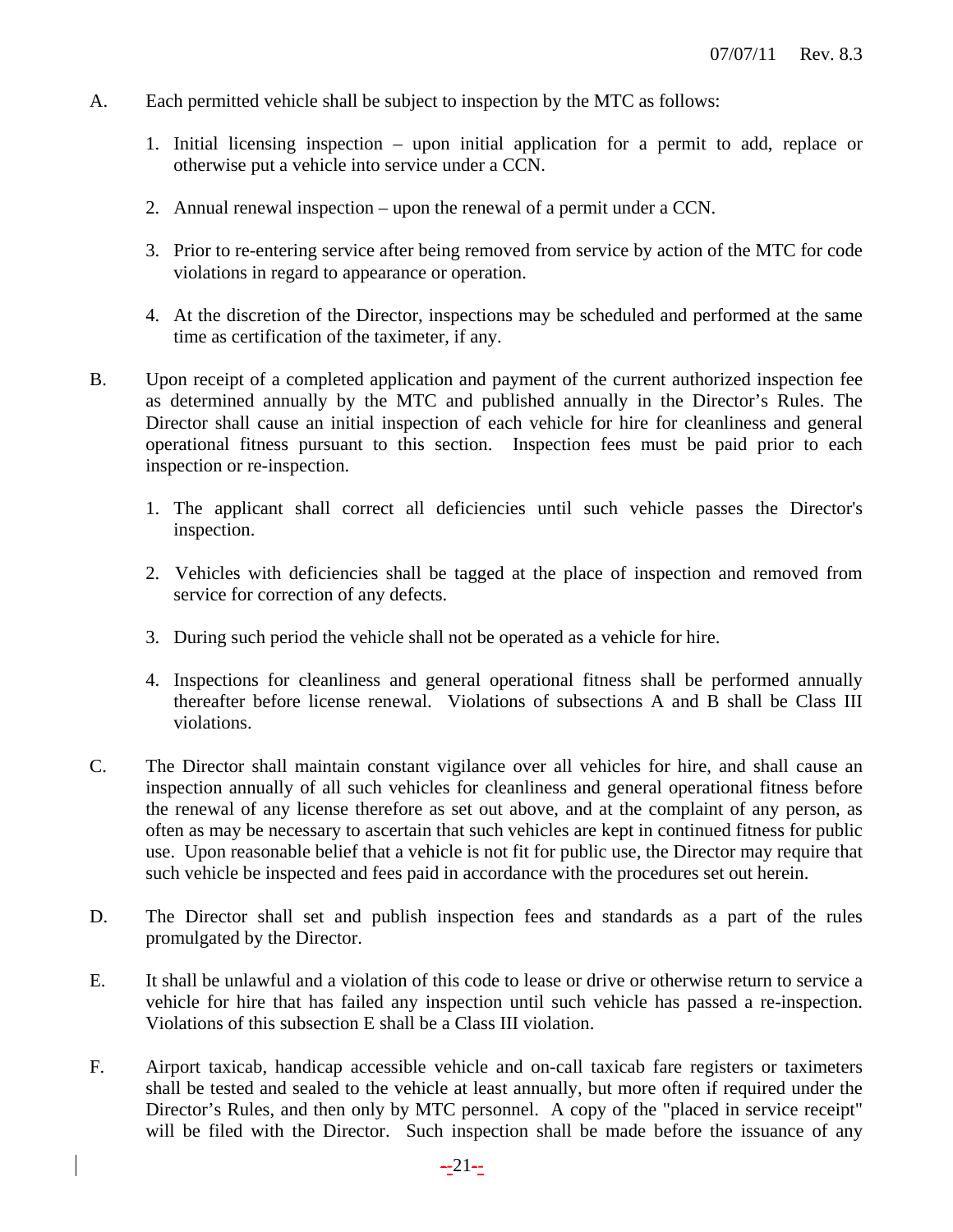A. Each permitted vehicle shall be subject to inspection by the MTC as follows:

   1. Initial licensing inspection – upon initial application for a permit to add, replace or otherwise put a vehicle into service under a CCN.

   2. Annual renewal inspection – upon the renewal of a permit under a CCN.

   3. Prior to re-entering service after being removed from service by action of the MTC for code violations in regard to appearance or operation.

   4. At the discretion of the Director, inspections may be scheduled and performed at the same time as certification of the taximeter, if any.

B. Upon receipt of a completed application and payment of the current authorized inspection fee as determined annually by the MTC and published annually in the Director's Rules. The Director shall cause an initial inspection of each vehicle for hire for cleanliness and general operational fitness pursuant to this section. Inspection fees must be paid prior to each inspection or re-inspection.

   1. The applicant shall correct all deficiencies until such vehicle passes the Director's inspection.

   2. Vehicles with deficiencies shall be tagged at the place of inspection and removed from service for correction of any defects.

   3. During such period the vehicle shall not be operated as a vehicle for hire.

   4. Inspections for cleanliness and general operational fitness shall be performed annually thereafter before license renewal. Violations of subsections A and B shall be Class III violations.

C. The Director shall maintain constant vigilance over all vehicles for hire, and shall cause an inspection annually of all such vehicles for cleanliness and general operational fitness before the renewal of any license therefore as set out above, and at the complaint of any person, as often as may be necessary to ascertain that such vehicles are kept in continued fitness for public use. Upon reasonable belief that a vehicle is not fit for public use, the Director may require that such vehicle be inspected and fees paid in accordance with the procedures set out herein.

D. The Director shall set and publish inspection fees and standards as a part of the rules promulgated by the Director.

E. It shall be unlawful and a violation of this code to lease or drive or otherwise return to service a vehicle for hire that has failed any inspection until such vehicle has passed a re-inspection. Violations of this subsection E shall be a Class III violation.

F. Airport taxicab, handicap accessible vehicle and on-call taxicab fare registers or taximeters shall be tested and sealed to the vehicle at least annually, but more often if required under the Director's Rules, and then only by MTC personnel. A copy of the "placed in service receipt" will be filed with the Director. Such inspection shall be made before the issuance of any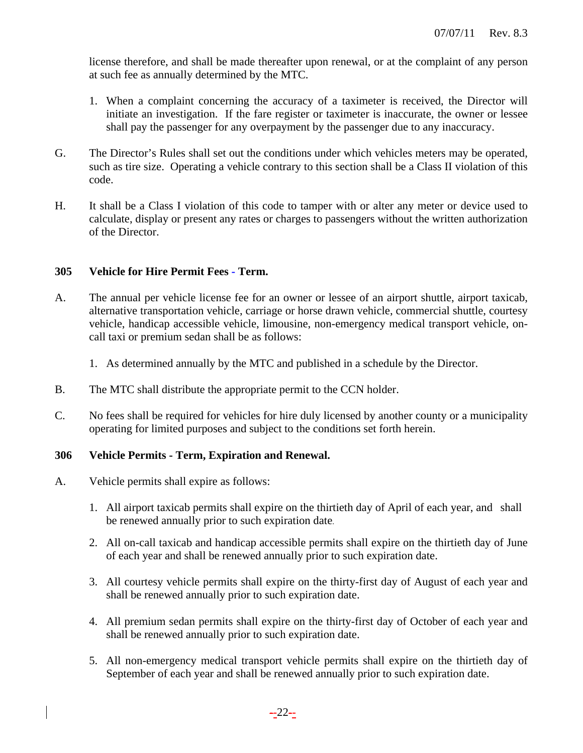license therefore, and shall be made thereafter upon renewal, or at the complaint of any person at such fee as annually determined by the MTC.

1. When a complaint concerning the accuracy of a taximeter is received, the Director will initiate an investigation. If the fare register or taximeter is inaccurate, the owner or lessee shall pay the passenger for any overpayment by the passenger due to any inaccuracy.

G. The Director's Rules shall set out the conditions under which vehicles meters may be operated, such as tire size. Operating a vehicle contrary to this section shall be a Class II violation of this code.

H. It shall be a Class I violation of this code to tamper with or alter any meter or device used to calculate, display or present any rates or charges to passengers without the written authorization of the Director.

### 305 Vehicle for Hire Permit Fees - Term.

A. The annual per vehicle license fee for an owner or lessee of an airport shuttle, airport taxicab, alternative transportation vehicle, carriage or horse drawn vehicle, commercial shuttle, courtesy vehicle, handicap accessible vehicle, limousine, non-emergency medical transport vehicle, on-call taxi or premium sedan shall be as follows:

1. As determined annually by the MTC and published in a schedule by the Director.

B. The MTC shall distribute the appropriate permit to the CCN holder.

C. No fees shall be required for vehicles for hire duly licensed by another county or a municipality operating for limited purposes and subject to the conditions set forth herein.

### 306 Vehicle Permits - Term, Expiration and Renewal.

A. Vehicle permits shall expire as follows:

1. All airport taxicab permits shall expire on the thirtieth day of April of each year, and shall be renewed annually prior to such expiration date.

2. All on-call taxicab and handicap accessible permits shall expire on the thirtieth day of June of each year and shall be renewed annually prior to such expiration date.

3. All courtesy vehicle permits shall expire on the thirty-first day of August of each year and shall be renewed annually prior to such expiration date.

4. All premium sedan permits shall expire on the thirty-first day of October of each year and shall be renewed annually prior to such expiration date.

5. All non-emergency medical transport vehicle permits shall expire on the thirtieth day of September of each year and shall be renewed annually prior to such expiration date.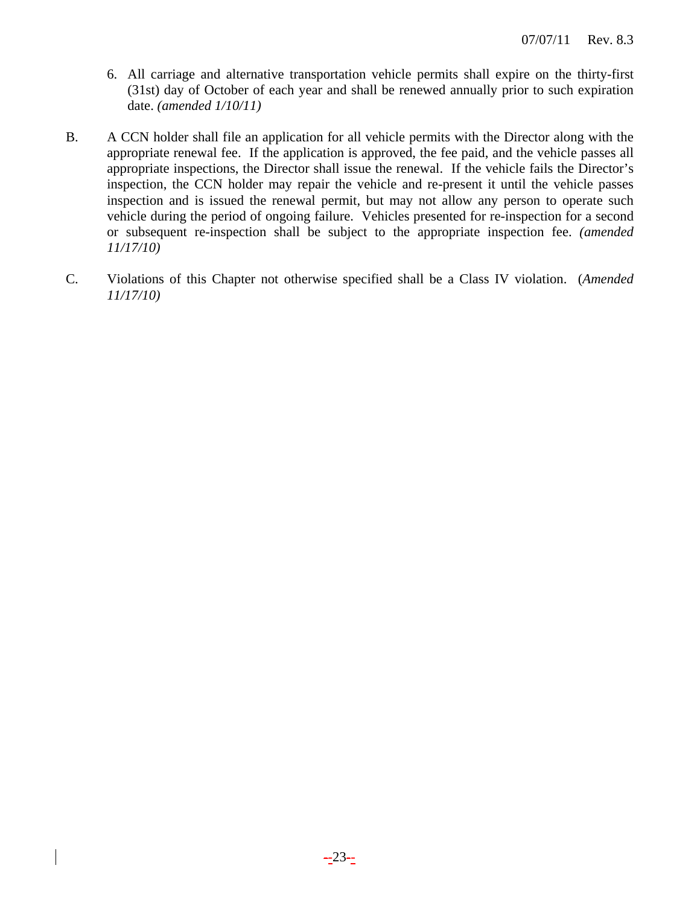6. All carriage and alternative transportation vehicle permits shall expire on the thirty-first (31st) day of October of each year and shall be renewed annually prior to such expiration date. *(amended 1/10/11)*

B. A CCN holder shall file an application for all vehicle permits with the Director along with the appropriate renewal fee. If the application is approved, the fee paid, and the vehicle passes all appropriate inspections, the Director shall issue the renewal. If the vehicle fails the Director's inspection, the CCN holder may repair the vehicle and re-present it until the vehicle passes inspection and is issued the renewal permit, but may not allow any person to operate such vehicle during the period of ongoing failure. Vehicles presented for re-inspection for a second or subsequent re-inspection shall be subject to the appropriate inspection fee. *(amended 11/17/10)*

C. Violations of this Chapter not otherwise specified shall be a Class IV violation. (*Amended 11/17/10)*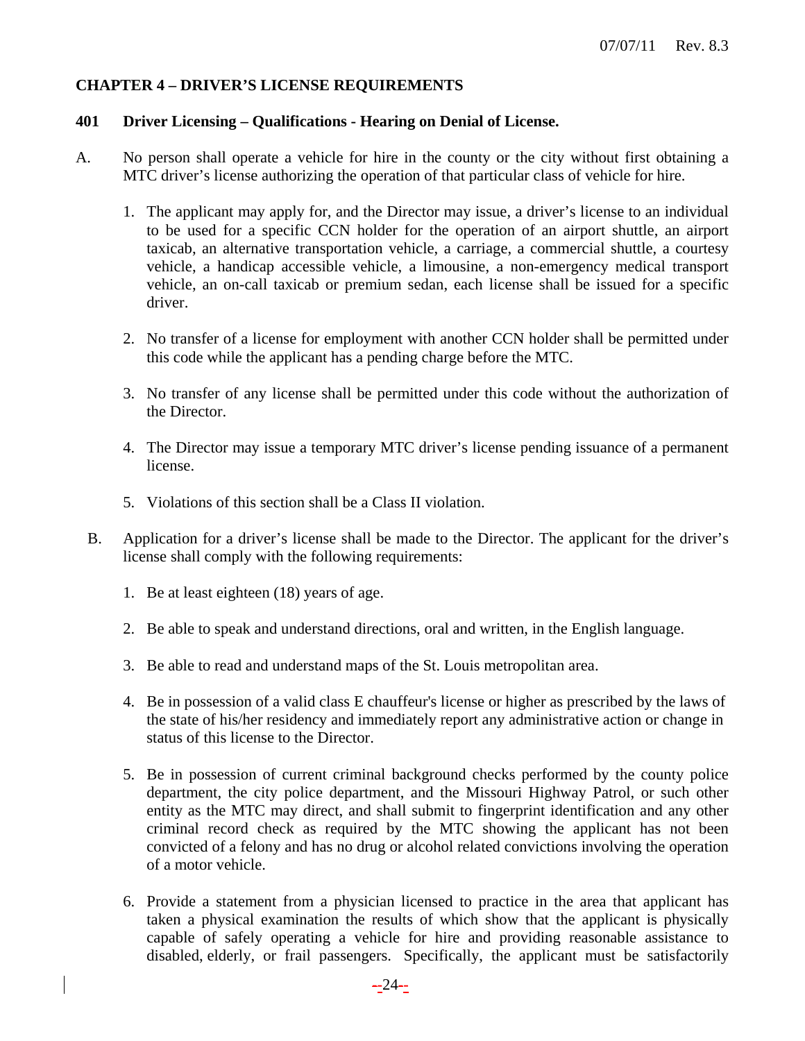## CHAPTER 4 – DRIVER'S LICENSE REQUIREMENTS

### 401 Driver Licensing – Qualifications - Hearing on Denial of License.

A. No person shall operate a vehicle for hire in the county or the city without first obtaining a MTC driver's license authorizing the operation of that particular class of vehicle for hire.

1. The applicant may apply for, and the Director may issue, a driver's license to an individual to be used for a specific CCN holder for the operation of an airport shuttle, an airport taxicab, an alternative transportation vehicle, a carriage, a commercial shuttle, a courtesy vehicle, a handicap accessible vehicle, a limousine, a non-emergency medical transport vehicle, an on-call taxicab or premium sedan, each license shall be issued for a specific driver.

2. No transfer of a license for employment with another CCN holder shall be permitted under this code while the applicant has a pending charge before the MTC.

3. No transfer of any license shall be permitted under this code without the authorization of the Director.

4. The Director may issue a temporary MTC driver's license pending issuance of a permanent license.

5. Violations of this section shall be a Class II violation.

B. Application for a driver's license shall be made to the Director. The applicant for the driver's license shall comply with the following requirements:

1. Be at least eighteen (18) years of age.

2. Be able to speak and understand directions, oral and written, in the English language.

3. Be able to read and understand maps of the St. Louis metropolitan area.

4. Be in possession of a valid class E chauffeur's license or higher as prescribed by the laws of the state of his/her residency and immediately report any administrative action or change in status of this license to the Director.

5. Be in possession of current criminal background checks performed by the county police department, the city police department, and the Missouri Highway Patrol, or such other entity as the MTC may direct, and shall submit to fingerprint identification and any other criminal record check as required by the MTC showing the applicant has not been convicted of a felony and has no drug or alcohol related convictions involving the operation of a motor vehicle.

6. Provide a statement from a physician licensed to practice in the area that applicant has taken a physical examination the results of which show that the applicant is physically capable of safely operating a vehicle for hire and providing reasonable assistance to disabled, elderly, or frail passengers. Specifically, the applicant must be satisfactorily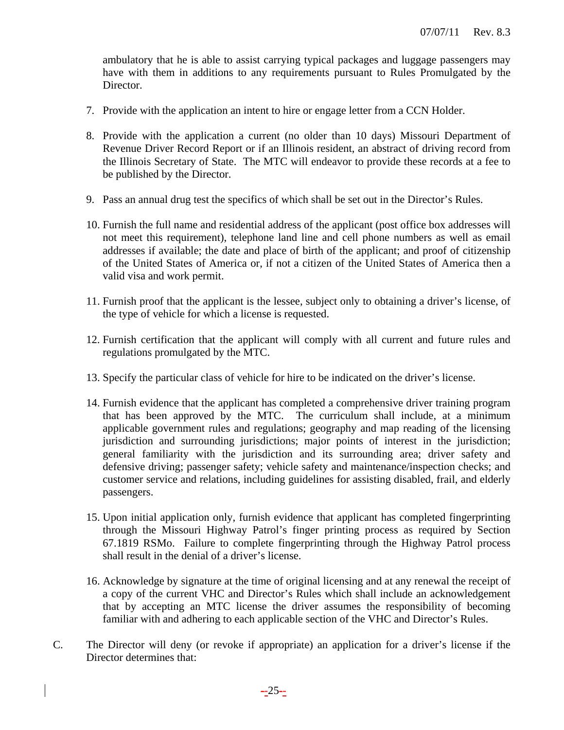ambulatory that he is able to assist carrying typical packages and luggage passengers may have with them in additions to any requirements pursuant to Rules Promulgated by the Director.

7. Provide with the application an intent to hire or engage letter from a CCN Holder.

8. Provide with the application a current (no older than 10 days) Missouri Department of Revenue Driver Record Report or if an Illinois resident, an abstract of driving record from the Illinois Secretary of State. The MTC will endeavor to provide these records at a fee to be published by the Director.

9. Pass an annual drug test the specifics of which shall be set out in the Director's Rules.

10. Furnish the full name and residential address of the applicant (post office box addresses will not meet this requirement), telephone land line and cell phone numbers as well as email addresses if available; the date and place of birth of the applicant; and proof of citizenship of the United States of America or, if not a citizen of the United States of America then a valid visa and work permit.

11. Furnish proof that the applicant is the lessee, subject only to obtaining a driver's license, of the type of vehicle for which a license is requested.

12. Furnish certification that the applicant will comply with all current and future rules and regulations promulgated by the MTC.

13. Specify the particular class of vehicle for hire to be indicated on the driver's license.

14. Furnish evidence that the applicant has completed a comprehensive driver training program that has been approved by the MTC. The curriculum shall include, at a minimum applicable government rules and regulations; geography and map reading of the licensing jurisdiction and surrounding jurisdictions; major points of interest in the jurisdiction; general familiarity with the jurisdiction and its surrounding area; driver safety and defensive driving; passenger safety; vehicle safety and maintenance/inspection checks; and customer service and relations, including guidelines for assisting disabled, frail, and elderly passengers.

15. Upon initial application only, furnish evidence that applicant has completed fingerprinting through the Missouri Highway Patrol's finger printing process as required by Section 67.1819 RSMo. Failure to complete fingerprinting through the Highway Patrol process shall result in the denial of a driver's license.

16. Acknowledge by signature at the time of original licensing and at any renewal the receipt of a copy of the current VHC and Director's Rules which shall include an acknowledgement that by accepting an MTC license the driver assumes the responsibility of becoming familiar with and adhering to each applicable section of the VHC and Director's Rules.

C. The Director will deny (or revoke if appropriate) an application for a driver's license if the Director determines that: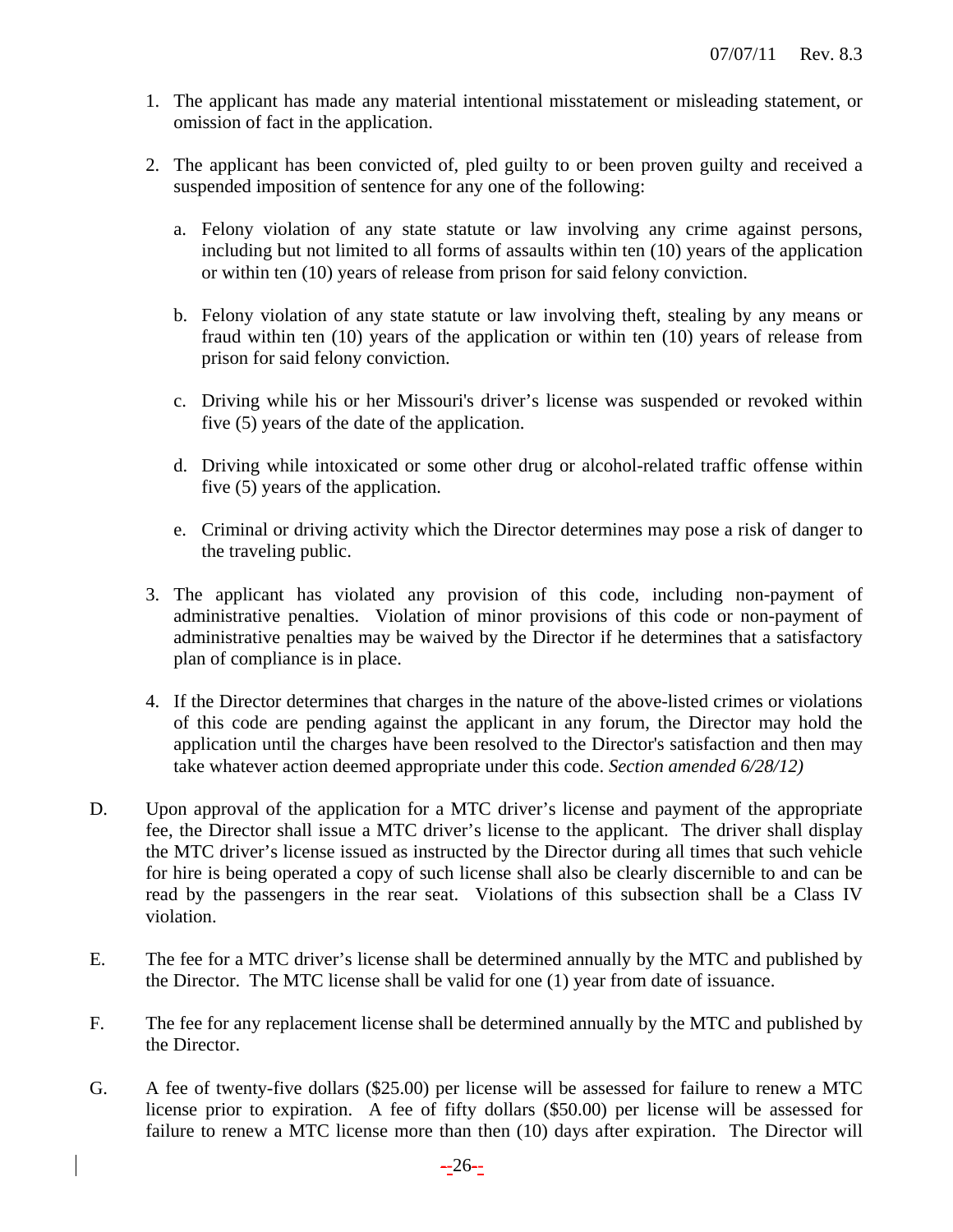1. The applicant has made any material intentional misstatement or misleading statement, or omission of fact in the application.

2. The applicant has been convicted of, pled guilty to or been proven guilty and received a suspended imposition of sentence for any one of the following:

   a. Felony violation of any state statute or law involving any crime against persons, including but not limited to all forms of assaults within ten (10) years of the application or within ten (10) years of release from prison for said felony conviction.

   b. Felony violation of any state statute or law involving theft, stealing by any means or fraud within ten (10) years of the application or within ten (10) years of release from prison for said felony conviction.

   c. Driving while his or her Missouri's driver's license was suspended or revoked within five (5) years of the date of the application.

   d. Driving while intoxicated or some other drug or alcohol-related traffic offense within five (5) years of the application.

   e. Criminal or driving activity which the Director determines may pose a risk of danger to the traveling public.

3. The applicant has violated any provision of this code, including non-payment of administrative penalties. Violation of minor provisions of this code or non-payment of administrative penalties may be waived by the Director if he determines that a satisfactory plan of compliance is in place.

4. If the Director determines that charges in the nature of the above-listed crimes or violations of this code are pending against the applicant in any forum, the Director may hold the application until the charges have been resolved to the Director's satisfaction and then may take whatever action deemed appropriate under this code. *Section amended 6/28/12)*

D. Upon approval of the application for a MTC driver's license and payment of the appropriate fee, the Director shall issue a MTC driver's license to the applicant. The driver shall display the MTC driver's license issued as instructed by the Director during all times that such vehicle for hire is being operated a copy of such license shall also be clearly discernible to and can be read by the passengers in the rear seat. Violations of this subsection shall be a Class IV violation.

E. The fee for a MTC driver's license shall be determined annually by the MTC and published by the Director. The MTC license shall be valid for one (1) year from date of issuance.

F. The fee for any replacement license shall be determined annually by the MTC and published by the Director.

G. A fee of twenty-five dollars ($25.00) per license will be assessed for failure to renew a MTC license prior to expiration. A fee of fifty dollars ($50.00) per license will be assessed for failure to renew a MTC license more than then (10) days after expiration. The Director will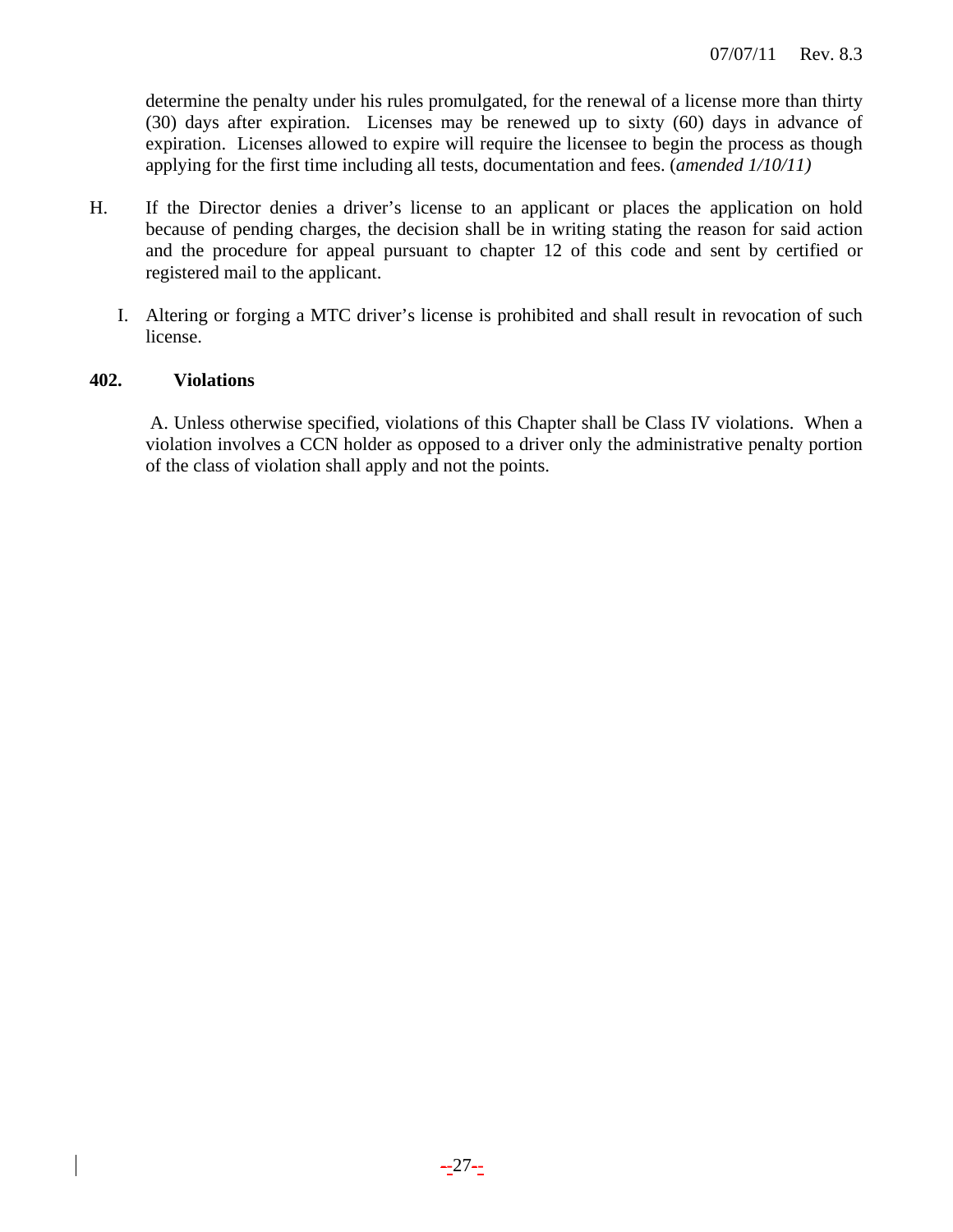determine the penalty under his rules promulgated, for the renewal of a license more than thirty (30) days after expiration. Licenses may be renewed up to sixty (60) days in advance of expiration. Licenses allowed to expire will require the licensee to begin the process as though applying for the first time including all tests, documentation and fees. (*amended 1/10/11)*

H. If the Director denies a driver's license to an applicant or places the application on hold because of pending charges, the decision shall be in writing stating the reason for said action and the procedure for appeal pursuant to chapter 12 of this code and sent by certified or registered mail to the applicant.

I. Altering or forging a MTC driver's license is prohibited and shall result in revocation of such license.

**402. Violations**

A. Unless otherwise specified, violations of this Chapter shall be Class IV violations. When a violation involves a CCN holder as opposed to a driver only the administrative penalty portion of the class of violation shall apply and not the points.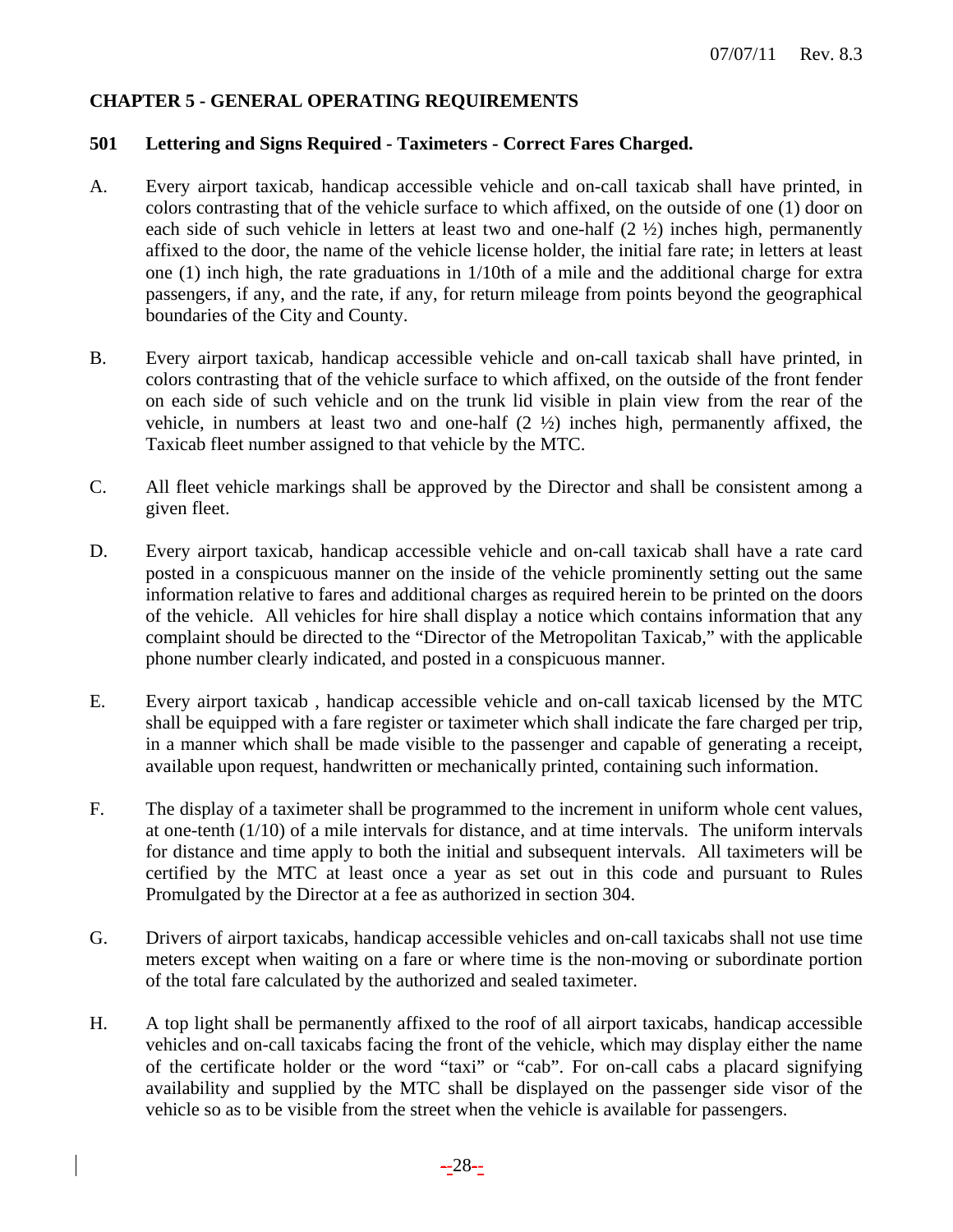## CHAPTER 5 - GENERAL OPERATING REQUIREMENTS

### 501 Lettering and Signs Required - Taximeters - Correct Fares Charged.

A. Every airport taxicab, handicap accessible vehicle and on-call taxicab shall have printed, in colors contrasting that of the vehicle surface to which affixed, on the outside of one (1) door on each side of such vehicle in letters at least two and one-half (2 ½) inches high, permanently affixed to the door, the name of the vehicle license holder, the initial fare rate; in letters at least one (1) inch high, the rate graduations in 1/10th of a mile and the additional charge for extra passengers, if any, and the rate, if any, for return mileage from points beyond the geographical boundaries of the City and County.

B. Every airport taxicab, handicap accessible vehicle and on-call taxicab shall have printed, in colors contrasting that of the vehicle surface to which affixed, on the outside of the front fender on each side of such vehicle and on the trunk lid visible in plain view from the rear of the vehicle, in numbers at least two and one-half (2 ½) inches high, permanently affixed, the Taxicab fleet number assigned to that vehicle by the MTC.

C. All fleet vehicle markings shall be approved by the Director and shall be consistent among a given fleet.

D. Every airport taxicab, handicap accessible vehicle and on-call taxicab shall have a rate card posted in a conspicuous manner on the inside of the vehicle prominently setting out the same information relative to fares and additional charges as required herein to be printed on the doors of the vehicle. All vehicles for hire shall display a notice which contains information that any complaint should be directed to the "Director of the Metropolitan Taxicab," with the applicable phone number clearly indicated, and posted in a conspicuous manner.

E. Every airport taxicab , handicap accessible vehicle and on-call taxicab licensed by the MTC shall be equipped with a fare register or taximeter which shall indicate the fare charged per trip, in a manner which shall be made visible to the passenger and capable of generating a receipt, available upon request, handwritten or mechanically printed, containing such information.

F. The display of a taximeter shall be programmed to the increment in uniform whole cent values, at one-tenth (1/10) of a mile intervals for distance, and at time intervals. The uniform intervals for distance and time apply to both the initial and subsequent intervals. All taximeters will be certified by the MTC at least once a year as set out in this code and pursuant to Rules Promulgated by the Director at a fee as authorized in section 304.

G. Drivers of airport taxicabs, handicap accessible vehicles and on-call taxicabs shall not use time meters except when waiting on a fare or where time is the non-moving or subordinate portion of the total fare calculated by the authorized and sealed taximeter.

H. A top light shall be permanently affixed to the roof of all airport taxicabs, handicap accessible vehicles and on-call taxicabs facing the front of the vehicle, which may display either the name of the certificate holder or the word "taxi" or "cab". For on-call cabs a placard signifying availability and supplied by the MTC shall be displayed on the passenger side visor of the vehicle so as to be visible from the street when the vehicle is available for passengers.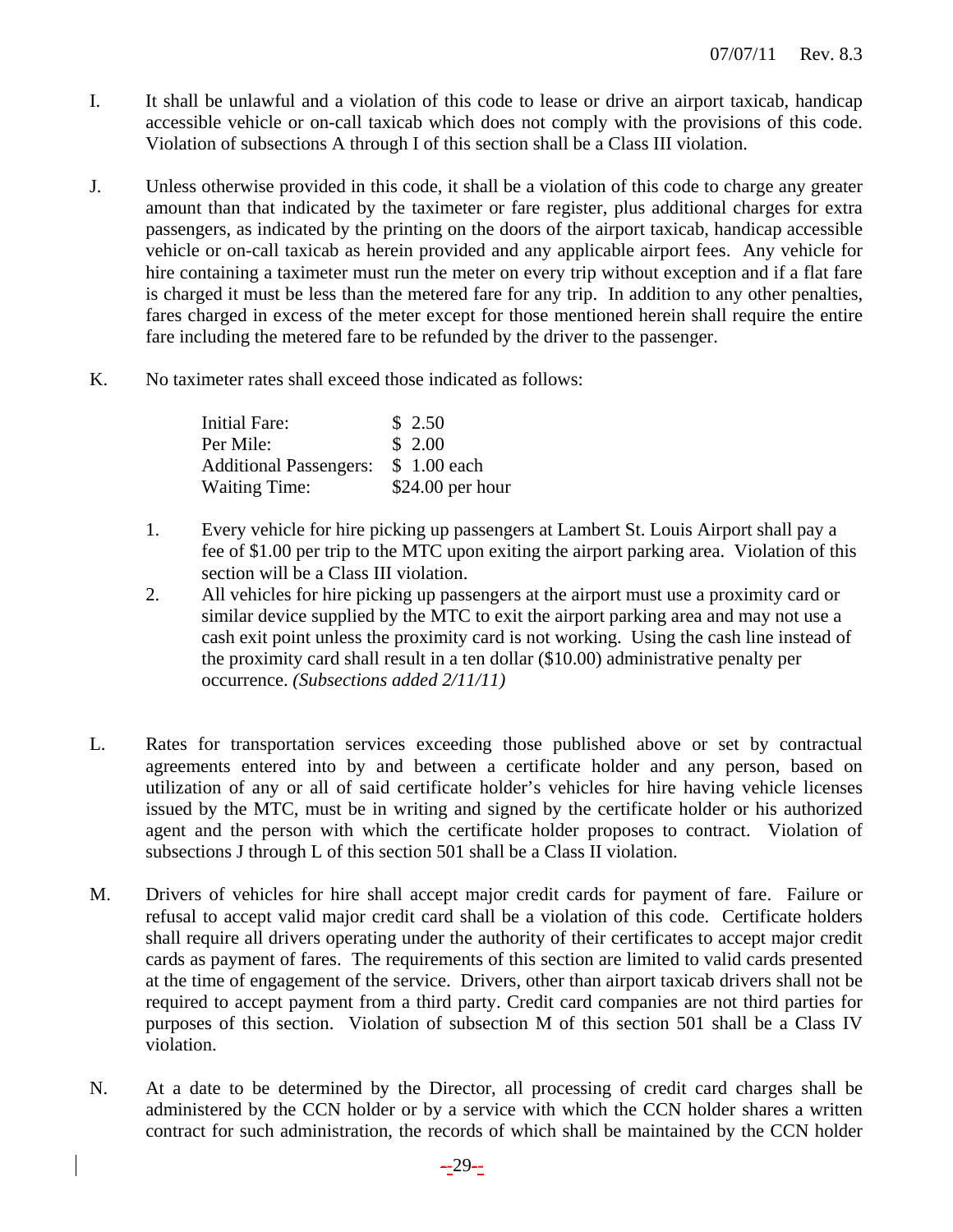I. It shall be unlawful and a violation of this code to lease or drive an airport taxicab, handicap accessible vehicle or on-call taxicab which does not comply with the provisions of this code. Violation of subsections A through I of this section shall be a Class III violation.

J. Unless otherwise provided in this code, it shall be a violation of this code to charge any greater amount than that indicated by the taximeter or fare register, plus additional charges for extra passengers, as indicated by the printing on the doors of the airport taxicab, handicap accessible vehicle or on-call taxicab as herein provided and any applicable airport fees. Any vehicle for hire containing a taximeter must run the meter on every trip without exception and if a flat fare is charged it must be less than the metered fare for any trip. In addition to any other penalties, fares charged in excess of the meter except for those mentioned herein shall require the entire fare including the metered fare to be refunded by the driver to the passenger.

K. No taximeter rates shall exceed those indicated as follows:

| | |
|---|---|
| Initial Fare: | $ 2.50 |
| Per Mile: | $ 2.00 |
| Additional Passengers: | $ 1.00 each |
| Waiting Time: | $24.00 per hour |

1. Every vehicle for hire picking up passengers at Lambert St. Louis Airport shall pay a fee of $1.00 per trip to the MTC upon exiting the airport parking area. Violation of this section will be a Class III violation.
2. All vehicles for hire picking up passengers at the airport must use a proximity card or similar device supplied by the MTC to exit the airport parking area and may not use a cash exit point unless the proximity card is not working. Using the cash line instead of the proximity card shall result in a ten dollar ($10.00) administrative penalty per occurrence. *(Subsections added 2/11/11)*

L. Rates for transportation services exceeding those published above or set by contractual agreements entered into by and between a certificate holder and any person, based on utilization of any or all of said certificate holder's vehicles for hire having vehicle licenses issued by the MTC, must be in writing and signed by the certificate holder or his authorized agent and the person with which the certificate holder proposes to contract. Violation of subsections J through L of this section 501 shall be a Class II violation.

M. Drivers of vehicles for hire shall accept major credit cards for payment of fare. Failure or refusal to accept valid major credit card shall be a violation of this code. Certificate holders shall require all drivers operating under the authority of their certificates to accept major credit cards as payment of fares. The requirements of this section are limited to valid cards presented at the time of engagement of the service. Drivers, other than airport taxicab drivers shall not be required to accept payment from a third party. Credit card companies are not third parties for purposes of this section. Violation of subsection M of this section 501 shall be a Class IV violation.

N. At a date to be determined by the Director, all processing of credit card charges shall be administered by the CCN holder or by a service with which the CCN holder shares a written contract for such administration, the records of which shall be maintained by the CCN holder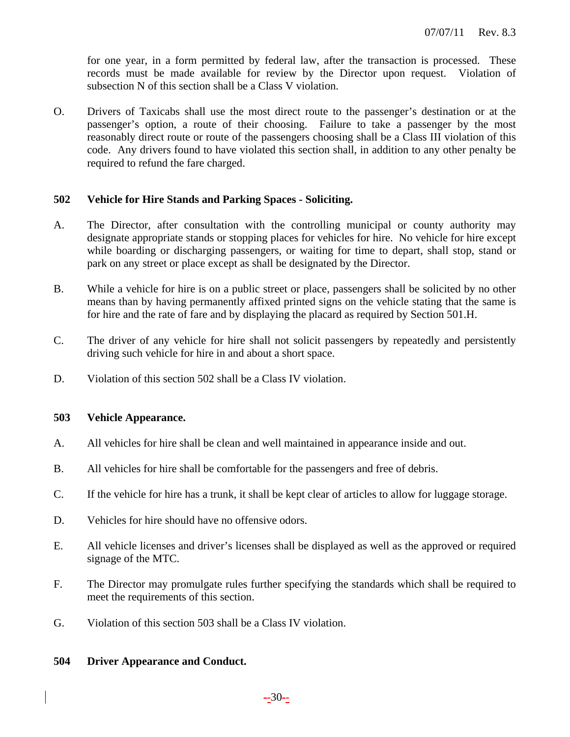for one year, in a form permitted by federal law, after the transaction is processed. These records must be made available for review by the Director upon request. Violation of subsection N of this section shall be a Class V violation.

O. Drivers of Taxicabs shall use the most direct route to the passenger's destination or at the passenger's option, a route of their choosing. Failure to take a passenger by the most reasonably direct route or route of the passengers choosing shall be a Class III violation of this code. Any drivers found to have violated this section shall, in addition to any other penalty be required to refund the fare charged.

## 502 Vehicle for Hire Stands and Parking Spaces - Soliciting.

A. The Director, after consultation with the controlling municipal or county authority may designate appropriate stands or stopping places for vehicles for hire. No vehicle for hire except while boarding or discharging passengers, or waiting for time to depart, shall stop, stand or park on any street or place except as shall be designated by the Director.

B. While a vehicle for hire is on a public street or place, passengers shall be solicited by no other means than by having permanently affixed printed signs on the vehicle stating that the same is for hire and the rate of fare and by displaying the placard as required by Section 501.H.

C. The driver of any vehicle for hire shall not solicit passengers by repeatedly and persistently driving such vehicle for hire in and about a short space.

D. Violation of this section 502 shall be a Class IV violation.

## 503 Vehicle Appearance.

A. All vehicles for hire shall be clean and well maintained in appearance inside and out.

B. All vehicles for hire shall be comfortable for the passengers and free of debris.

C. If the vehicle for hire has a trunk, it shall be kept clear of articles to allow for luggage storage.

D. Vehicles for hire should have no offensive odors.

E. All vehicle licenses and driver's licenses shall be displayed as well as the approved or required signage of the MTC.

F. The Director may promulgate rules further specifying the standards which shall be required to meet the requirements of this section.

G. Violation of this section 503 shall be a Class IV violation.

## 504 Driver Appearance and Conduct.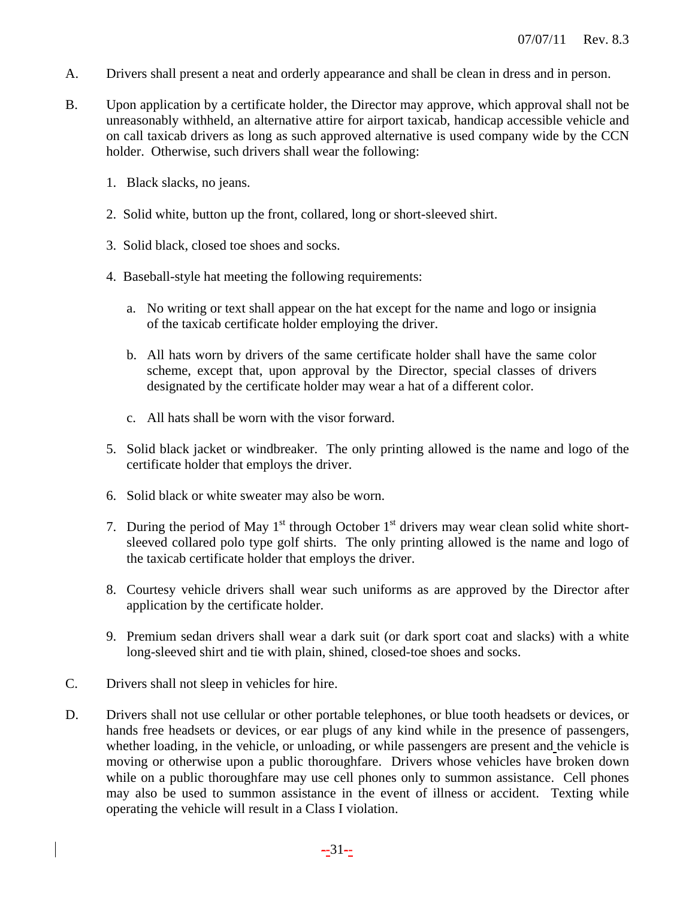A. Drivers shall present a neat and orderly appearance and shall be clean in dress and in person.

B. Upon application by a certificate holder, the Director may approve, which approval shall not be unreasonably withheld, an alternative attire for airport taxicab, handicap accessible vehicle and on call taxicab drivers as long as such approved alternative is used company wide by the CCN holder. Otherwise, such drivers shall wear the following:

1. Black slacks, no jeans.

2. Solid white, button up the front, collared, long or short-sleeved shirt.

3. Solid black, closed toe shoes and socks.

4. Baseball-style hat meeting the following requirements:

   a. No writing or text shall appear on the hat except for the name and logo or insignia of the taxicab certificate holder employing the driver.

   b. All hats worn by drivers of the same certificate holder shall have the same color scheme, except that, upon approval by the Director, special classes of drivers designated by the certificate holder may wear a hat of a different color.

   c. All hats shall be worn with the visor forward.

5. Solid black jacket or windbreaker. The only printing allowed is the name and logo of the certificate holder that employs the driver.

6. Solid black or white sweater may also be worn.

7. During the period of May 1st through October 1st drivers may wear clean solid white short-sleeved collared polo type golf shirts. The only printing allowed is the name and logo of the taxicab certificate holder that employs the driver.

8. Courtesy vehicle drivers shall wear such uniforms as are approved by the Director after application by the certificate holder.

9. Premium sedan drivers shall wear a dark suit (or dark sport coat and slacks) with a white long-sleeved shirt and tie with plain, shined, closed-toe shoes and socks.

C. Drivers shall not sleep in vehicles for hire.

D. Drivers shall not use cellular or other portable telephones, or blue tooth headsets or devices, or hands free headsets or devices, or ear plugs of any kind while in the presence of passengers, whether loading, in the vehicle, or unloading, or while passengers are present and the vehicle is moving or otherwise upon a public thoroughfare. Drivers whose vehicles have broken down while on a public thoroughfare may use cell phones only to summon assistance. Cell phones may also be used to summon assistance in the event of illness or accident. Texting while operating the vehicle will result in a Class I violation.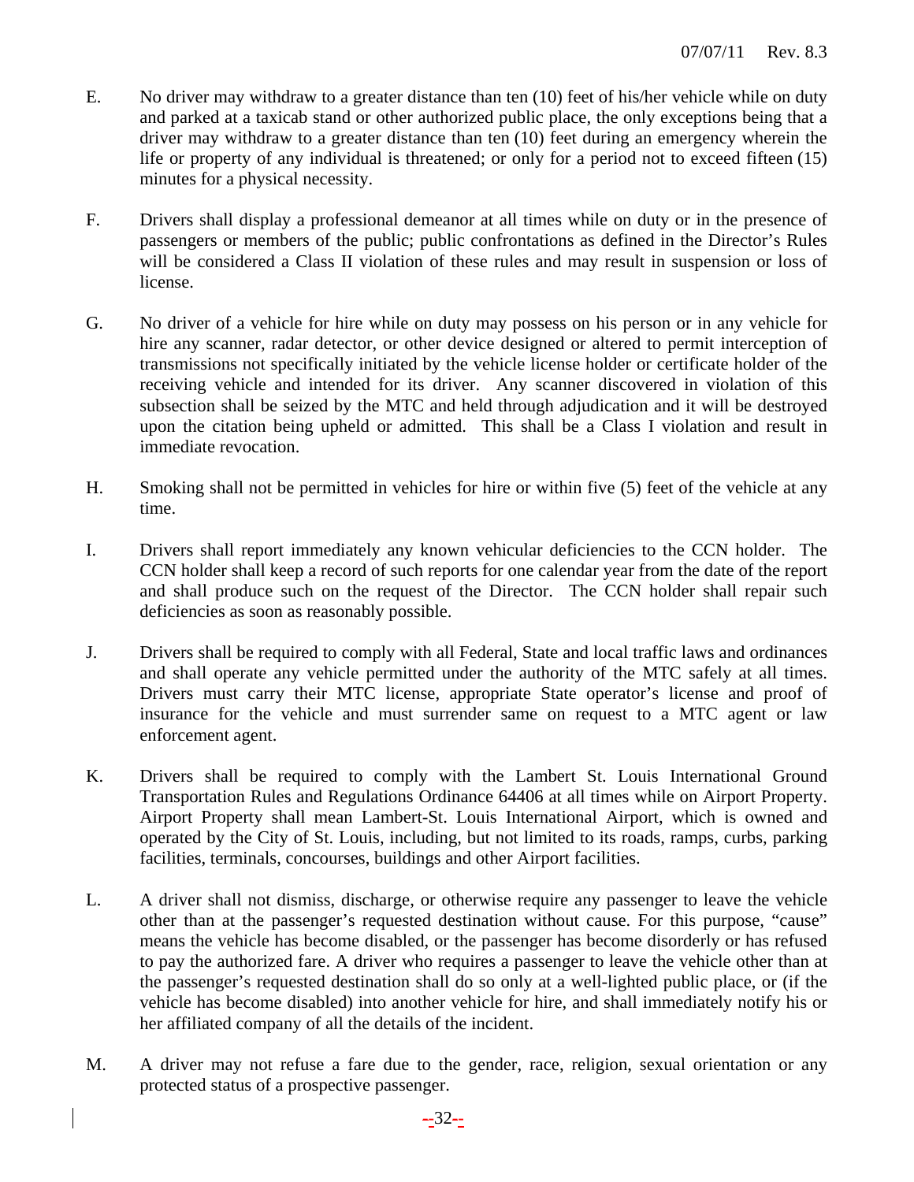E. No driver may withdraw to a greater distance than ten (10) feet of his/her vehicle while on duty and parked at a taxicab stand or other authorized public place, the only exceptions being that a driver may withdraw to a greater distance than ten (10) feet during an emergency wherein the life or property of any individual is threatened; or only for a period not to exceed fifteen (15) minutes for a physical necessity.

F. Drivers shall display a professional demeanor at all times while on duty or in the presence of passengers or members of the public; public confrontations as defined in the Director's Rules will be considered a Class II violation of these rules and may result in suspension or loss of license.

G. No driver of a vehicle for hire while on duty may possess on his person or in any vehicle for hire any scanner, radar detector, or other device designed or altered to permit interception of transmissions not specifically initiated by the vehicle license holder or certificate holder of the receiving vehicle and intended for its driver. Any scanner discovered in violation of this subsection shall be seized by the MTC and held through adjudication and it will be destroyed upon the citation being upheld or admitted. This shall be a Class I violation and result in immediate revocation.

H. Smoking shall not be permitted in vehicles for hire or within five (5) feet of the vehicle at any time.

I. Drivers shall report immediately any known vehicular deficiencies to the CCN holder. The CCN holder shall keep a record of such reports for one calendar year from the date of the report and shall produce such on the request of the Director. The CCN holder shall repair such deficiencies as soon as reasonably possible.

J. Drivers shall be required to comply with all Federal, State and local traffic laws and ordinances and shall operate any vehicle permitted under the authority of the MTC safely at all times. Drivers must carry their MTC license, appropriate State operator's license and proof of insurance for the vehicle and must surrender same on request to a MTC agent or law enforcement agent.

K. Drivers shall be required to comply with the Lambert St. Louis International Ground Transportation Rules and Regulations Ordinance 64406 at all times while on Airport Property. Airport Property shall mean Lambert-St. Louis International Airport, which is owned and operated by the City of St. Louis, including, but not limited to its roads, ramps, curbs, parking facilities, terminals, concourses, buildings and other Airport facilities.

L. A driver shall not dismiss, discharge, or otherwise require any passenger to leave the vehicle other than at the passenger's requested destination without cause. For this purpose, "cause" means the vehicle has become disabled, or the passenger has become disorderly or has refused to pay the authorized fare. A driver who requires a passenger to leave the vehicle other than at the passenger's requested destination shall do so only at a well-lighted public place, or (if the vehicle has become disabled) into another vehicle for hire, and shall immediately notify his or her affiliated company of all the details of the incident.

M. A driver may not refuse a fare due to the gender, race, religion, sexual orientation or any protected status of a prospective passenger.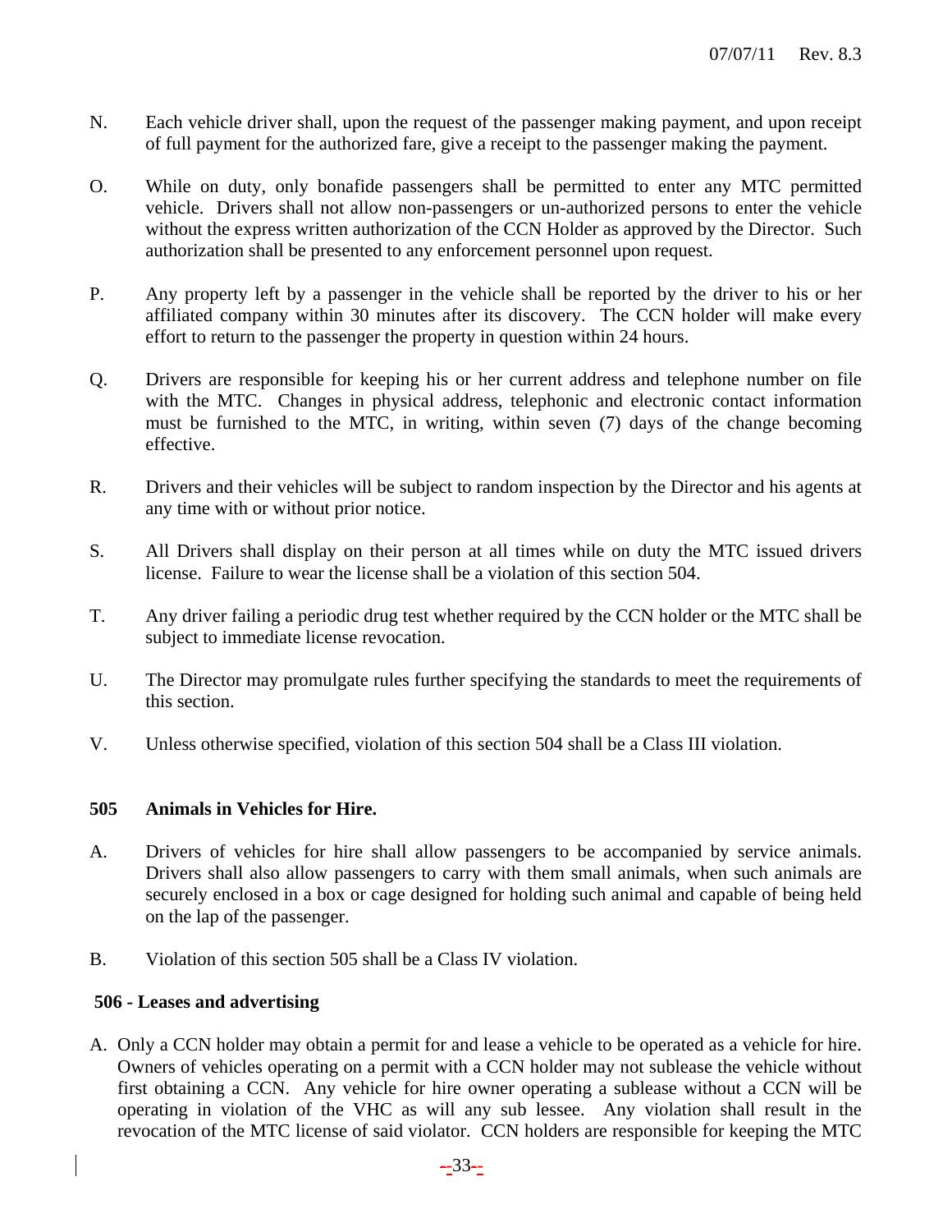N. Each vehicle driver shall, upon the request of the passenger making payment, and upon receipt of full payment for the authorized fare, give a receipt to the passenger making the payment.

O. While on duty, only bonafide passengers shall be permitted to enter any MTC permitted vehicle. Drivers shall not allow non-passengers or un-authorized persons to enter the vehicle without the express written authorization of the CCN Holder as approved by the Director. Such authorization shall be presented to any enforcement personnel upon request.

P. Any property left by a passenger in the vehicle shall be reported by the driver to his or her affiliated company within 30 minutes after its discovery. The CCN holder will make every effort to return to the passenger the property in question within 24 hours.

Q. Drivers are responsible for keeping his or her current address and telephone number on file with the MTC. Changes in physical address, telephonic and electronic contact information must be furnished to the MTC, in writing, within seven (7) days of the change becoming effective.

R. Drivers and their vehicles will be subject to random inspection by the Director and his agents at any time with or without prior notice.

S. All Drivers shall display on their person at all times while on duty the MTC issued drivers license. Failure to wear the license shall be a violation of this section 504.

T. Any driver failing a periodic drug test whether required by the CCN holder or the MTC shall be subject to immediate license revocation.

U. The Director may promulgate rules further specifying the standards to meet the requirements of this section.

V. Unless otherwise specified, violation of this section 504 shall be a Class III violation.

## 505 Animals in Vehicles for Hire.

A. Drivers of vehicles for hire shall allow passengers to be accompanied by service animals. Drivers shall also allow passengers to carry with them small animals, when such animals are securely enclosed in a box or cage designed for holding such animal and capable of being held on the lap of the passenger.

B. Violation of this section 505 shall be a Class IV violation.

## 506 - Leases and advertising

A. Only a CCN holder may obtain a permit for and lease a vehicle to be operated as a vehicle for hire. Owners of vehicles operating on a permit with a CCN holder may not sublease the vehicle without first obtaining a CCN. Any vehicle for hire owner operating a sublease without a CCN will be operating in violation of the VHC as will any sub lessee. Any violation shall result in the revocation of the MTC license of said violator. CCN holders are responsible for keeping the MTC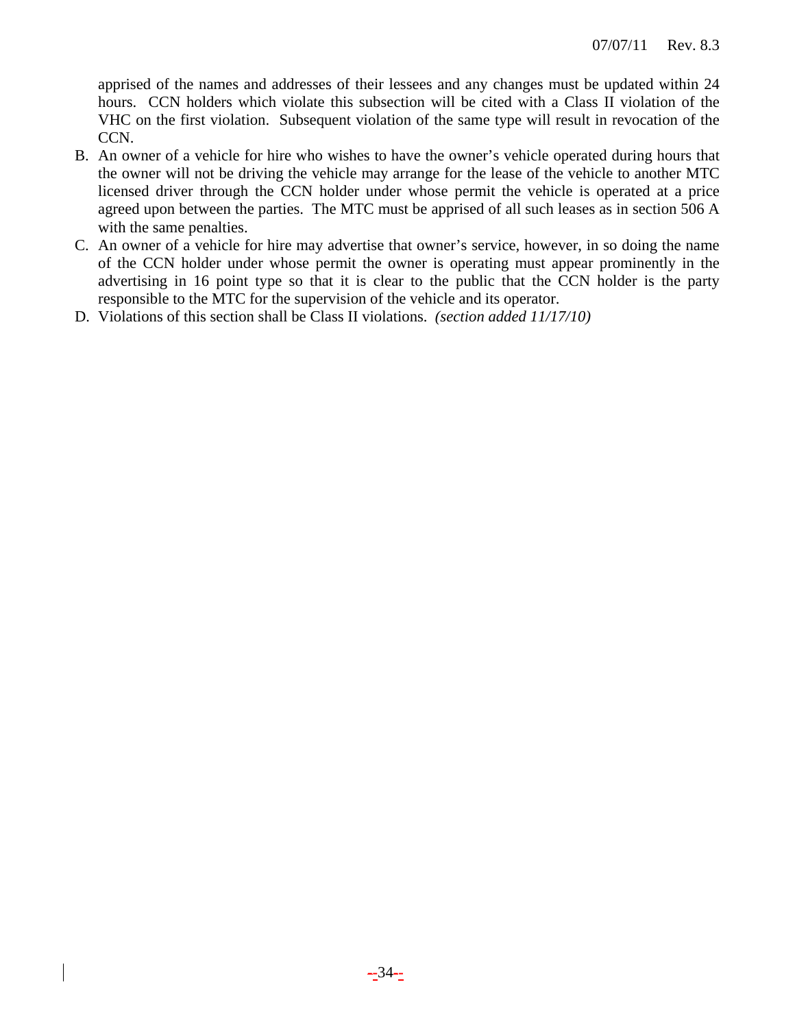apprised of the names and addresses of their lessees and any changes must be updated within 24 hours. CCN holders which violate this subsection will be cited with a Class II violation of the VHC on the first violation. Subsequent violation of the same type will result in revocation of the CCN.

B. An owner of a vehicle for hire who wishes to have the owner's vehicle operated during hours that the owner will not be driving the vehicle may arrange for the lease of the vehicle to another MTC licensed driver through the CCN holder under whose permit the vehicle is operated at a price agreed upon between the parties. The MTC must be apprised of all such leases as in section 506 A with the same penalties.
C. An owner of a vehicle for hire may advertise that owner's service, however, in so doing the name of the CCN holder under whose permit the owner is operating must appear prominently in the advertising in 16 point type so that it is clear to the public that the CCN holder is the party responsible to the MTC for the supervision of the vehicle and its operator.
D. Violations of this section shall be Class II violations. *(section added 11/17/10)*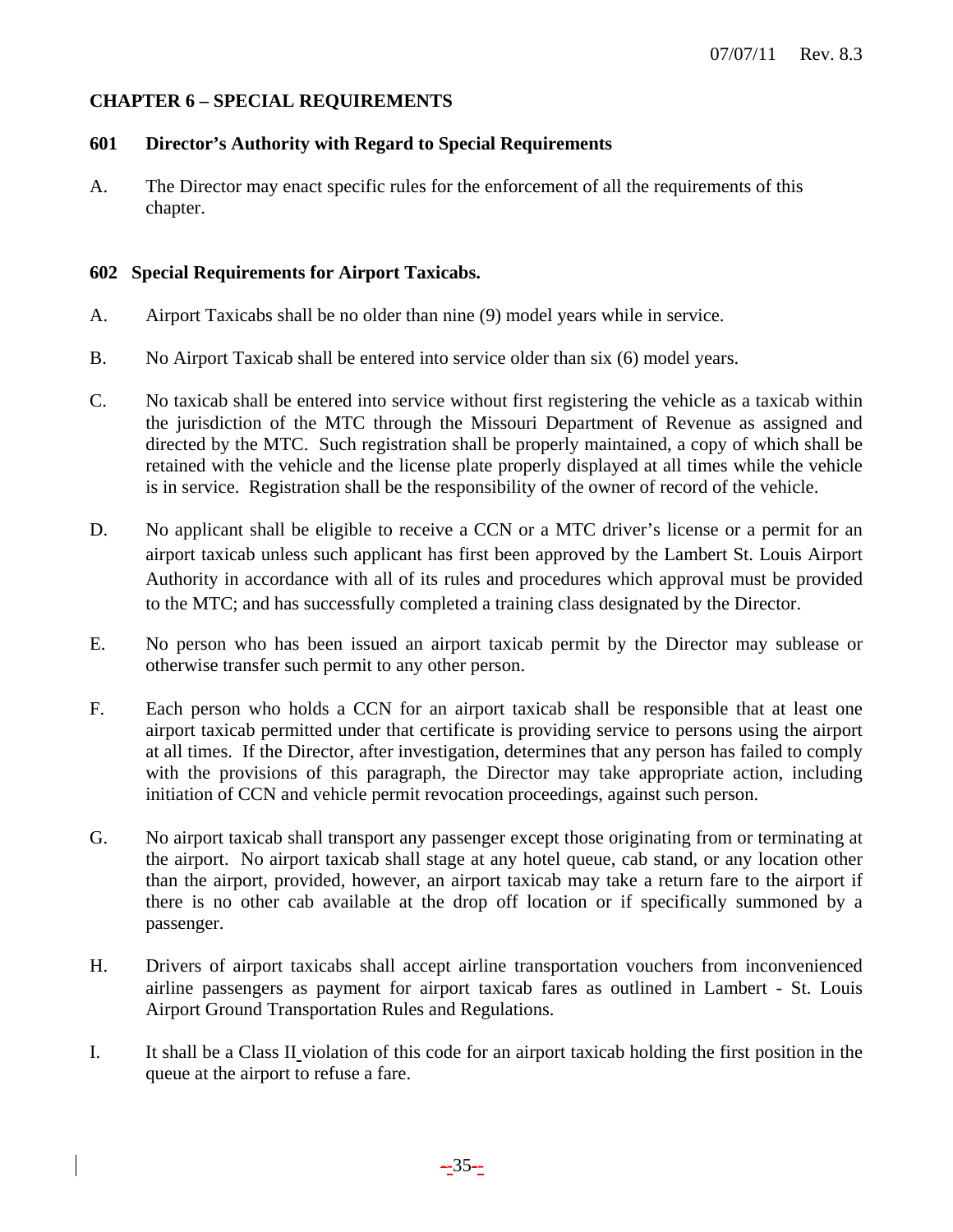## CHAPTER 6 – SPECIAL REQUIREMENTS

### 601 Director's Authority with Regard to Special Requirements

A. The Director may enact specific rules for the enforcement of all the requirements of this chapter.

### 602 Special Requirements for Airport Taxicabs.

A. Airport Taxicabs shall be no older than nine (9) model years while in service.

B. No Airport Taxicab shall be entered into service older than six (6) model years.

C. No taxicab shall be entered into service without first registering the vehicle as a taxicab within the jurisdiction of the MTC through the Missouri Department of Revenue as assigned and directed by the MTC. Such registration shall be properly maintained, a copy of which shall be retained with the vehicle and the license plate properly displayed at all times while the vehicle is in service. Registration shall be the responsibility of the owner of record of the vehicle.

D. No applicant shall be eligible to receive a CCN or a MTC driver's license or a permit for an airport taxicab unless such applicant has first been approved by the Lambert St. Louis Airport Authority in accordance with all of its rules and procedures which approval must be provided to the MTC; and has successfully completed a training class designated by the Director.

E. No person who has been issued an airport taxicab permit by the Director may sublease or otherwise transfer such permit to any other person.

F. Each person who holds a CCN for an airport taxicab shall be responsible that at least one airport taxicab permitted under that certificate is providing service to persons using the airport at all times. If the Director, after investigation, determines that any person has failed to comply with the provisions of this paragraph, the Director may take appropriate action, including initiation of CCN and vehicle permit revocation proceedings, against such person.

G. No airport taxicab shall transport any passenger except those originating from or terminating at the airport. No airport taxicab shall stage at any hotel queue, cab stand, or any location other than the airport, provided, however, an airport taxicab may take a return fare to the airport if there is no other cab available at the drop off location or if specifically summoned by a passenger.

H. Drivers of airport taxicabs shall accept airline transportation vouchers from inconvenienced airline passengers as payment for airport taxicab fares as outlined in Lambert - St. Louis Airport Ground Transportation Rules and Regulations.

I. It shall be a Class II violation of this code for an airport taxicab holding the first position in the queue at the airport to refuse a fare.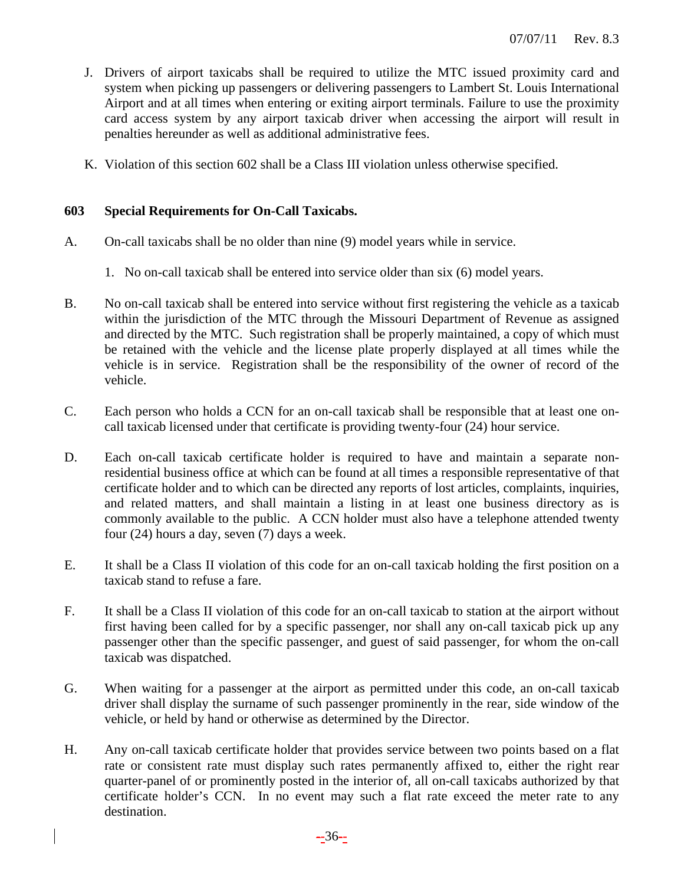J. Drivers of airport taxicabs shall be required to utilize the MTC issued proximity card and system when picking up passengers or delivering passengers to Lambert St. Louis International Airport and at all times when entering or exiting airport terminals. Failure to use the proximity card access system by any airport taxicab driver when accessing the airport will result in penalties hereunder as well as additional administrative fees.

K. Violation of this section 602 shall be a Class III violation unless otherwise specified.

**603 Special Requirements for On-Call Taxicabs.**

A. On-call taxicabs shall be no older than nine (9) model years while in service.

   1. No on-call taxicab shall be entered into service older than six (6) model years.

B. No on-call taxicab shall be entered into service without first registering the vehicle as a taxicab within the jurisdiction of the MTC through the Missouri Department of Revenue as assigned and directed by the MTC. Such registration shall be properly maintained, a copy of which must be retained with the vehicle and the license plate properly displayed at all times while the vehicle is in service. Registration shall be the responsibility of the owner of record of the vehicle.

C. Each person who holds a CCN for an on-call taxicab shall be responsible that at least one on-call taxicab licensed under that certificate is providing twenty-four (24) hour service.

D. Each on-call taxicab certificate holder is required to have and maintain a separate non-residential business office at which can be found at all times a responsible representative of that certificate holder and to which can be directed any reports of lost articles, complaints, inquiries, and related matters, and shall maintain a listing in at least one business directory as is commonly available to the public. A CCN holder must also have a telephone attended twenty four (24) hours a day, seven (7) days a week.

E. It shall be a Class II violation of this code for an on-call taxicab holding the first position on a taxicab stand to refuse a fare.

F. It shall be a Class II violation of this code for an on-call taxicab to station at the airport without first having been called for by a specific passenger, nor shall any on-call taxicab pick up any passenger other than the specific passenger, and guest of said passenger, for whom the on-call taxicab was dispatched.

G. When waiting for a passenger at the airport as permitted under this code, an on-call taxicab driver shall display the surname of such passenger prominently in the rear, side window of the vehicle, or held by hand or otherwise as determined by the Director.

H. Any on-call taxicab certificate holder that provides service between two points based on a flat rate or consistent rate must display such rates permanently affixed to, either the right rear quarter-panel of or prominently posted in the interior of, all on-call taxicabs authorized by that certificate holder's CCN. In no event may such a flat rate exceed the meter rate to any destination.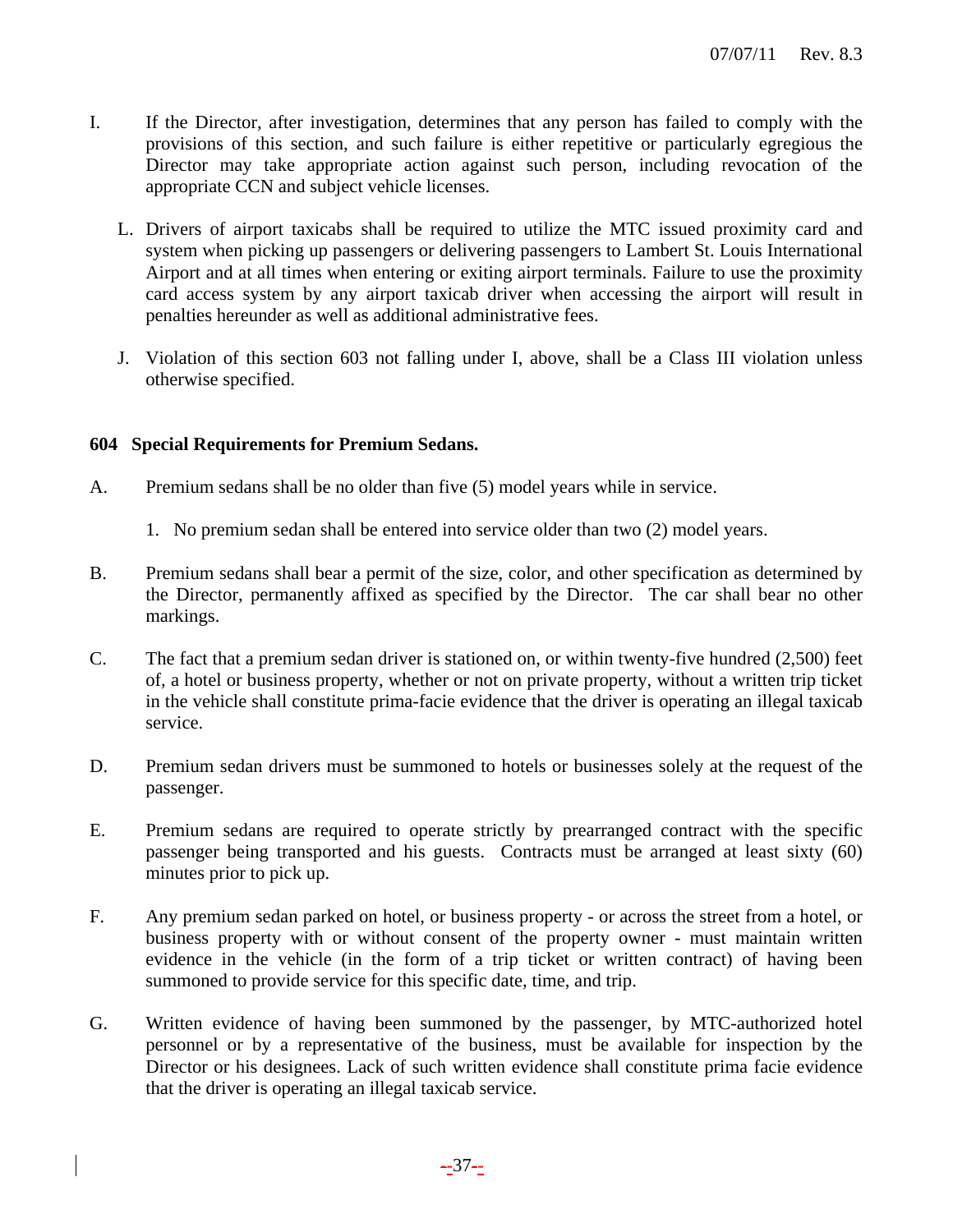I. If the Director, after investigation, determines that any person has failed to comply with the provisions of this section, and such failure is either repetitive or particularly egregious the Director may take appropriate action against such person, including revocation of the appropriate CCN and subject vehicle licenses.

L. Drivers of airport taxicabs shall be required to utilize the MTC issued proximity card and system when picking up passengers or delivering passengers to Lambert St. Louis International Airport and at all times when entering or exiting airport terminals. Failure to use the proximity card access system by any airport taxicab driver when accessing the airport will result in penalties hereunder as well as additional administrative fees.

J. Violation of this section 603 not falling under I, above, shall be a Class III violation unless otherwise specified.

**604 Special Requirements for Premium Sedans.**

A. Premium sedans shall be no older than five (5) model years while in service.

1. No premium sedan shall be entered into service older than two (2) model years.

B. Premium sedans shall bear a permit of the size, color, and other specification as determined by the Director, permanently affixed as specified by the Director. The car shall bear no other markings.

C. The fact that a premium sedan driver is stationed on, or within twenty-five hundred (2,500) feet of, a hotel or business property, whether or not on private property, without a written trip ticket in the vehicle shall constitute prima-facie evidence that the driver is operating an illegal taxicab service.

D. Premium sedan drivers must be summoned to hotels or businesses solely at the request of the passenger.

E. Premium sedans are required to operate strictly by prearranged contract with the specific passenger being transported and his guests. Contracts must be arranged at least sixty (60) minutes prior to pick up.

F. Any premium sedan parked on hotel, or business property - or across the street from a hotel, or business property with or without consent of the property owner - must maintain written evidence in the vehicle (in the form of a trip ticket or written contract) of having been summoned to provide service for this specific date, time, and trip.

G. Written evidence of having been summoned by the passenger, by MTC-authorized hotel personnel or by a representative of the business, must be available for inspection by the Director or his designees. Lack of such written evidence shall constitute prima facie evidence that the driver is operating an illegal taxicab service.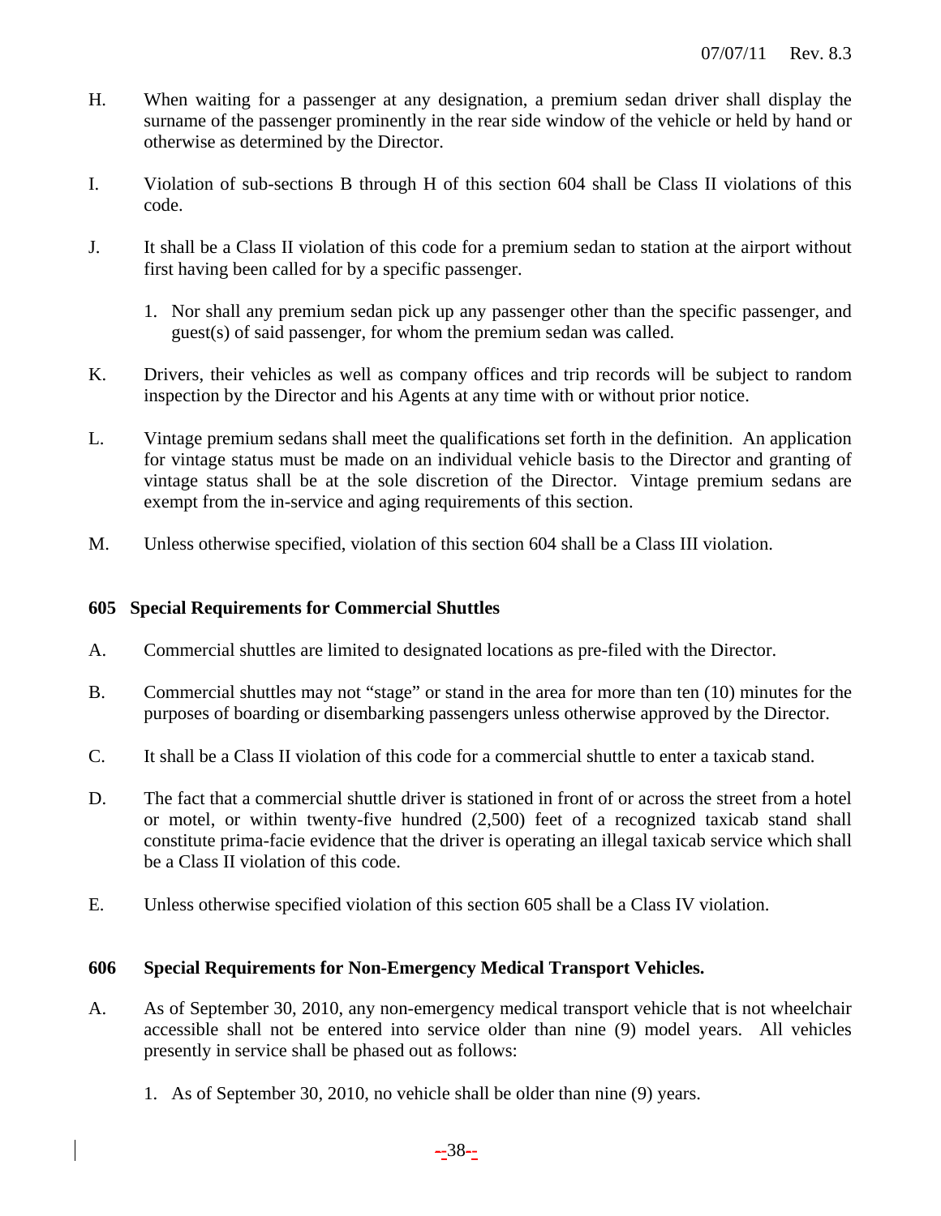H. When waiting for a passenger at any designation, a premium sedan driver shall display the surname of the passenger prominently in the rear side window of the vehicle or held by hand or otherwise as determined by the Director.

I. Violation of sub-sections B through H of this section 604 shall be Class II violations of this code.

J. It shall be a Class II violation of this code for a premium sedan to station at the airport without first having been called for by a specific passenger.

   1. Nor shall any premium sedan pick up any passenger other than the specific passenger, and guest(s) of said passenger, for whom the premium sedan was called.

K. Drivers, their vehicles as well as company offices and trip records will be subject to random inspection by the Director and his Agents at any time with or without prior notice.

L. Vintage premium sedans shall meet the qualifications set forth in the definition. An application for vintage status must be made on an individual vehicle basis to the Director and granting of vintage status shall be at the sole discretion of the Director. Vintage premium sedans are exempt from the in-service and aging requirements of this section.

M. Unless otherwise specified, violation of this section 604 shall be a Class III violation.

### 605 Special Requirements for Commercial Shuttles

A. Commercial shuttles are limited to designated locations as pre-filed with the Director.

B. Commercial shuttles may not "stage" or stand in the area for more than ten (10) minutes for the purposes of boarding or disembarking passengers unless otherwise approved by the Director.

C. It shall be a Class II violation of this code for a commercial shuttle to enter a taxicab stand.

D. The fact that a commercial shuttle driver is stationed in front of or across the street from a hotel or motel, or within twenty-five hundred (2,500) feet of a recognized taxicab stand shall constitute prima-facie evidence that the driver is operating an illegal taxicab service which shall be a Class II violation of this code.

E. Unless otherwise specified violation of this section 605 shall be a Class IV violation.

### 606 Special Requirements for Non-Emergency Medical Transport Vehicles.

A. As of September 30, 2010, any non-emergency medical transport vehicle that is not wheelchair accessible shall not be entered into service older than nine (9) model years. All vehicles presently in service shall be phased out as follows:

   1. As of September 30, 2010, no vehicle shall be older than nine (9) years.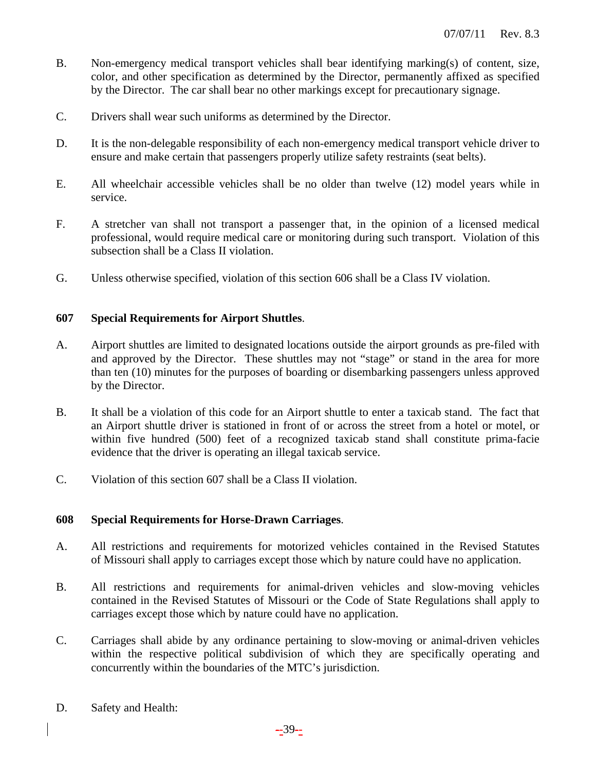B. Non-emergency medical transport vehicles shall bear identifying marking(s) of content, size, color, and other specification as determined by the Director, permanently affixed as specified by the Director. The car shall bear no other markings except for precautionary signage.

C. Drivers shall wear such uniforms as determined by the Director.

D. It is the non-delegable responsibility of each non-emergency medical transport vehicle driver to ensure and make certain that passengers properly utilize safety restraints (seat belts).

E. All wheelchair accessible vehicles shall be no older than twelve (12) model years while in service.

F. A stretcher van shall not transport a passenger that, in the opinion of a licensed medical professional, would require medical care or monitoring during such transport. Violation of this subsection shall be a Class II violation.

G. Unless otherwise specified, violation of this section 606 shall be a Class IV violation.

### 607 Special Requirements for Airport Shuttles.

A. Airport shuttles are limited to designated locations outside the airport grounds as pre-filed with and approved by the Director. These shuttles may not "stage" or stand in the area for more than ten (10) minutes for the purposes of boarding or disembarking passengers unless approved by the Director.

B. It shall be a violation of this code for an Airport shuttle to enter a taxicab stand. The fact that an Airport shuttle driver is stationed in front of or across the street from a hotel or motel, or within five hundred (500) feet of a recognized taxicab stand shall constitute prima-facie evidence that the driver is operating an illegal taxicab service.

C. Violation of this section 607 shall be a Class II violation.

### 608 Special Requirements for Horse-Drawn Carriages.

A. All restrictions and requirements for motorized vehicles contained in the Revised Statutes of Missouri shall apply to carriages except those which by nature could have no application.

B. All restrictions and requirements for animal-driven vehicles and slow-moving vehicles contained in the Revised Statutes of Missouri or the Code of State Regulations shall apply to carriages except those which by nature could have no application.

C. Carriages shall abide by any ordinance pertaining to slow-moving or animal-driven vehicles within the respective political subdivision of which they are specifically operating and concurrently within the boundaries of the MTC's jurisdiction.

D. Safety and Health: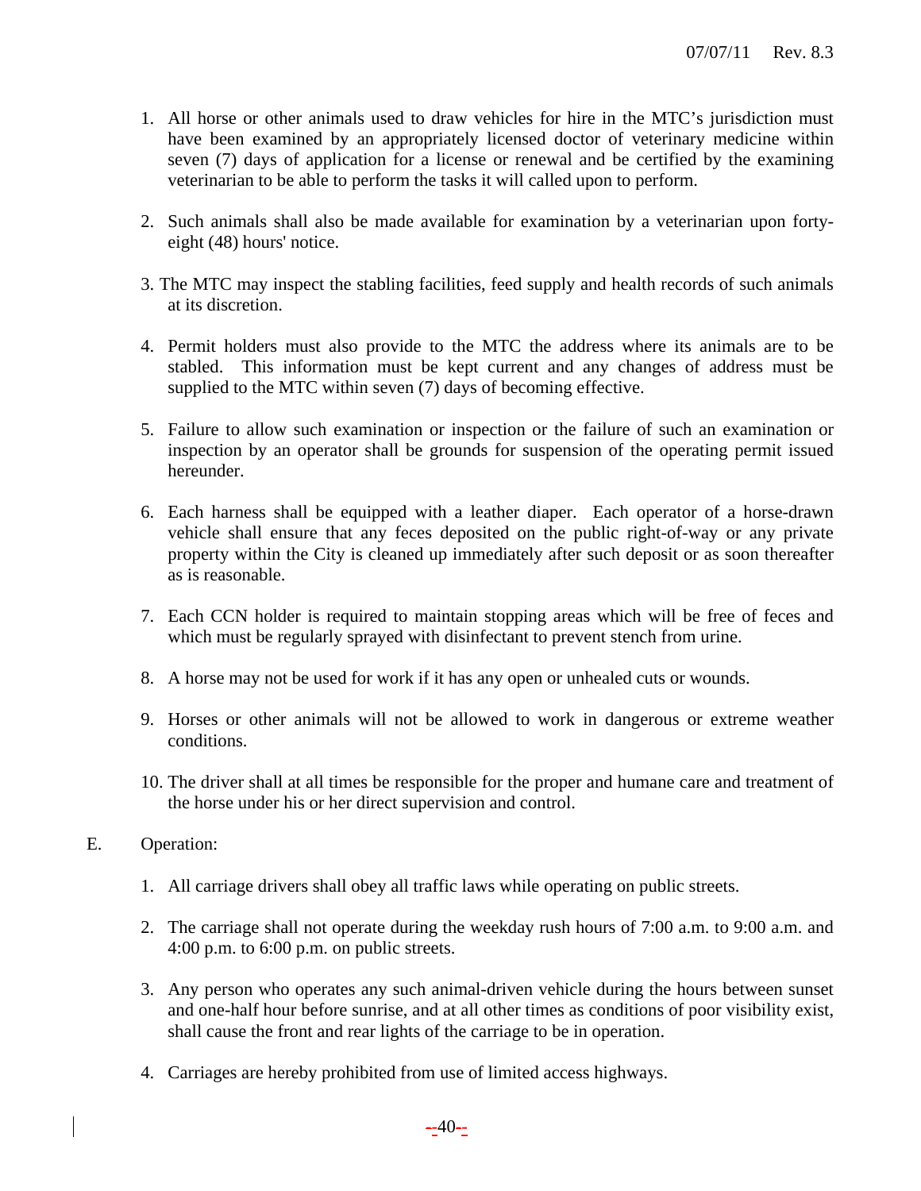1. All horse or other animals used to draw vehicles for hire in the MTC's jurisdiction must have been examined by an appropriately licensed doctor of veterinary medicine within seven (7) days of application for a license or renewal and be certified by the examining veterinarian to be able to perform the tasks it will called upon to perform.

2. Such animals shall also be made available for examination by a veterinarian upon forty-eight (48) hours' notice.

3. The MTC may inspect the stabling facilities, feed supply and health records of such animals at its discretion.

4. Permit holders must also provide to the MTC the address where its animals are to be stabled. This information must be kept current and any changes of address must be supplied to the MTC within seven (7) days of becoming effective.

5. Failure to allow such examination or inspection or the failure of such an examination or inspection by an operator shall be grounds for suspension of the operating permit issued hereunder.

6. Each harness shall be equipped with a leather diaper. Each operator of a horse-drawn vehicle shall ensure that any feces deposited on the public right-of-way or any private property within the City is cleaned up immediately after such deposit or as soon thereafter as is reasonable.

7. Each CCN holder is required to maintain stopping areas which will be free of feces and which must be regularly sprayed with disinfectant to prevent stench from urine.

8. A horse may not be used for work if it has any open or unhealed cuts or wounds.

9. Horses or other animals will not be allowed to work in dangerous or extreme weather conditions.

10. The driver shall at all times be responsible for the proper and humane care and treatment of the horse under his or her direct supervision and control.

E. Operation:

1. All carriage drivers shall obey all traffic laws while operating on public streets.

2. The carriage shall not operate during the weekday rush hours of 7:00 a.m. to 9:00 a.m. and 4:00 p.m. to 6:00 p.m. on public streets.

3. Any person who operates any such animal-driven vehicle during the hours between sunset and one-half hour before sunrise, and at all other times as conditions of poor visibility exist, shall cause the front and rear lights of the carriage to be in operation.

4. Carriages are hereby prohibited from use of limited access highways.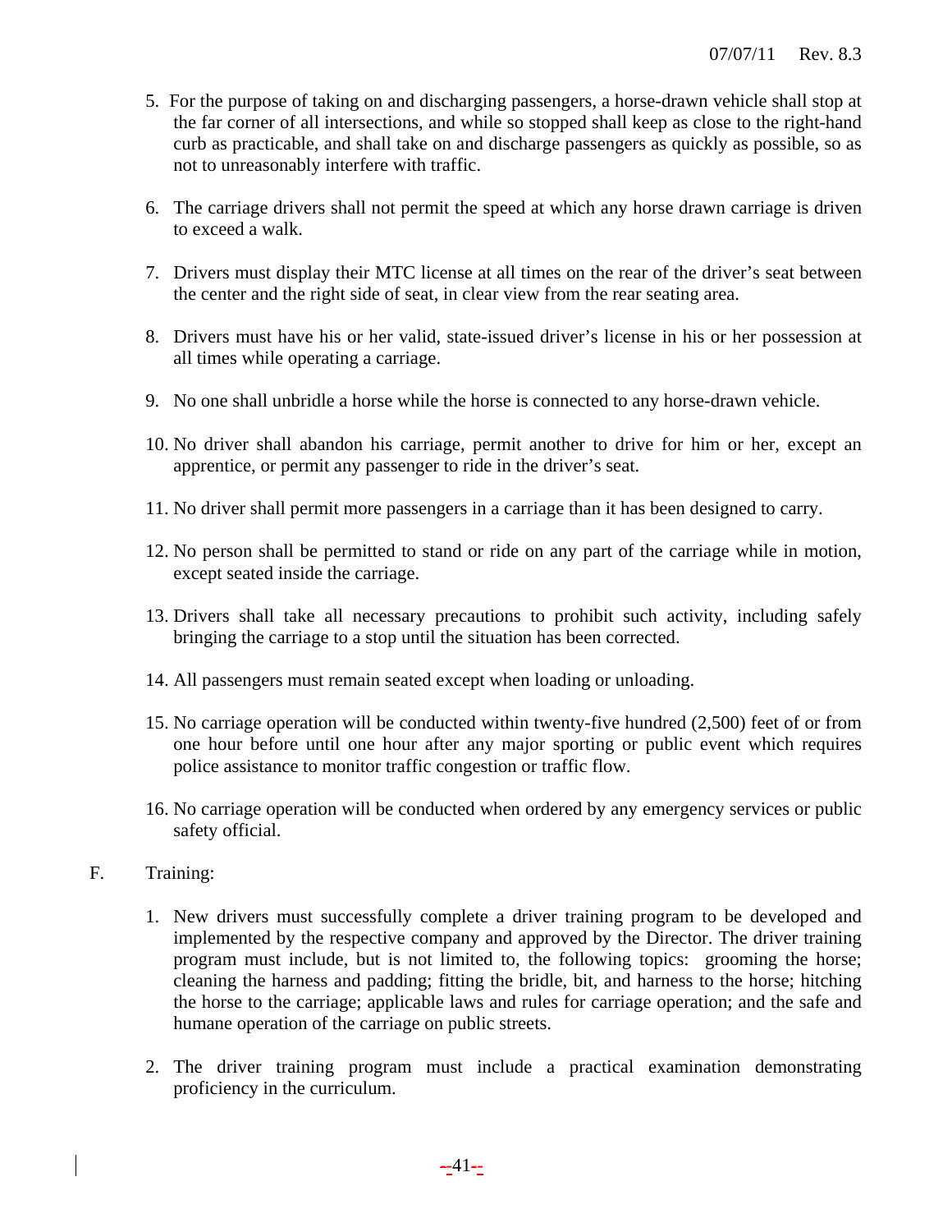5. For the purpose of taking on and discharging passengers, a horse-drawn vehicle shall stop at the far corner of all intersections, and while so stopped shall keep as close to the right-hand curb as practicable, and shall take on and discharge passengers as quickly as possible, so as not to unreasonably interfere with traffic.

6. The carriage drivers shall not permit the speed at which any horse drawn carriage is driven to exceed a walk.

7. Drivers must display their MTC license at all times on the rear of the driver's seat between the center and the right side of seat, in clear view from the rear seating area.

8. Drivers must have his or her valid, state-issued driver's license in his or her possession at all times while operating a carriage.

9. No one shall unbridle a horse while the horse is connected to any horse-drawn vehicle.

10. No driver shall abandon his carriage, permit another to drive for him or her, except an apprentice, or permit any passenger to ride in the driver's seat.

11. No driver shall permit more passengers in a carriage than it has been designed to carry.

12. No person shall be permitted to stand or ride on any part of the carriage while in motion, except seated inside the carriage.

13. Drivers shall take all necessary precautions to prohibit such activity, including safely bringing the carriage to a stop until the situation has been corrected.

14. All passengers must remain seated except when loading or unloading.

15. No carriage operation will be conducted within twenty-five hundred (2,500) feet of or from one hour before until one hour after any major sporting or public event which requires police assistance to monitor traffic congestion or traffic flow.

16. No carriage operation will be conducted when ordered by any emergency services or public safety official.

F. Training:

1. New drivers must successfully complete a driver training program to be developed and implemented by the respective company and approved by the Director. The driver training program must include, but is not limited to, the following topics: grooming the horse; cleaning the harness and padding; fitting the bridle, bit, and harness to the horse; hitching the horse to the carriage; applicable laws and rules for carriage operation; and the safe and humane operation of the carriage on public streets.

2. The driver training program must include a practical examination demonstrating proficiency in the curriculum.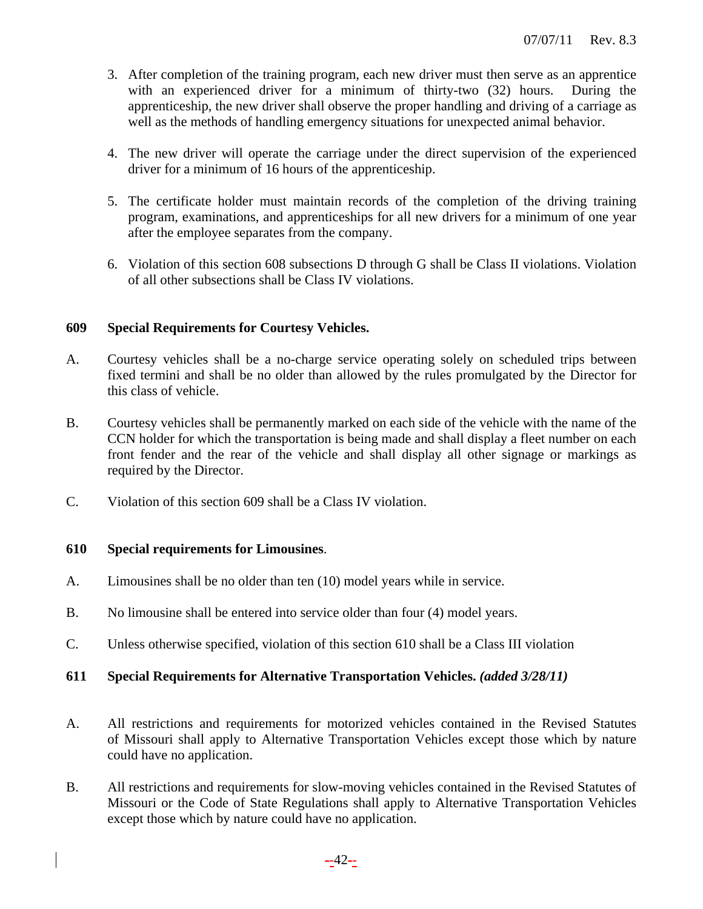3. After completion of the training program, each new driver must then serve as an apprentice with an experienced driver for a minimum of thirty-two (32) hours. During the apprenticeship, the new driver shall observe the proper handling and driving of a carriage as well as the methods of handling emergency situations for unexpected animal behavior.

4. The new driver will operate the carriage under the direct supervision of the experienced driver for a minimum of 16 hours of the apprenticeship.

5. The certificate holder must maintain records of the completion of the driving training program, examinations, and apprenticeships for all new drivers for a minimum of one year after the employee separates from the company.

6. Violation of this section 608 subsections D through G shall be Class II violations. Violation of all other subsections shall be Class IV violations.

**609 Special Requirements for Courtesy Vehicles.**

A. Courtesy vehicles shall be a no-charge service operating solely on scheduled trips between fixed termini and shall be no older than allowed by the rules promulgated by the Director for this class of vehicle.

B. Courtesy vehicles shall be permanently marked on each side of the vehicle with the name of the CCN holder for which the transportation is being made and shall display a fleet number on each front fender and the rear of the vehicle and shall display all other signage or markings as required by the Director.

C. Violation of this section 609 shall be a Class IV violation.

**610 Special requirements for Limousines**.

A. Limousines shall be no older than ten (10) model years while in service.

B. No limousine shall be entered into service older than four (4) model years.

C. Unless otherwise specified, violation of this section 610 shall be a Class III violation

**611 Special Requirements for Alternative Transportation Vehicles.** ***(added 3/28/11)***

A. All restrictions and requirements for motorized vehicles contained in the Revised Statutes of Missouri shall apply to Alternative Transportation Vehicles except those which by nature could have no application.

B. All restrictions and requirements for slow-moving vehicles contained in the Revised Statutes of Missouri or the Code of State Regulations shall apply to Alternative Transportation Vehicles except those which by nature could have no application.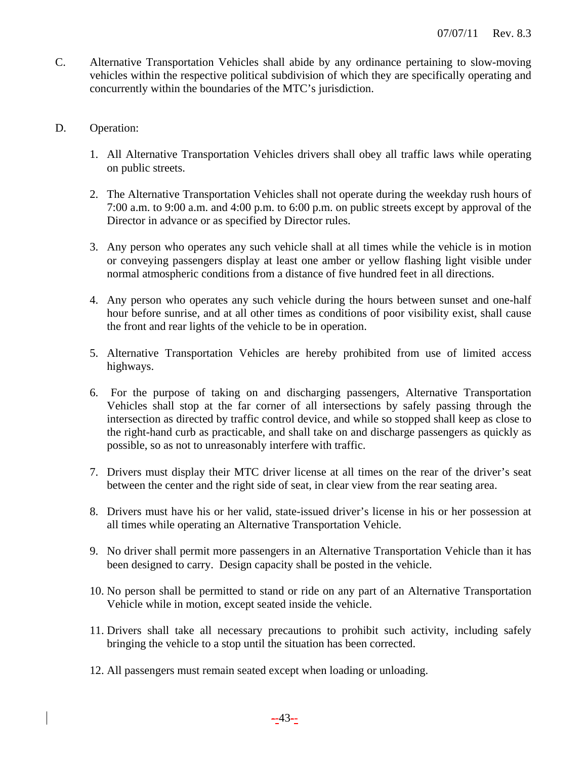C. Alternative Transportation Vehicles shall abide by any ordinance pertaining to slow-moving vehicles within the respective political subdivision of which they are specifically operating and concurrently within the boundaries of the MTC's jurisdiction.

D. Operation:

1. All Alternative Transportation Vehicles drivers shall obey all traffic laws while operating on public streets.

2. The Alternative Transportation Vehicles shall not operate during the weekday rush hours of 7:00 a.m. to 9:00 a.m. and 4:00 p.m. to 6:00 p.m. on public streets except by approval of the Director in advance or as specified by Director rules.

3. Any person who operates any such vehicle shall at all times while the vehicle is in motion or conveying passengers display at least one amber or yellow flashing light visible under normal atmospheric conditions from a distance of five hundred feet in all directions.

4. Any person who operates any such vehicle during the hours between sunset and one-half hour before sunrise, and at all other times as conditions of poor visibility exist, shall cause the front and rear lights of the vehicle to be in operation.

5. Alternative Transportation Vehicles are hereby prohibited from use of limited access highways.

6. For the purpose of taking on and discharging passengers, Alternative Transportation Vehicles shall stop at the far corner of all intersections by safely passing through the intersection as directed by traffic control device, and while so stopped shall keep as close to the right-hand curb as practicable, and shall take on and discharge passengers as quickly as possible, so as not to unreasonably interfere with traffic.

7. Drivers must display their MTC driver license at all times on the rear of the driver's seat between the center and the right side of seat, in clear view from the rear seating area.

8. Drivers must have his or her valid, state-issued driver's license in his or her possession at all times while operating an Alternative Transportation Vehicle.

9. No driver shall permit more passengers in an Alternative Transportation Vehicle than it has been designed to carry. Design capacity shall be posted in the vehicle.

10. No person shall be permitted to stand or ride on any part of an Alternative Transportation Vehicle while in motion, except seated inside the vehicle.

11. Drivers shall take all necessary precautions to prohibit such activity, including safely bringing the vehicle to a stop until the situation has been corrected.

12. All passengers must remain seated except when loading or unloading.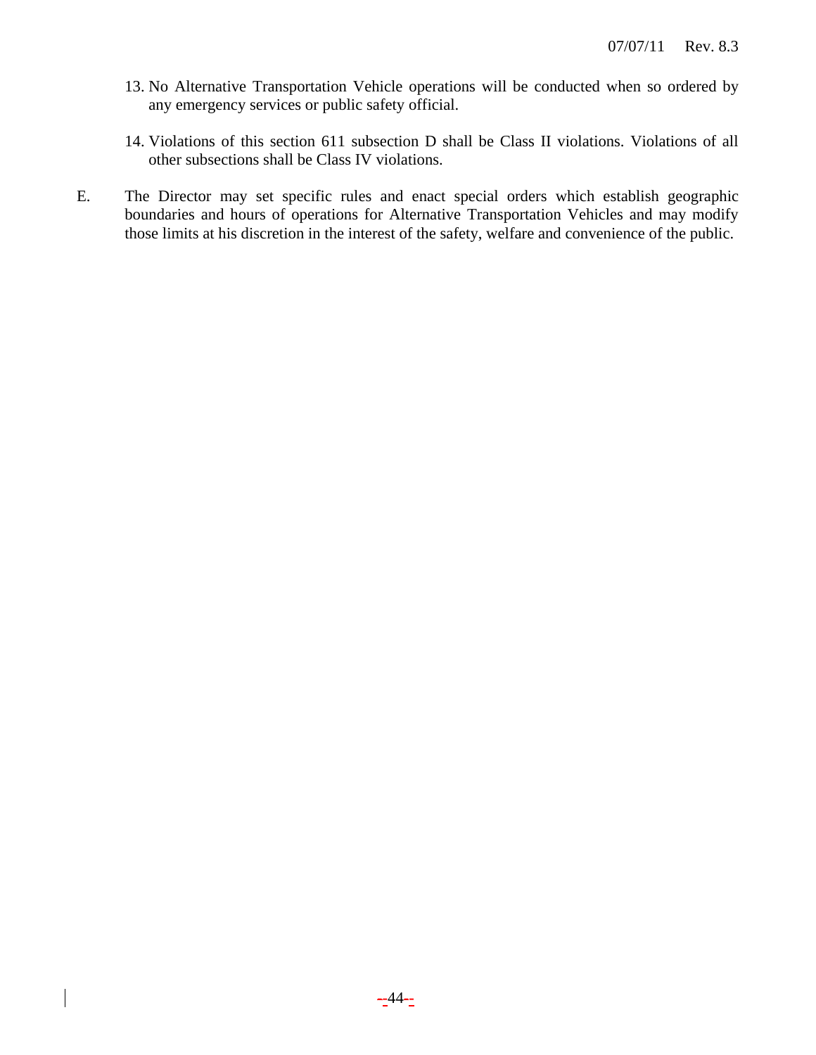13. No Alternative Transportation Vehicle operations will be conducted when so ordered by any emergency services or public safety official.

14. Violations of this section 611 subsection D shall be Class II violations. Violations of all other subsections shall be Class IV violations.

E. The Director may set specific rules and enact special orders which establish geographic boundaries and hours of operations for Alternative Transportation Vehicles and may modify those limits at his discretion in the interest of the safety, welfare and convenience of the public.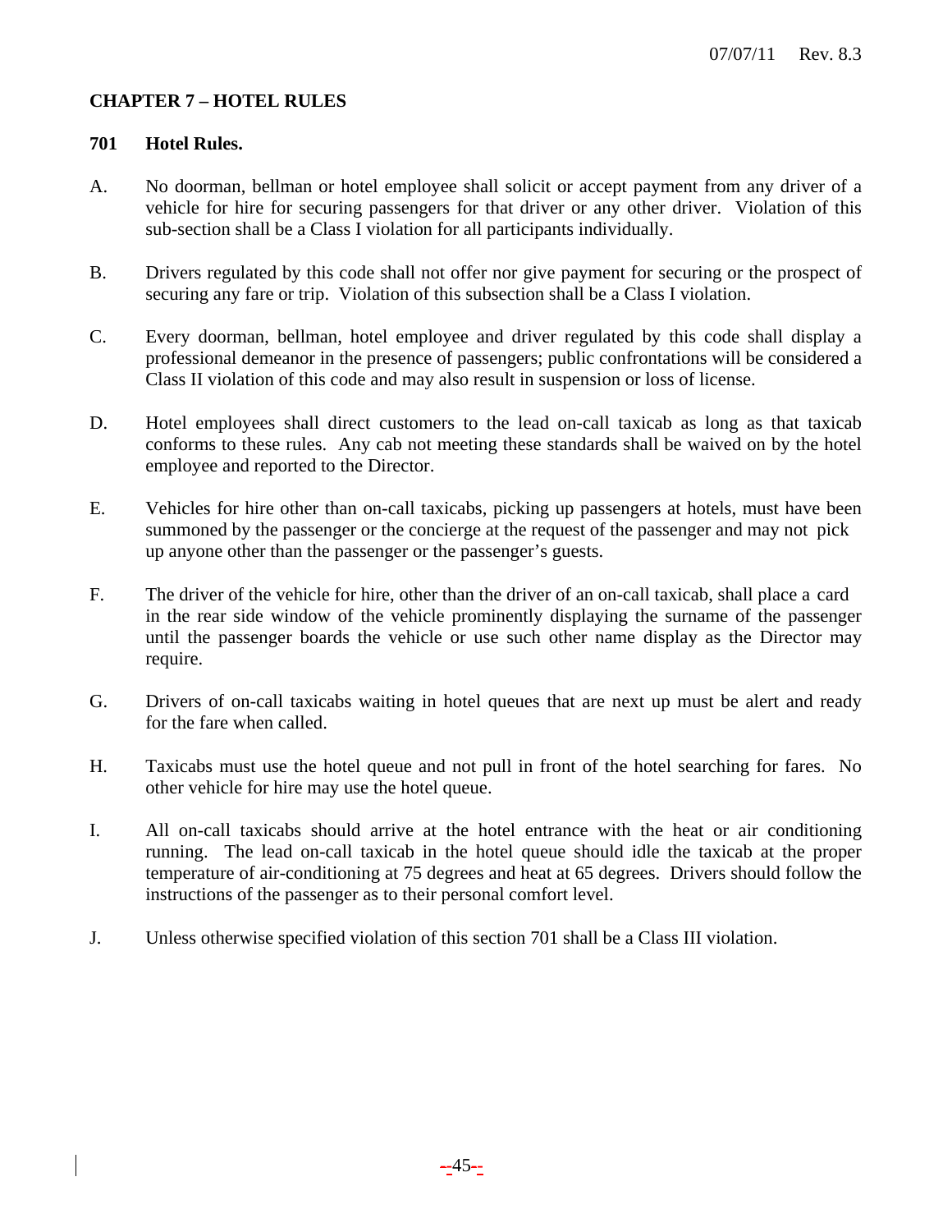## CHAPTER 7 – HOTEL RULES

### 701 Hotel Rules.

A. No doorman, bellman or hotel employee shall solicit or accept payment from any driver of a vehicle for hire for securing passengers for that driver or any other driver. Violation of this sub-section shall be a Class I violation for all participants individually.

B. Drivers regulated by this code shall not offer nor give payment for securing or the prospect of securing any fare or trip. Violation of this subsection shall be a Class I violation.

C. Every doorman, bellman, hotel employee and driver regulated by this code shall display a professional demeanor in the presence of passengers; public confrontations will be considered a Class II violation of this code and may also result in suspension or loss of license.

D. Hotel employees shall direct customers to the lead on-call taxicab as long as that taxicab conforms to these rules. Any cab not meeting these standards shall be waived on by the hotel employee and reported to the Director.

E. Vehicles for hire other than on-call taxicabs, picking up passengers at hotels, must have been summoned by the passenger or the concierge at the request of the passenger and may not pick up anyone other than the passenger or the passenger's guests.

F. The driver of the vehicle for hire, other than the driver of an on-call taxicab, shall place a card in the rear side window of the vehicle prominently displaying the surname of the passenger until the passenger boards the vehicle or use such other name display as the Director may require.

G. Drivers of on-call taxicabs waiting in hotel queues that are next up must be alert and ready for the fare when called.

H. Taxicabs must use the hotel queue and not pull in front of the hotel searching for fares. No other vehicle for hire may use the hotel queue.

I. All on-call taxicabs should arrive at the hotel entrance with the heat or air conditioning running. The lead on-call taxicab in the hotel queue should idle the taxicab at the proper temperature of air-conditioning at 75 degrees and heat at 65 degrees. Drivers should follow the instructions of the passenger as to their personal comfort level.

J. Unless otherwise specified violation of this section 701 shall be a Class III violation.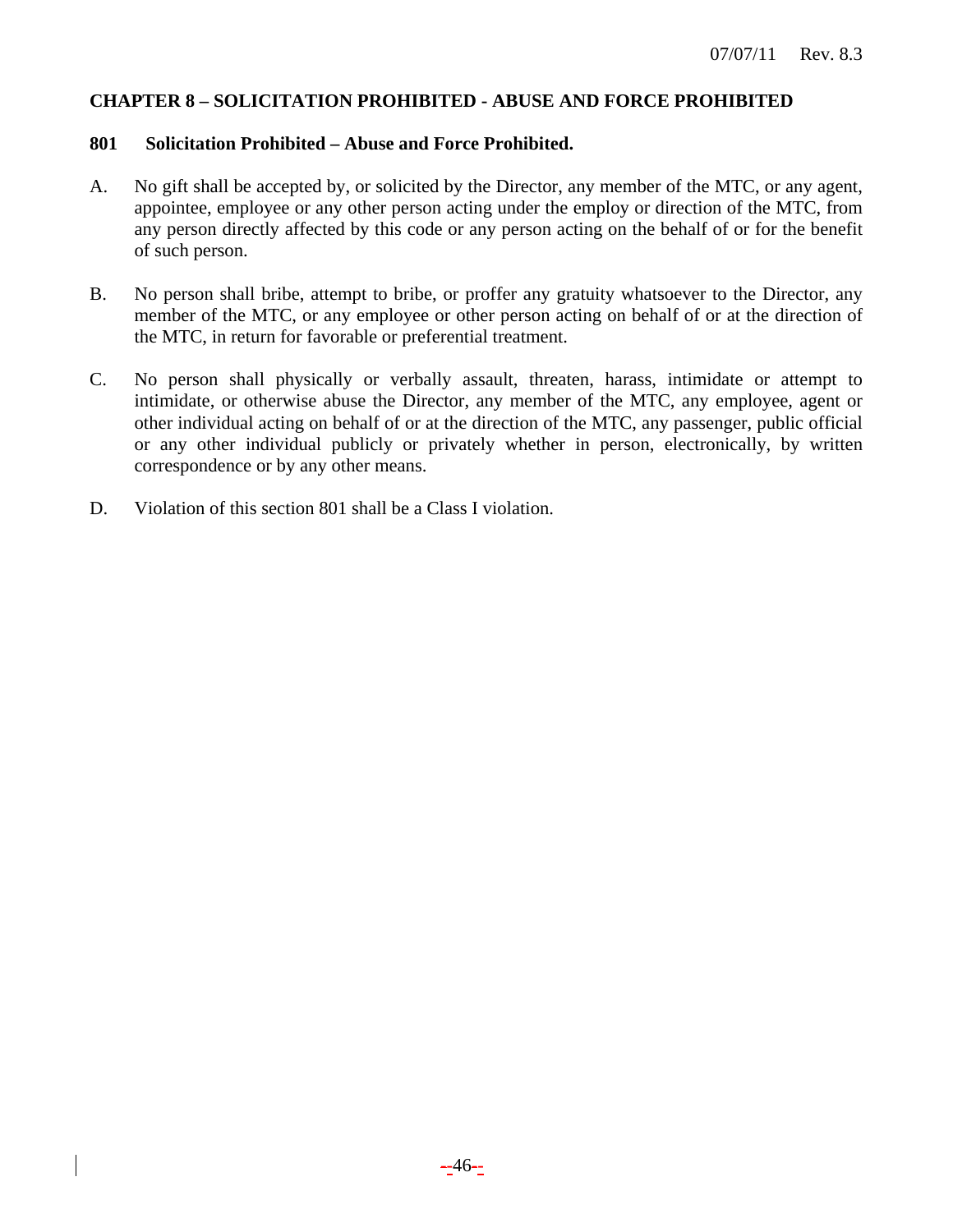## CHAPTER 8 – SOLICITATION PROHIBITED - ABUSE AND FORCE PROHIBITED

### 801 Solicitation Prohibited – Abuse and Force Prohibited.

A. No gift shall be accepted by, or solicited by the Director, any member of the MTC, or any agent, appointee, employee or any other person acting under the employ or direction of the MTC, from any person directly affected by this code or any person acting on the behalf of or for the benefit of such person.

B. No person shall bribe, attempt to bribe, or proffer any gratuity whatsoever to the Director, any member of the MTC, or any employee or other person acting on behalf of or at the direction of the MTC, in return for favorable or preferential treatment.

C. No person shall physically or verbally assault, threaten, harass, intimidate or attempt to intimidate, or otherwise abuse the Director, any member of the MTC, any employee, agent or other individual acting on behalf of or at the direction of the MTC, any passenger, public official or any other individual publicly or privately whether in person, electronically, by written correspondence or by any other means.

D. Violation of this section 801 shall be a Class I violation.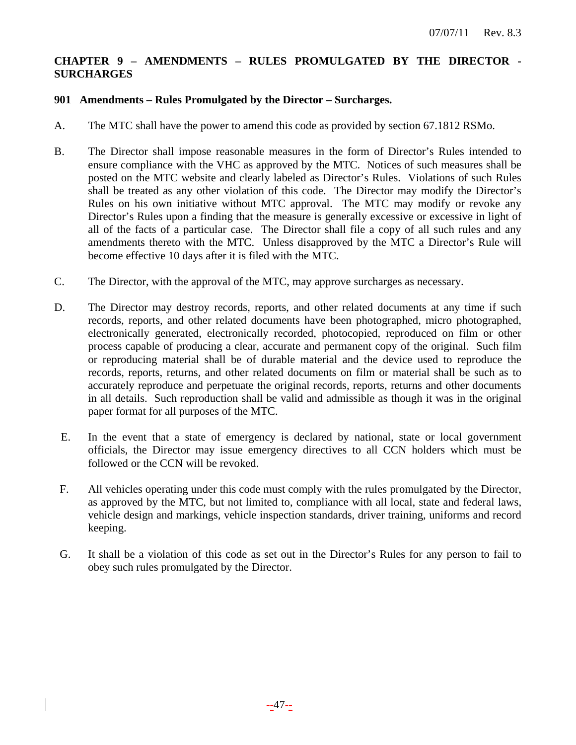## CHAPTER 9 – AMENDMENTS – RULES PROMULGATED BY THE DIRECTOR - SURCHARGES

### 901 Amendments – Rules Promulgated by the Director – Surcharges.

A. The MTC shall have the power to amend this code as provided by section 67.1812 RSMo.

B. The Director shall impose reasonable measures in the form of Director's Rules intended to ensure compliance with the VHC as approved by the MTC. Notices of such measures shall be posted on the MTC website and clearly labeled as Director's Rules. Violations of such Rules shall be treated as any other violation of this code. The Director may modify the Director's Rules on his own initiative without MTC approval. The MTC may modify or revoke any Director's Rules upon a finding that the measure is generally excessive or excessive in light of all of the facts of a particular case. The Director shall file a copy of all such rules and any amendments thereto with the MTC. Unless disapproved by the MTC a Director's Rule will become effective 10 days after it is filed with the MTC.

C. The Director, with the approval of the MTC, may approve surcharges as necessary.

D. The Director may destroy records, reports, and other related documents at any time if such records, reports, and other related documents have been photographed, micro photographed, electronically generated, electronically recorded, photocopied, reproduced on film or other process capable of producing a clear, accurate and permanent copy of the original. Such film or reproducing material shall be of durable material and the device used to reproduce the records, reports, returns, and other related documents on film or material shall be such as to accurately reproduce and perpetuate the original records, reports, returns and other documents in all details. Such reproduction shall be valid and admissible as though it was in the original paper format for all purposes of the MTC.

E. In the event that a state of emergency is declared by national, state or local government officials, the Director may issue emergency directives to all CCN holders which must be followed or the CCN will be revoked.

F. All vehicles operating under this code must comply with the rules promulgated by the Director, as approved by the MTC, but not limited to, compliance with all local, state and federal laws, vehicle design and markings, vehicle inspection standards, driver training, uniforms and record keeping.

G. It shall be a violation of this code as set out in the Director's Rules for any person to fail to obey such rules promulgated by the Director.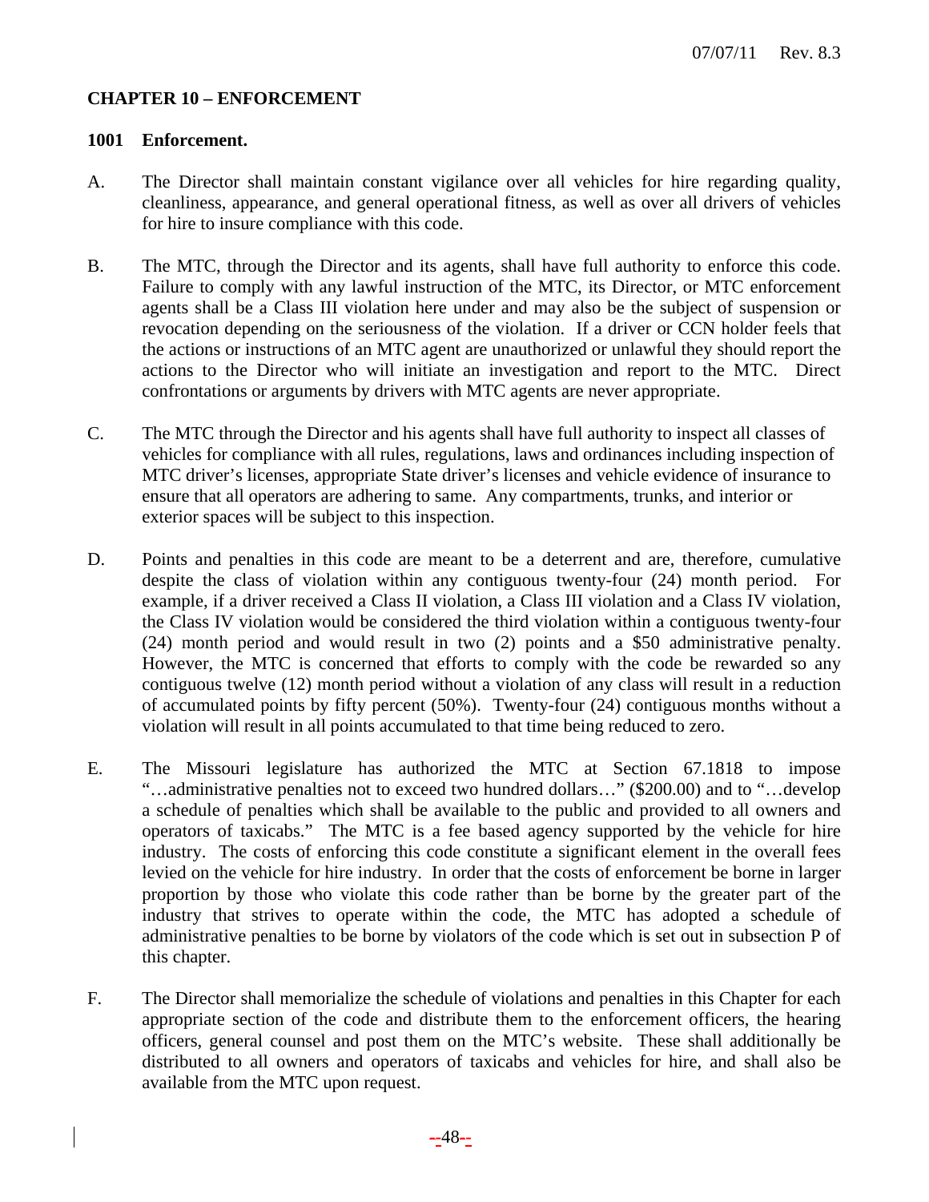## CHAPTER 10 – ENFORCEMENT

### 1001 Enforcement.

A. The Director shall maintain constant vigilance over all vehicles for hire regarding quality, cleanliness, appearance, and general operational fitness, as well as over all drivers of vehicles for hire to insure compliance with this code.

B. The MTC, through the Director and its agents, shall have full authority to enforce this code. Failure to comply with any lawful instruction of the MTC, its Director, or MTC enforcement agents shall be a Class III violation here under and may also be the subject of suspension or revocation depending on the seriousness of the violation. If a driver or CCN holder feels that the actions or instructions of an MTC agent are unauthorized or unlawful they should report the actions to the Director who will initiate an investigation and report to the MTC. Direct confrontations or arguments by drivers with MTC agents are never appropriate.

C. The MTC through the Director and his agents shall have full authority to inspect all classes of vehicles for compliance with all rules, regulations, laws and ordinances including inspection of MTC driver's licenses, appropriate State driver's licenses and vehicle evidence of insurance to ensure that all operators are adhering to same. Any compartments, trunks, and interior or exterior spaces will be subject to this inspection.

D. Points and penalties in this code are meant to be a deterrent and are, therefore, cumulative despite the class of violation within any contiguous twenty-four (24) month period. For example, if a driver received a Class II violation, a Class III violation and a Class IV violation, the Class IV violation would be considered the third violation within a contiguous twenty-four (24) month period and would result in two (2) points and a $50 administrative penalty. However, the MTC is concerned that efforts to comply with the code be rewarded so any contiguous twelve (12) month period without a violation of any class will result in a reduction of accumulated points by fifty percent (50%). Twenty-four (24) contiguous months without a violation will result in all points accumulated to that time being reduced to zero.

E. The Missouri legislature has authorized the MTC at Section 67.1818 to impose "…administrative penalties not to exceed two hundred dollars…" ($200.00) and to "…develop a schedule of penalties which shall be available to the public and provided to all owners and operators of taxicabs." The MTC is a fee based agency supported by the vehicle for hire industry. The costs of enforcing this code constitute a significant element in the overall fees levied on the vehicle for hire industry. In order that the costs of enforcement be borne in larger proportion by those who violate this code rather than be borne by the greater part of the industry that strives to operate within the code, the MTC has adopted a schedule of administrative penalties to be borne by violators of the code which is set out in subsection P of this chapter.

F. The Director shall memorialize the schedule of violations and penalties in this Chapter for each appropriate section of the code and distribute them to the enforcement officers, the hearing officers, general counsel and post them on the MTC's website. These shall additionally be distributed to all owners and operators of taxicabs and vehicles for hire, and shall also be available from the MTC upon request.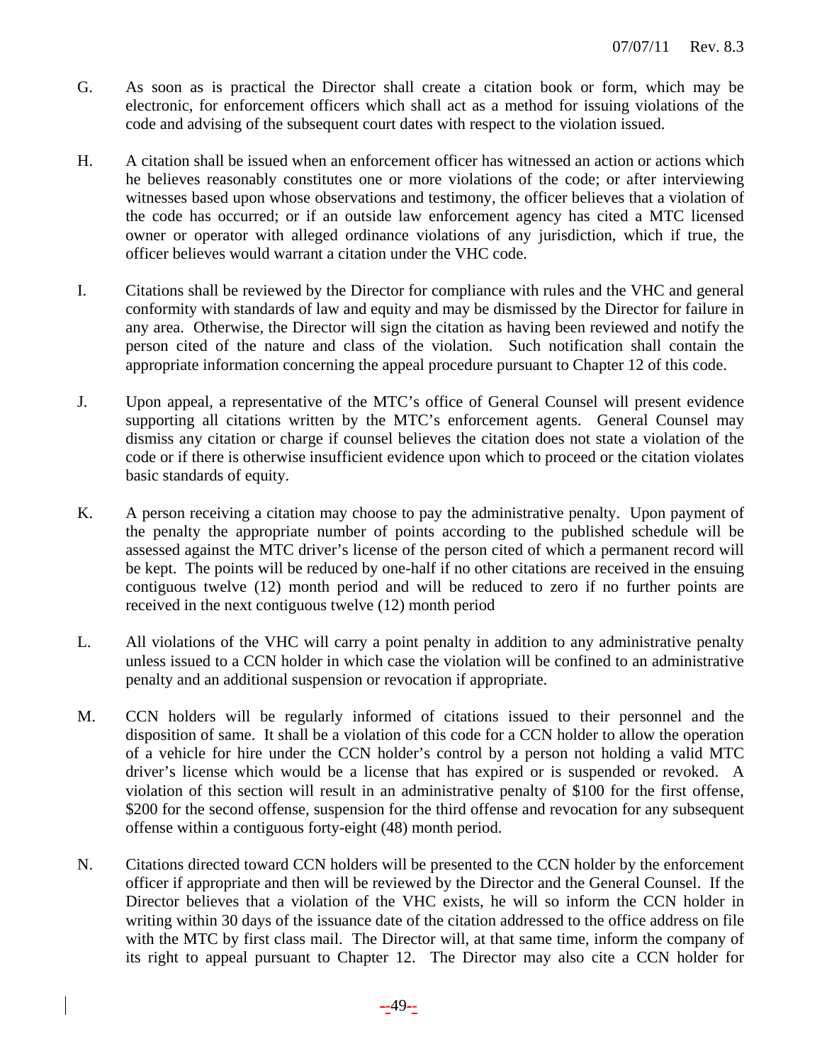G. As soon as is practical the Director shall create a citation book or form, which may be electronic, for enforcement officers which shall act as a method for issuing violations of the code and advising of the subsequent court dates with respect to the violation issued.

H. A citation shall be issued when an enforcement officer has witnessed an action or actions which he believes reasonably constitutes one or more violations of the code; or after interviewing witnesses based upon whose observations and testimony, the officer believes that a violation of the code has occurred; or if an outside law enforcement agency has cited a MTC licensed owner or operator with alleged ordinance violations of any jurisdiction, which if true, the officer believes would warrant a citation under the VHC code.

I. Citations shall be reviewed by the Director for compliance with rules and the VHC and general conformity with standards of law and equity and may be dismissed by the Director for failure in any area. Otherwise, the Director will sign the citation as having been reviewed and notify the person cited of the nature and class of the violation. Such notification shall contain the appropriate information concerning the appeal procedure pursuant to Chapter 12 of this code.

J. Upon appeal, a representative of the MTC's office of General Counsel will present evidence supporting all citations written by the MTC's enforcement agents. General Counsel may dismiss any citation or charge if counsel believes the citation does not state a violation of the code or if there is otherwise insufficient evidence upon which to proceed or the citation violates basic standards of equity.

K. A person receiving a citation may choose to pay the administrative penalty. Upon payment of the penalty the appropriate number of points according to the published schedule will be assessed against the MTC driver's license of the person cited of which a permanent record will be kept. The points will be reduced by one-half if no other citations are received in the ensuing contiguous twelve (12) month period and will be reduced to zero if no further points are received in the next contiguous twelve (12) month period

L. All violations of the VHC will carry a point penalty in addition to any administrative penalty unless issued to a CCN holder in which case the violation will be confined to an administrative penalty and an additional suspension or revocation if appropriate.

M. CCN holders will be regularly informed of citations issued to their personnel and the disposition of same. It shall be a violation of this code for a CCN holder to allow the operation of a vehicle for hire under the CCN holder's control by a person not holding a valid MTC driver's license which would be a license that has expired or is suspended or revoked. A violation of this section will result in an administrative penalty of $100 for the first offense, $200 for the second offense, suspension for the third offense and revocation for any subsequent offense within a contiguous forty-eight (48) month period.

N. Citations directed toward CCN holders will be presented to the CCN holder by the enforcement officer if appropriate and then will be reviewed by the Director and the General Counsel. If the Director believes that a violation of the VHC exists, he will so inform the CCN holder in writing within 30 days of the issuance date of the citation addressed to the office address on file with the MTC by first class mail. The Director will, at that same time, inform the company of its right to appeal pursuant to Chapter 12. The Director may also cite a CCN holder for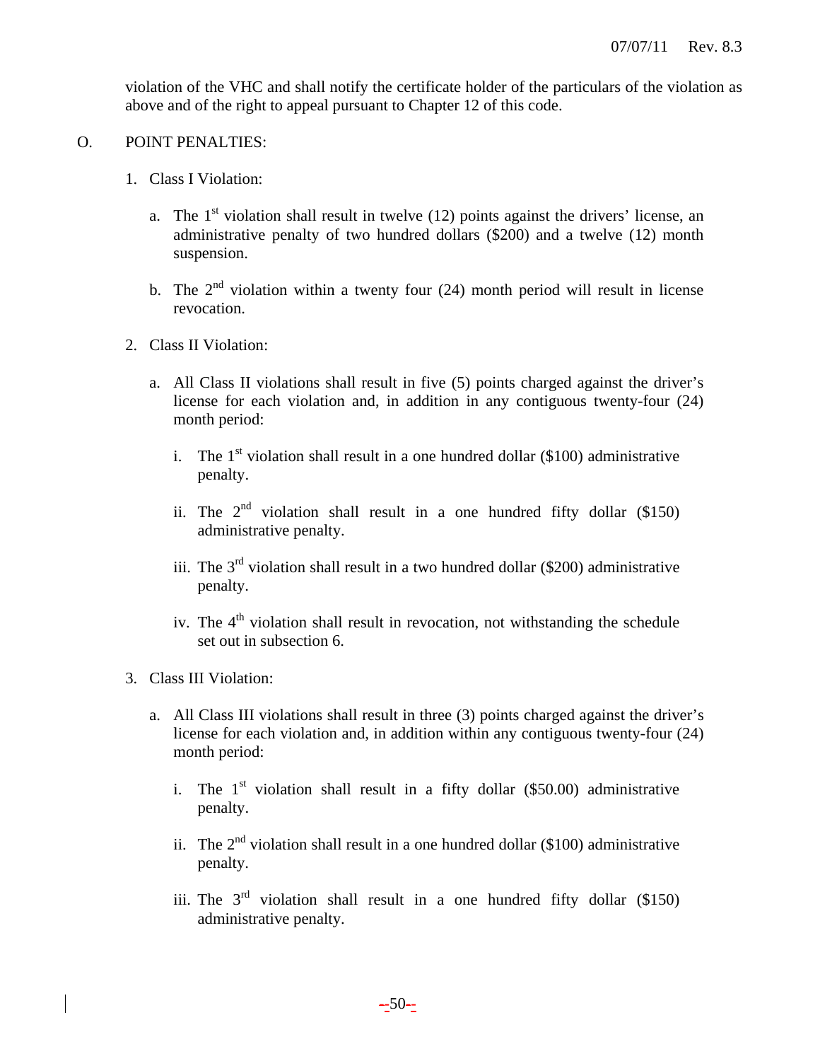violation of the VHC and shall notify the certificate holder of the particulars of the violation as above and of the right to appeal pursuant to Chapter 12 of this code.

O. POINT PENALTIES:

1. Class I Violation:

   a. The 1st violation shall result in twelve (12) points against the drivers' license, an administrative penalty of two hundred dollars ($200) and a twelve (12) month suspension.

   b. The 2nd violation within a twenty four (24) month period will result in license revocation.

2. Class II Violation:

   a. All Class II violations shall result in five (5) points charged against the driver's license for each violation and, in addition in any contiguous twenty-four (24) month period:

      i. The 1st violation shall result in a one hundred dollar ($100) administrative penalty.

      ii. The 2nd violation shall result in a one hundred fifty dollar ($150) administrative penalty.

      iii. The 3rd violation shall result in a two hundred dollar ($200) administrative penalty.

      iv. The 4th violation shall result in revocation, not withstanding the schedule set out in subsection 6.

3. Class III Violation:

   a. All Class III violations shall result in three (3) points charged against the driver's license for each violation and, in addition within any contiguous twenty-four (24) month period:

      i. The 1st violation shall result in a fifty dollar ($50.00) administrative penalty.

      ii. The 2nd violation shall result in a one hundred dollar ($100) administrative penalty.

      iii. The 3rd violation shall result in a one hundred fifty dollar ($150) administrative penalty.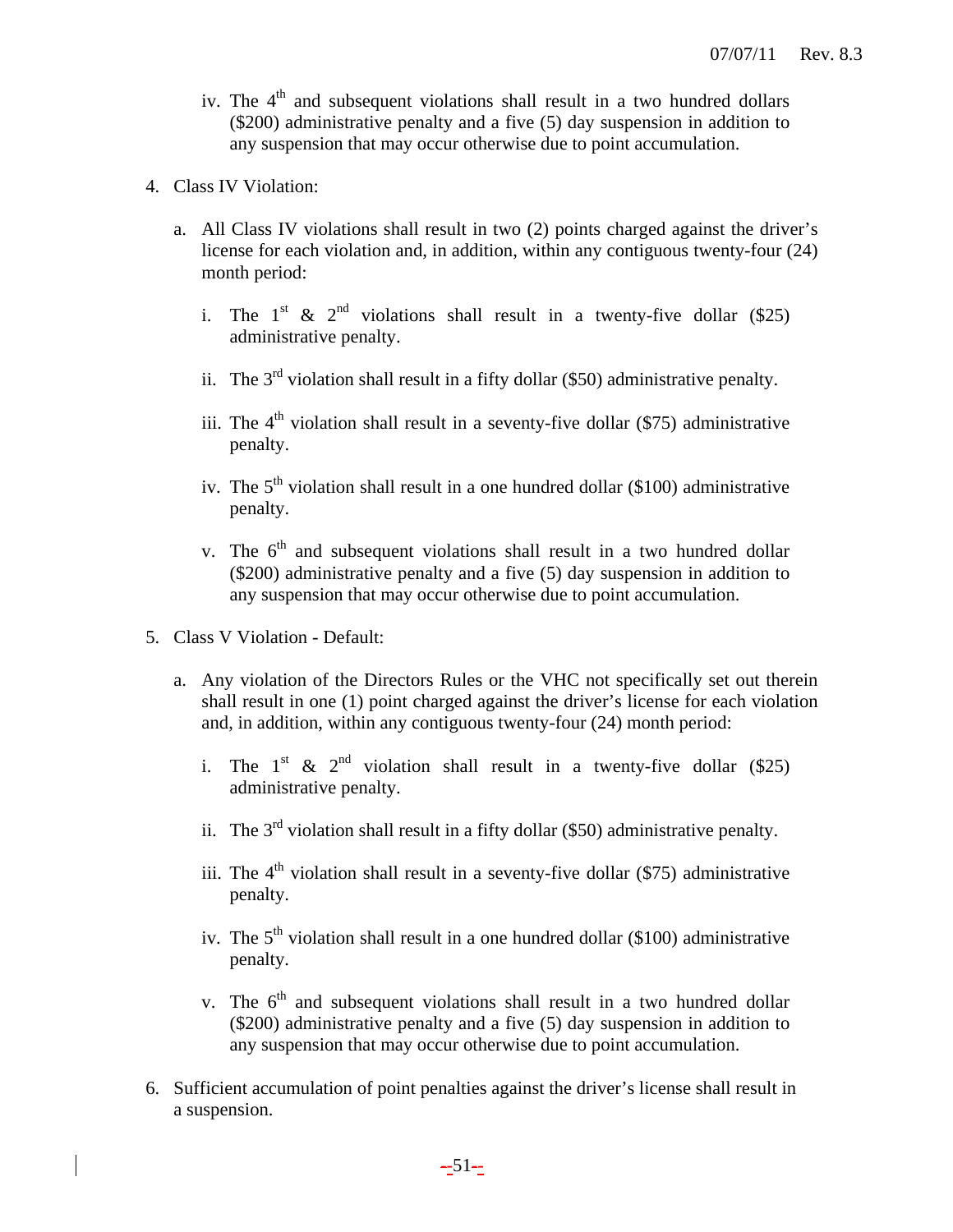iv. The 4th and subsequent violations shall result in a two hundred dollars ($200) administrative penalty and a five (5) day suspension in addition to any suspension that may occur otherwise due to point accumulation.

4. Class IV Violation:

   a. All Class IV violations shall result in two (2) points charged against the driver's license for each violation and, in addition, within any contiguous twenty-four (24) month period:

      i. The 1st & 2nd violations shall result in a twenty-five dollar ($25) administrative penalty.

      ii. The 3rd violation shall result in a fifty dollar ($50) administrative penalty.

      iii. The 4th violation shall result in a seventy-five dollar ($75) administrative penalty.

      iv. The 5th violation shall result in a one hundred dollar ($100) administrative penalty.

      v. The 6th and subsequent violations shall result in a two hundred dollar ($200) administrative penalty and a five (5) day suspension in addition to any suspension that may occur otherwise due to point accumulation.

5. Class V Violation - Default:

   a. Any violation of the Directors Rules or the VHC not specifically set out therein shall result in one (1) point charged against the driver's license for each violation and, in addition, within any contiguous twenty-four (24) month period:

      i. The 1st & 2nd violation shall result in a twenty-five dollar ($25) administrative penalty.

      ii. The 3rd violation shall result in a fifty dollar ($50) administrative penalty.

      iii. The 4th violation shall result in a seventy-five dollar ($75) administrative penalty.

      iv. The 5th violation shall result in a one hundred dollar ($100) administrative penalty.

      v. The 6th and subsequent violations shall result in a two hundred dollar ($200) administrative penalty and a five (5) day suspension in addition to any suspension that may occur otherwise due to point accumulation.

6. Sufficient accumulation of point penalties against the driver's license shall result in a suspension.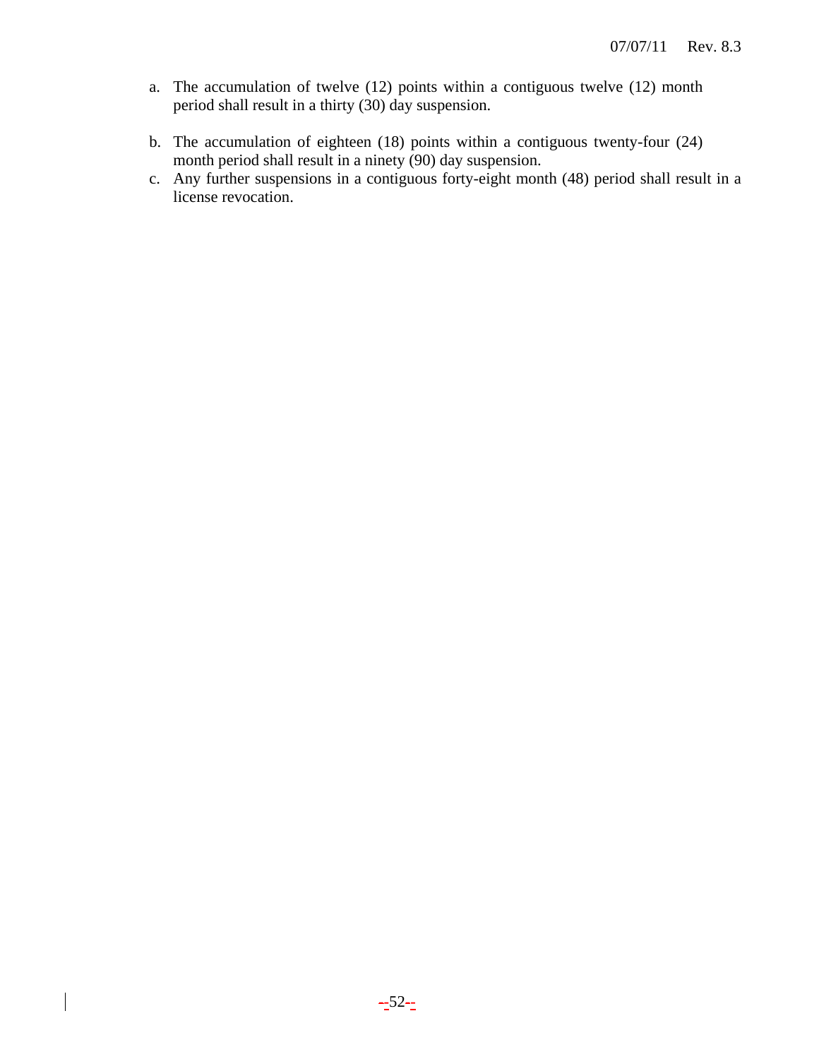a. The accumulation of twelve (12) points within a contiguous twelve (12) month period shall result in a thirty (30) day suspension.

b. The accumulation of eighteen (18) points within a contiguous twenty-four (24) month period shall result in a ninety (90) day suspension.

c. Any further suspensions in a contiguous forty-eight month (48) period shall result in a license revocation.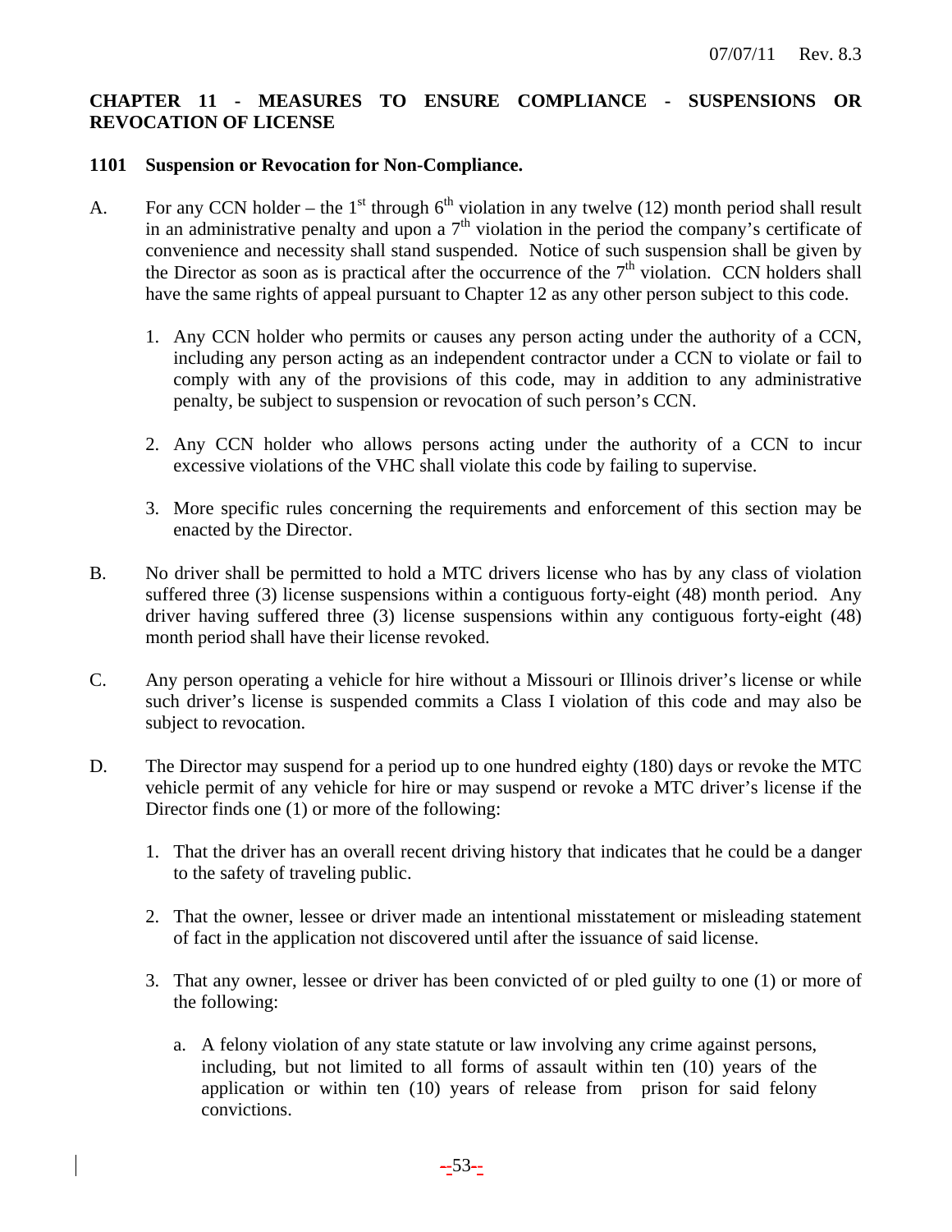## CHAPTER 11 - MEASURES TO ENSURE COMPLIANCE - SUSPENSIONS OR REVOCATION OF LICENSE

### 1101 Suspension or Revocation for Non-Compliance.

A. For any CCN holder – the 1st through 6th violation in any twelve (12) month period shall result in an administrative penalty and upon a 7th violation in the period the company's certificate of convenience and necessity shall stand suspended. Notice of such suspension shall be given by the Director as soon as is practical after the occurrence of the 7th violation. CCN holders shall have the same rights of appeal pursuant to Chapter 12 as any other person subject to this code.

   1. Any CCN holder who permits or causes any person acting under the authority of a CCN, including any person acting as an independent contractor under a CCN to violate or fail to comply with any of the provisions of this code, may in addition to any administrative penalty, be subject to suspension or revocation of such person's CCN.

   2. Any CCN holder who allows persons acting under the authority of a CCN to incur excessive violations of the VHC shall violate this code by failing to supervise.

   3. More specific rules concerning the requirements and enforcement of this section may be enacted by the Director.

B. No driver shall be permitted to hold a MTC drivers license who has by any class of violation suffered three (3) license suspensions within a contiguous forty-eight (48) month period. Any driver having suffered three (3) license suspensions within any contiguous forty-eight (48) month period shall have their license revoked.

C. Any person operating a vehicle for hire without a Missouri or Illinois driver's license or while such driver's license is suspended commits a Class I violation of this code and may also be subject to revocation.

D. The Director may suspend for a period up to one hundred eighty (180) days or revoke the MTC vehicle permit of any vehicle for hire or may suspend or revoke a MTC driver's license if the Director finds one (1) or more of the following:

   1. That the driver has an overall recent driving history that indicates that he could be a danger to the safety of traveling public.

   2. That the owner, lessee or driver made an intentional misstatement or misleading statement of fact in the application not discovered until after the issuance of said license.

   3. That any owner, lessee or driver has been convicted of or pled guilty to one (1) or more of the following:

      a. A felony violation of any state statute or law involving any crime against persons, including, but not limited to all forms of assault within ten (10) years of the application or within ten (10) years of release from prison for said felony convictions.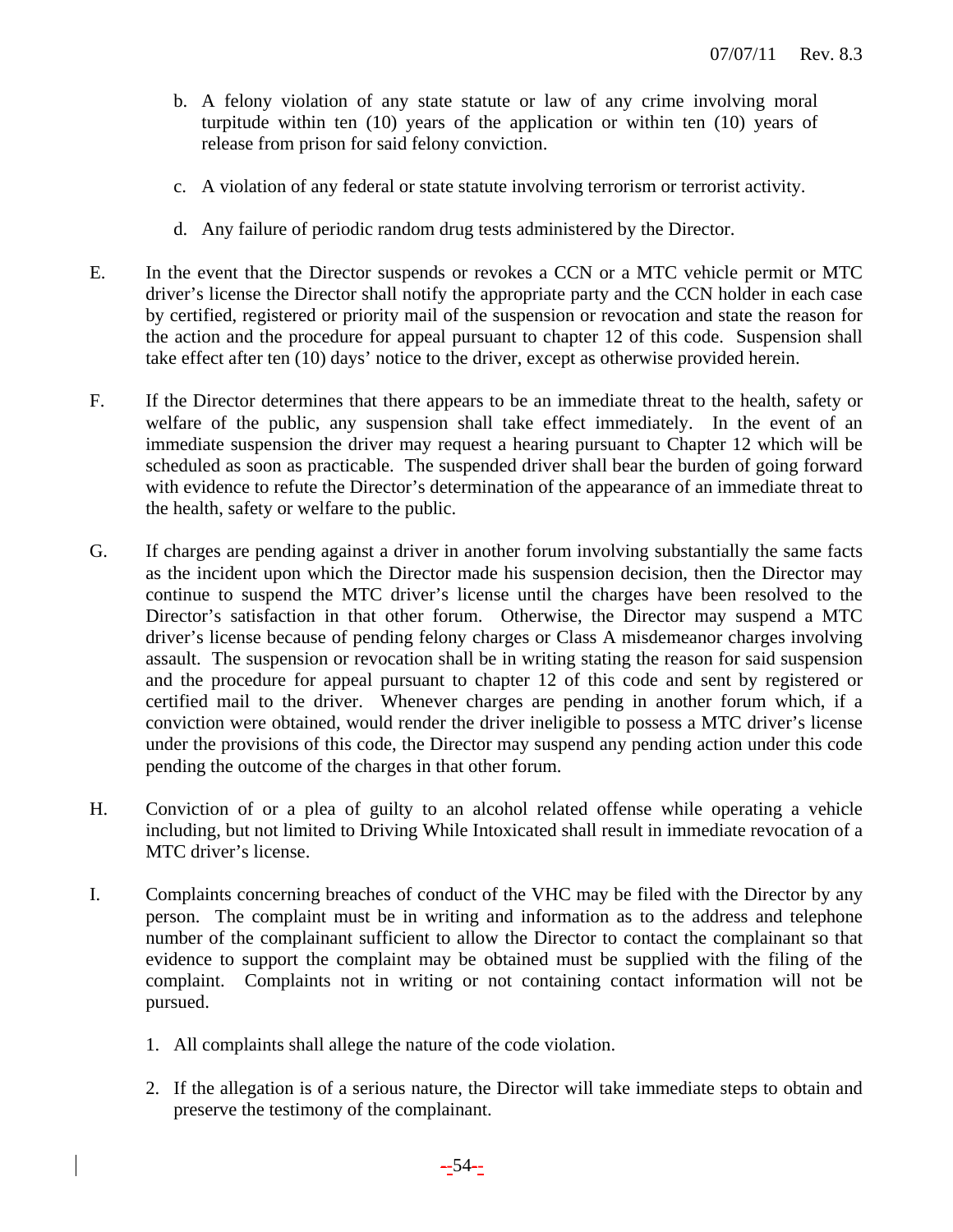b. A felony violation of any state statute or law of any crime involving moral turpitude within ten (10) years of the application or within ten (10) years of release from prison for said felony conviction.

c. A violation of any federal or state statute involving terrorism or terrorist activity.

d. Any failure of periodic random drug tests administered by the Director.

E. In the event that the Director suspends or revokes a CCN or a MTC vehicle permit or MTC driver's license the Director shall notify the appropriate party and the CCN holder in each case by certified, registered or priority mail of the suspension or revocation and state the reason for the action and the procedure for appeal pursuant to chapter 12 of this code. Suspension shall take effect after ten (10) days' notice to the driver, except as otherwise provided herein.

F. If the Director determines that there appears to be an immediate threat to the health, safety or welfare of the public, any suspension shall take effect immediately. In the event of an immediate suspension the driver may request a hearing pursuant to Chapter 12 which will be scheduled as soon as practicable. The suspended driver shall bear the burden of going forward with evidence to refute the Director's determination of the appearance of an immediate threat to the health, safety or welfare to the public.

G. If charges are pending against a driver in another forum involving substantially the same facts as the incident upon which the Director made his suspension decision, then the Director may continue to suspend the MTC driver's license until the charges have been resolved to the Director's satisfaction in that other forum. Otherwise, the Director may suspend a MTC driver's license because of pending felony charges or Class A misdemeanor charges involving assault. The suspension or revocation shall be in writing stating the reason for said suspension and the procedure for appeal pursuant to chapter 12 of this code and sent by registered or certified mail to the driver. Whenever charges are pending in another forum which, if a conviction were obtained, would render the driver ineligible to possess a MTC driver's license under the provisions of this code, the Director may suspend any pending action under this code pending the outcome of the charges in that other forum.

H. Conviction of or a plea of guilty to an alcohol related offense while operating a vehicle including, but not limited to Driving While Intoxicated shall result in immediate revocation of a MTC driver's license.

I. Complaints concerning breaches of conduct of the VHC may be filed with the Director by any person. The complaint must be in writing and information as to the address and telephone number of the complainant sufficient to allow the Director to contact the complainant so that evidence to support the complaint may be obtained must be supplied with the filing of the complaint. Complaints not in writing or not containing contact information will not be pursued.

1. All complaints shall allege the nature of the code violation.

2. If the allegation is of a serious nature, the Director will take immediate steps to obtain and preserve the testimony of the complainant.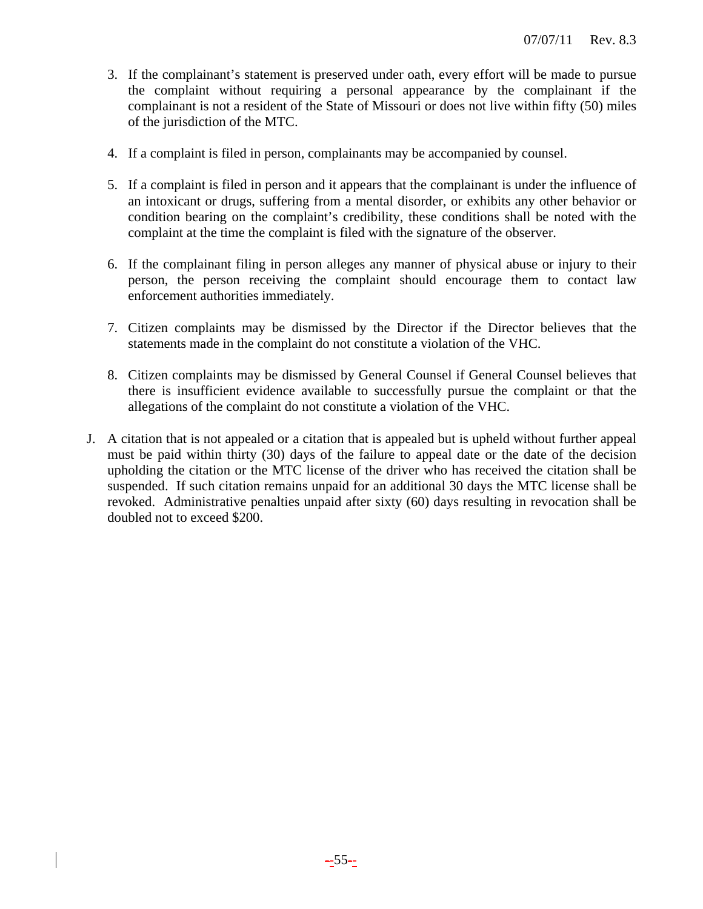3. If the complainant's statement is preserved under oath, every effort will be made to pursue the complaint without requiring a personal appearance by the complainant if the complainant is not a resident of the State of Missouri or does not live within fifty (50) miles of the jurisdiction of the MTC.

4. If a complaint is filed in person, complainants may be accompanied by counsel.

5. If a complaint is filed in person and it appears that the complainant is under the influence of an intoxicant or drugs, suffering from a mental disorder, or exhibits any other behavior or condition bearing on the complaint's credibility, these conditions shall be noted with the complaint at the time the complaint is filed with the signature of the observer.

6. If the complainant filing in person alleges any manner of physical abuse or injury to their person, the person receiving the complaint should encourage them to contact law enforcement authorities immediately.

7. Citizen complaints may be dismissed by the Director if the Director believes that the statements made in the complaint do not constitute a violation of the VHC.

8. Citizen complaints may be dismissed by General Counsel if General Counsel believes that there is insufficient evidence available to successfully pursue the complaint or that the allegations of the complaint do not constitute a violation of the VHC.

J. A citation that is not appealed or a citation that is appealed but is upheld without further appeal must be paid within thirty (30) days of the failure to appeal date or the date of the decision upholding the citation or the MTC license of the driver who has received the citation shall be suspended. If such citation remains unpaid for an additional 30 days the MTC license shall be revoked. Administrative penalties unpaid after sixty (60) days resulting in revocation shall be doubled not to exceed $200.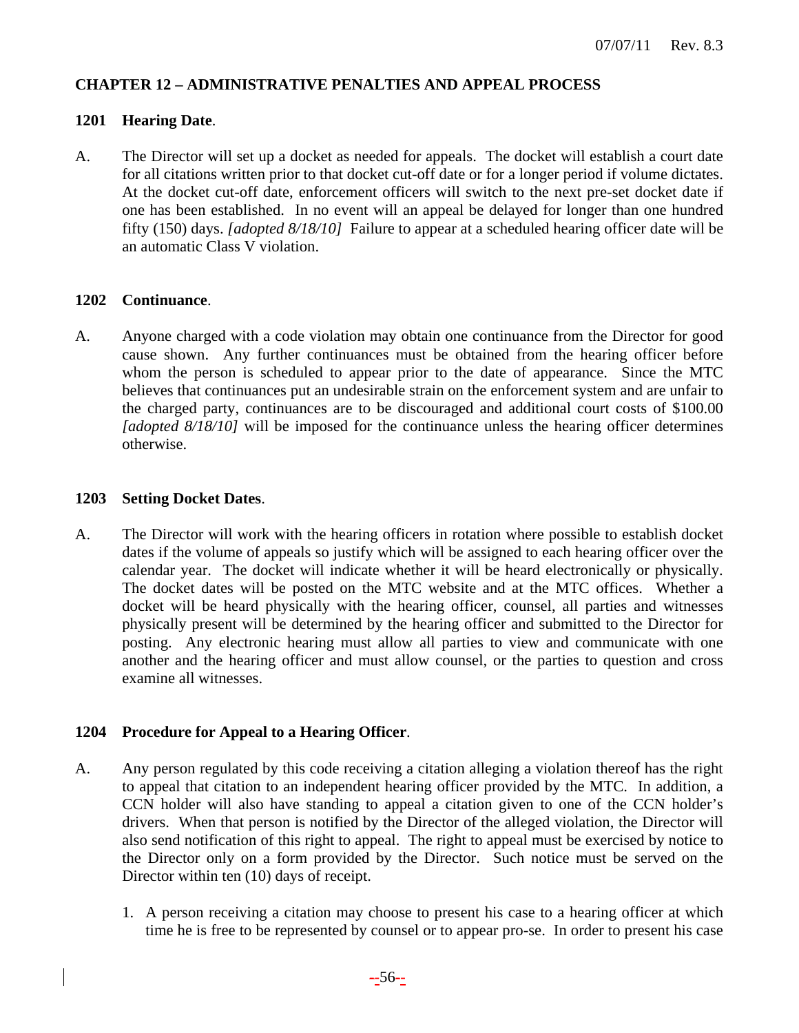## CHAPTER 12 – ADMINISTRATIVE PENALTIES AND APPEAL PROCESS

### 1201 Hearing Date.

A. The Director will set up a docket as needed for appeals. The docket will establish a court date for all citations written prior to that docket cut-off date or for a longer period if volume dictates. At the docket cut-off date, enforcement officers will switch to the next pre-set docket date if one has been established. In no event will an appeal be delayed for longer than one hundred fifty (150) days. *[adopted 8/18/10]* Failure to appear at a scheduled hearing officer date will be an automatic Class V violation.

### 1202 Continuance.

A. Anyone charged with a code violation may obtain one continuance from the Director for good cause shown. Any further continuances must be obtained from the hearing officer before whom the person is scheduled to appear prior to the date of appearance. Since the MTC believes that continuances put an undesirable strain on the enforcement system and are unfair to the charged party, continuances are to be discouraged and additional court costs of $100.00 *[adopted 8/18/10]* will be imposed for the continuance unless the hearing officer determines otherwise.

### 1203 Setting Docket Dates.

A. The Director will work with the hearing officers in rotation where possible to establish docket dates if the volume of appeals so justify which will be assigned to each hearing officer over the calendar year. The docket will indicate whether it will be heard electronically or physically. The docket dates will be posted on the MTC website and at the MTC offices. Whether a docket will be heard physically with the hearing officer, counsel, all parties and witnesses physically present will be determined by the hearing officer and submitted to the Director for posting. Any electronic hearing must allow all parties to view and communicate with one another and the hearing officer and must allow counsel, or the parties to question and cross examine all witnesses.

### 1204 Procedure for Appeal to a Hearing Officer.

A. Any person regulated by this code receiving a citation alleging a violation thereof has the right to appeal that citation to an independent hearing officer provided by the MTC. In addition, a CCN holder will also have standing to appeal a citation given to one of the CCN holder's drivers. When that person is notified by the Director of the alleged violation, the Director will also send notification of this right to appeal. The right to appeal must be exercised by notice to the Director only on a form provided by the Director. Such notice must be served on the Director within ten (10) days of receipt.

1. A person receiving a citation may choose to present his case to a hearing officer at which time he is free to be represented by counsel or to appear pro-se. In order to present his case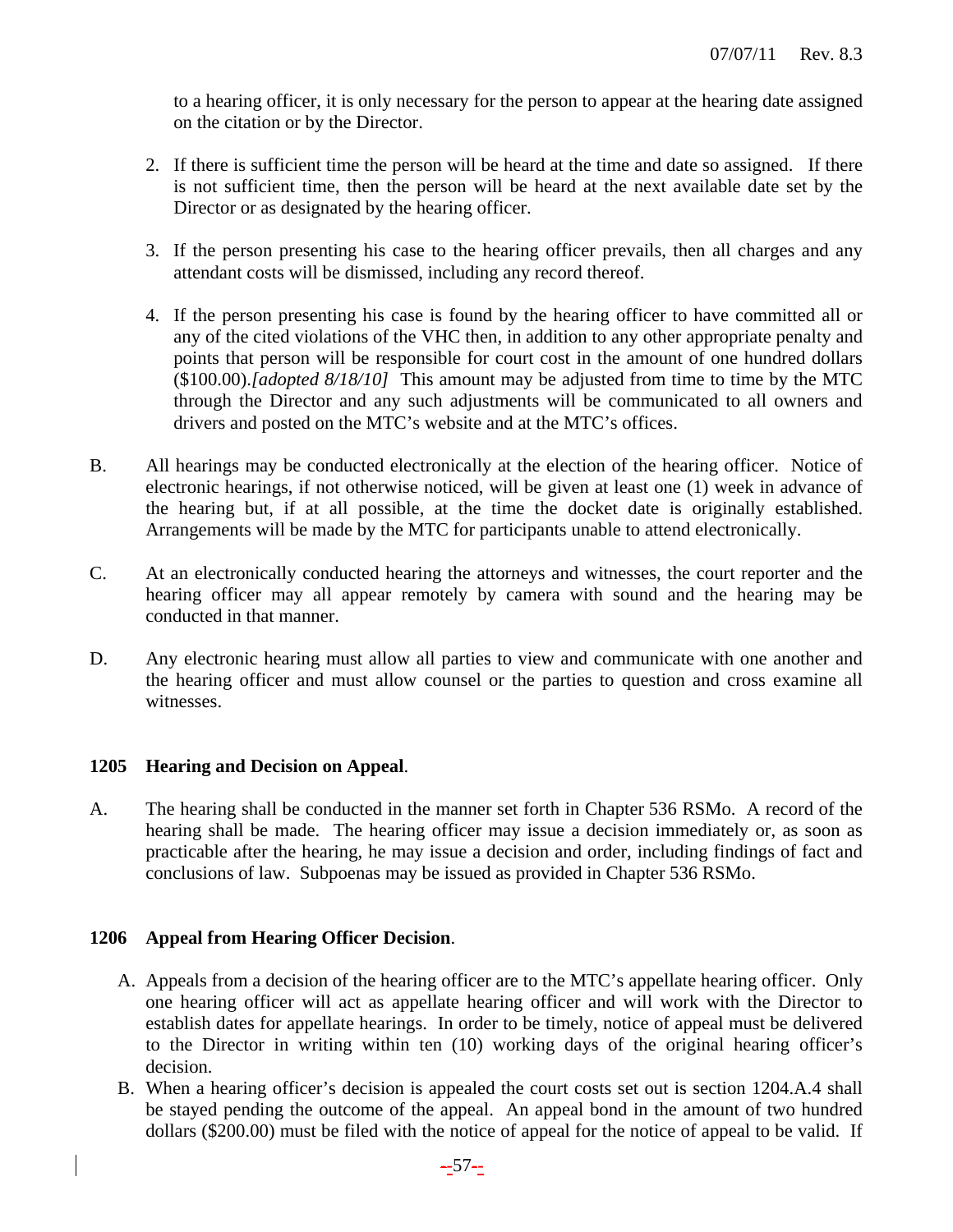to a hearing officer, it is only necessary for the person to appear at the hearing date assigned on the citation or by the Director.

2. If there is sufficient time the person will be heard at the time and date so assigned. If there is not sufficient time, then the person will be heard at the next available date set by the Director or as designated by the hearing officer.

3. If the person presenting his case to the hearing officer prevails, then all charges and any attendant costs will be dismissed, including any record thereof.

4. If the person presenting his case is found by the hearing officer to have committed all or any of the cited violations of the VHC then, in addition to any other appropriate penalty and points that person will be responsible for court cost in the amount of one hundred dollars ($100.00).*[adopted 8/18/10]* This amount may be adjusted from time to time by the MTC through the Director and any such adjustments will be communicated to all owners and drivers and posted on the MTC's website and at the MTC's offices.

B. All hearings may be conducted electronically at the election of the hearing officer. Notice of electronic hearings, if not otherwise noticed, will be given at least one (1) week in advance of the hearing but, if at all possible, at the time the docket date is originally established. Arrangements will be made by the MTC for participants unable to attend electronically.

C. At an electronically conducted hearing the attorneys and witnesses, the court reporter and the hearing officer may all appear remotely by camera with sound and the hearing may be conducted in that manner.

D. Any electronic hearing must allow all parties to view and communicate with one another and the hearing officer and must allow counsel or the parties to question and cross examine all witnesses.

**1205 Hearing and Decision on Appeal**.

A. The hearing shall be conducted in the manner set forth in Chapter 536 RSMo. A record of the hearing shall be made. The hearing officer may issue a decision immediately or, as soon as practicable after the hearing, he may issue a decision and order, including findings of fact and conclusions of law. Subpoenas may be issued as provided in Chapter 536 RSMo.

**1206 Appeal from Hearing Officer Decision**.

A. Appeals from a decision of the hearing officer are to the MTC's appellate hearing officer. Only one hearing officer will act as appellate hearing officer and will work with the Director to establish dates for appellate hearings. In order to be timely, notice of appeal must be delivered to the Director in writing within ten (10) working days of the original hearing officer's decision.
B. When a hearing officer's decision is appealed the court costs set out is section 1204.A.4 shall be stayed pending the outcome of the appeal. An appeal bond in the amount of two hundred dollars ($200.00) must be filed with the notice of appeal for the notice of appeal to be valid. If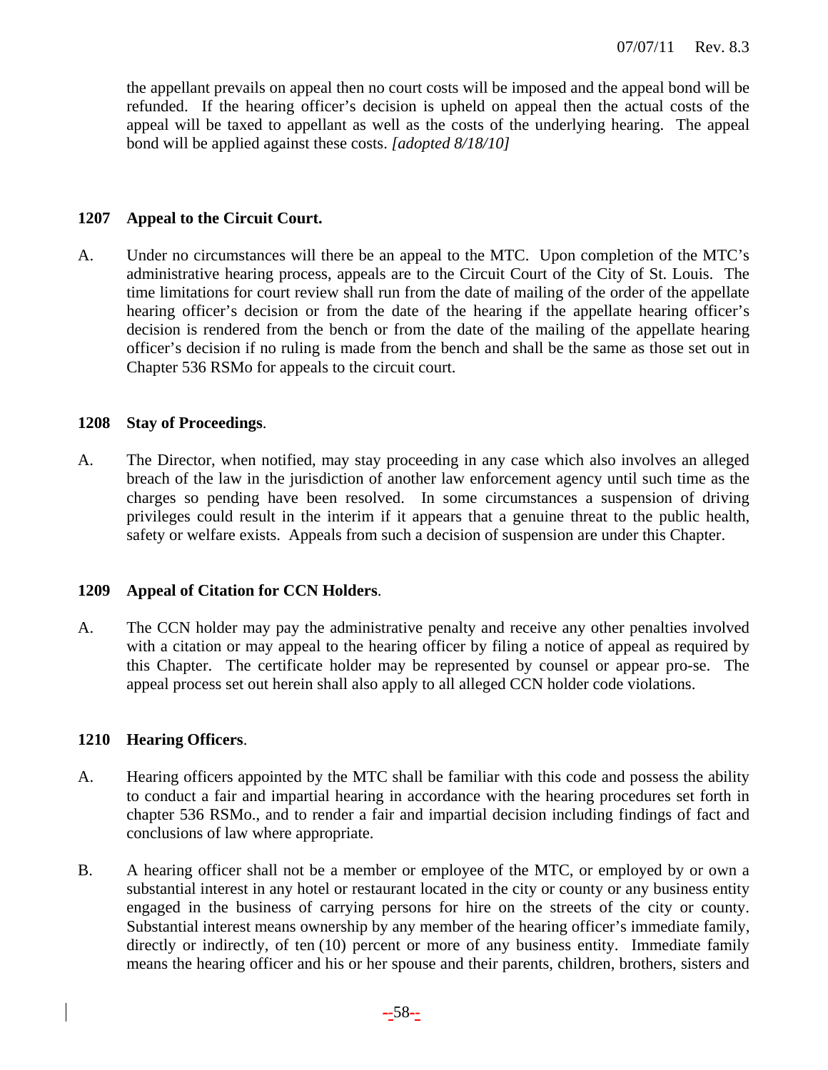the appellant prevails on appeal then no court costs will be imposed and the appeal bond will be refunded. If the hearing officer's decision is upheld on appeal then the actual costs of the appeal will be taxed to appellant as well as the costs of the underlying hearing. The appeal bond will be applied against these costs. *[adopted 8/18/10]*

**1207 Appeal to the Circuit Court.**

A. Under no circumstances will there be an appeal to the MTC. Upon completion of the MTC's administrative hearing process, appeals are to the Circuit Court of the City of St. Louis. The time limitations for court review shall run from the date of mailing of the order of the appellate hearing officer's decision or from the date of the hearing if the appellate hearing officer's decision is rendered from the bench or from the date of the mailing of the appellate hearing officer's decision if no ruling is made from the bench and shall be the same as those set out in Chapter 536 RSMo for appeals to the circuit court.

**1208 Stay of Proceedings**.

A. The Director, when notified, may stay proceeding in any case which also involves an alleged breach of the law in the jurisdiction of another law enforcement agency until such time as the charges so pending have been resolved. In some circumstances a suspension of driving privileges could result in the interim if it appears that a genuine threat to the public health, safety or welfare exists. Appeals from such a decision of suspension are under this Chapter.

**1209 Appeal of Citation for CCN Holders**.

A. The CCN holder may pay the administrative penalty and receive any other penalties involved with a citation or may appeal to the hearing officer by filing a notice of appeal as required by this Chapter. The certificate holder may be represented by counsel or appear pro-se. The appeal process set out herein shall also apply to all alleged CCN holder code violations.

**1210 Hearing Officers**.

A. Hearing officers appointed by the MTC shall be familiar with this code and possess the ability to conduct a fair and impartial hearing in accordance with the hearing procedures set forth in chapter 536 RSMo., and to render a fair and impartial decision including findings of fact and conclusions of law where appropriate.

B. A hearing officer shall not be a member or employee of the MTC, or employed by or own a substantial interest in any hotel or restaurant located in the city or county or any business entity engaged in the business of carrying persons for hire on the streets of the city or county. Substantial interest means ownership by any member of the hearing officer's immediate family, directly or indirectly, of ten (10) percent or more of any business entity. Immediate family means the hearing officer and his or her spouse and their parents, children, brothers, sisters and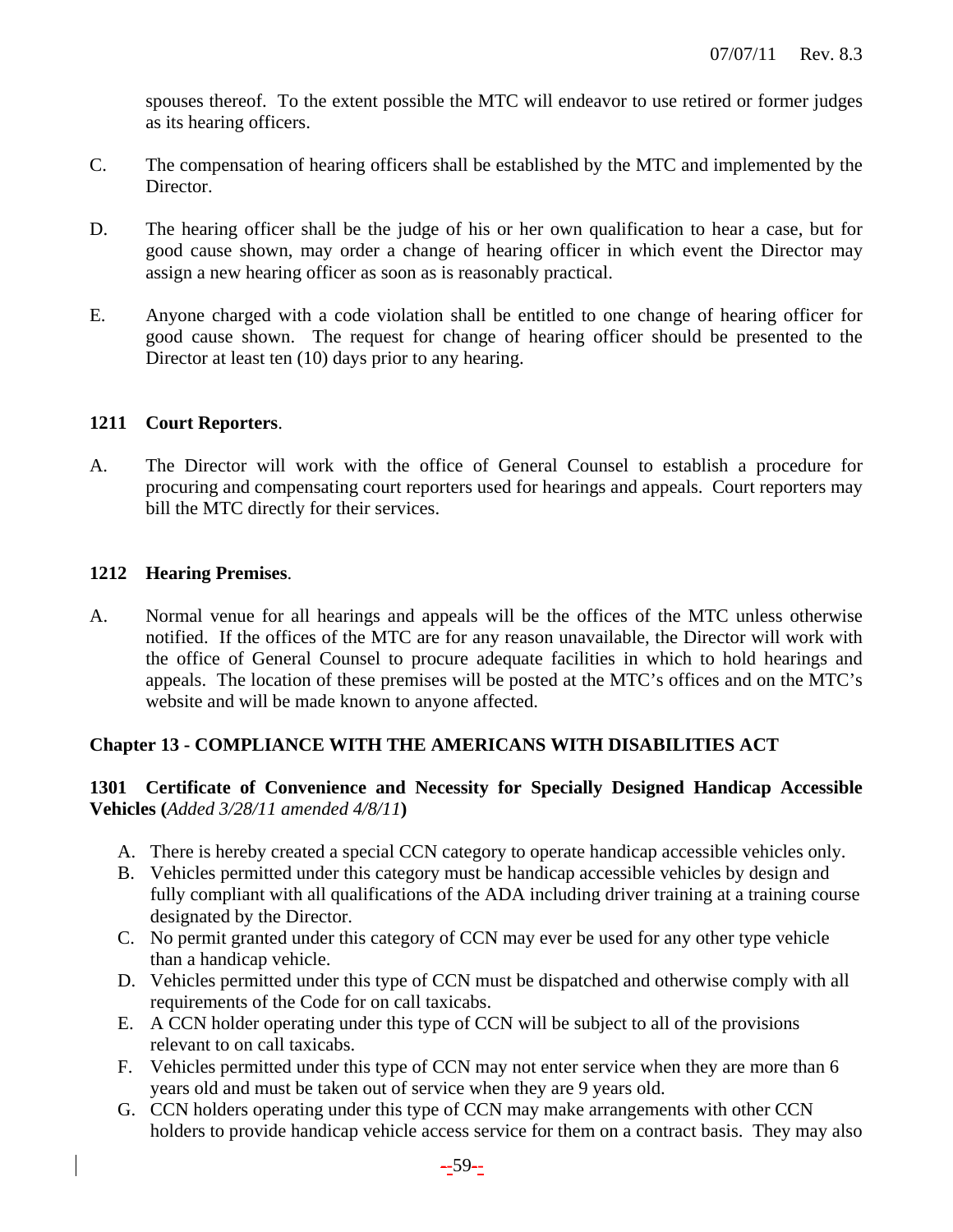spouses thereof. To the extent possible the MTC will endeavor to use retired or former judges as its hearing officers.

C. The compensation of hearing officers shall be established by the MTC and implemented by the Director.

D. The hearing officer shall be the judge of his or her own qualification to hear a case, but for good cause shown, may order a change of hearing officer in which event the Director may assign a new hearing officer as soon as is reasonably practical.

E. Anyone charged with a code violation shall be entitled to one change of hearing officer for good cause shown. The request for change of hearing officer should be presented to the Director at least ten (10) days prior to any hearing.

**1211 Court Reporters**.

A. The Director will work with the office of General Counsel to establish a procedure for procuring and compensating court reporters used for hearings and appeals. Court reporters may bill the MTC directly for their services.

**1212 Hearing Premises**.

A. Normal venue for all hearings and appeals will be the offices of the MTC unless otherwise notified. If the offices of the MTC are for any reason unavailable, the Director will work with the office of General Counsel to procure adequate facilities in which to hold hearings and appeals. The location of these premises will be posted at the MTC's offices and on the MTC's website and will be made known to anyone affected.

## Chapter 13 - COMPLIANCE WITH THE AMERICANS WITH DISABILITIES ACT

**1301 Certificate of Convenience and Necessity for Specially Designed Handicap Accessible Vehicles (***Added 3/28/11 amended 4/8/11***)**

A. There is hereby created a special CCN category to operate handicap accessible vehicles only.
B. Vehicles permitted under this category must be handicap accessible vehicles by design and fully compliant with all qualifications of the ADA including driver training at a training course designated by the Director.
C. No permit granted under this category of CCN may ever be used for any other type vehicle than a handicap vehicle.
D. Vehicles permitted under this type of CCN must be dispatched and otherwise comply with all requirements of the Code for on call taxicabs.
E. A CCN holder operating under this type of CCN will be subject to all of the provisions relevant to on call taxicabs.
F. Vehicles permitted under this type of CCN may not enter service when they are more than 6 years old and must be taken out of service when they are 9 years old.
G. CCN holders operating under this type of CCN may make arrangements with other CCN holders to provide handicap vehicle access service for them on a contract basis. They may also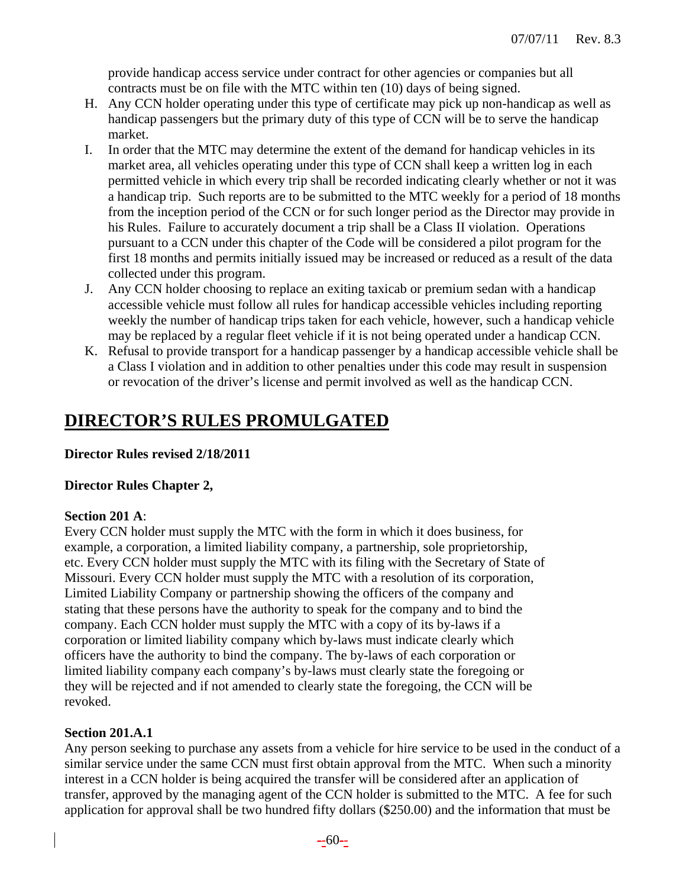provide handicap access service under contract for other agencies or companies but all contracts must be on file with the MTC within ten (10) days of being signed.

H. Any CCN holder operating under this type of certificate may pick up non-handicap as well as handicap passengers but the primary duty of this type of CCN will be to serve the handicap market.
I. In order that the MTC may determine the extent of the demand for handicap vehicles in its market area, all vehicles operating under this type of CCN shall keep a written log in each permitted vehicle in which every trip shall be recorded indicating clearly whether or not it was a handicap trip. Such reports are to be submitted to the MTC weekly for a period of 18 months from the inception period of the CCN or for such longer period as the Director may provide in his Rules. Failure to accurately document a trip shall be a Class II violation. Operations pursuant to a CCN under this chapter of the Code will be considered a pilot program for the first 18 months and permits initially issued may be increased or reduced as a result of the data collected under this program.
J. Any CCN holder choosing to replace an exiting taxicab or premium sedan with a handicap accessible vehicle must follow all rules for handicap accessible vehicles including reporting weekly the number of handicap trips taken for each vehicle, however, such a handicap vehicle may be replaced by a regular fleet vehicle if it is not being operated under a handicap CCN.
K. Refusal to provide transport for a handicap passenger by a handicap accessible vehicle shall be a Class I violation and in addition to other penalties under this code may result in suspension or revocation of the driver's license and permit involved as well as the handicap CCN.

# DIRECTOR'S RULES PROMULGATED

**Director Rules revised 2/18/2011**

**Director Rules Chapter 2,**

**Section 201 A**:

Every CCN holder must supply the MTC with the form in which it does business, for example, a corporation, a limited liability company, a partnership, sole proprietorship, etc. Every CCN holder must supply the MTC with its filing with the Secretary of State of Missouri. Every CCN holder must supply the MTC with a resolution of its corporation, Limited Liability Company or partnership showing the officers of the company and stating that these persons have the authority to speak for the company and to bind the company. Each CCN holder must supply the MTC with a copy of its by-laws if a corporation or limited liability company which by-laws must indicate clearly which officers have the authority to bind the company. The by-laws of each corporation or limited liability company each company's by-laws must clearly state the foregoing or they will be rejected and if not amended to clearly state the foregoing, the CCN will be revoked.

**Section 201.A.1**

Any person seeking to purchase any assets from a vehicle for hire service to be used in the conduct of a similar service under the same CCN must first obtain approval from the MTC. When such a minority interest in a CCN holder is being acquired the transfer will be considered after an application of transfer, approved by the managing agent of the CCN holder is submitted to the MTC. A fee for such application for approval shall be two hundred fifty dollars ($250.00) and the information that must be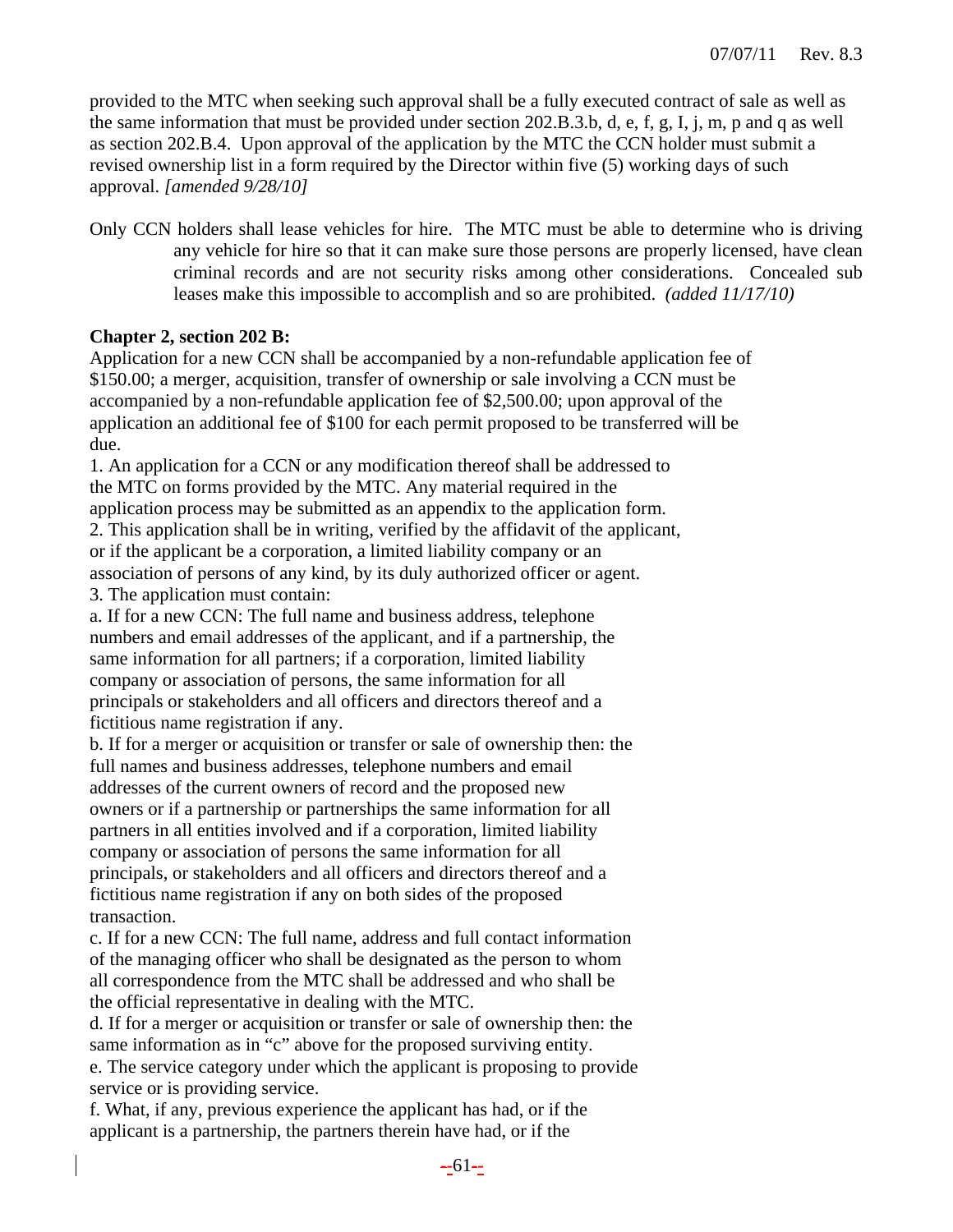provided to the MTC when seeking such approval shall be a fully executed contract of sale as well as the same information that must be provided under section 202.B.3.b, d, e, f, g, I, j, m, p and q as well as section 202.B.4. Upon approval of the application by the MTC the CCN holder must submit a revised ownership list in a form required by the Director within five (5) working days of such approval. *[amended 9/28/10]*

Only CCN holders shall lease vehicles for hire. The MTC must be able to determine who is driving any vehicle for hire so that it can make sure those persons are properly licensed, have clean criminal records and are not security risks among other considerations. Concealed sub leases make this impossible to accomplish and so are prohibited. *(added 11/17/10)*

**Chapter 2, section 202 B:**

Application for a new CCN shall be accompanied by a non-refundable application fee of $150.00; a merger, acquisition, transfer of ownership or sale involving a CCN must be accompanied by a non-refundable application fee of $2,500.00; upon approval of the application an additional fee of $100 for each permit proposed to be transferred will be due.

1. An application for a CCN or any modification thereof shall be addressed to the MTC on forms provided by the MTC. Any material required in the application process may be submitted as an appendix to the application form.
2. This application shall be in writing, verified by the affidavit of the applicant, or if the applicant be a corporation, a limited liability company or an association of persons of any kind, by its duly authorized officer or agent.
3. The application must contain:

a. If for a new CCN: The full name and business address, telephone numbers and email addresses of the applicant, and if a partnership, the same information for all partners; if a corporation, limited liability company or association of persons, the same information for all principals or stakeholders and all officers and directors thereof and a fictitious name registration if any.

b. If for a merger or acquisition or transfer or sale of ownership then: the full names and business addresses, telephone numbers and email addresses of the current owners of record and the proposed new owners or if a partnership or partnerships the same information for all partners in all entities involved and if a corporation, limited liability company or association of persons the same information for all principals, or stakeholders and all officers and directors thereof and a fictitious name registration if any on both sides of the proposed transaction.

c. If for a new CCN: The full name, address and full contact information of the managing officer who shall be designated as the person to whom all correspondence from the MTC shall be addressed and who shall be the official representative in dealing with the MTC.

d. If for a merger or acquisition or transfer or sale of ownership then: the same information as in "c" above for the proposed surviving entity.

e. The service category under which the applicant is proposing to provide service or is providing service.

f. What, if any, previous experience the applicant has had, or if the applicant is a partnership, the partners therein have had, or if the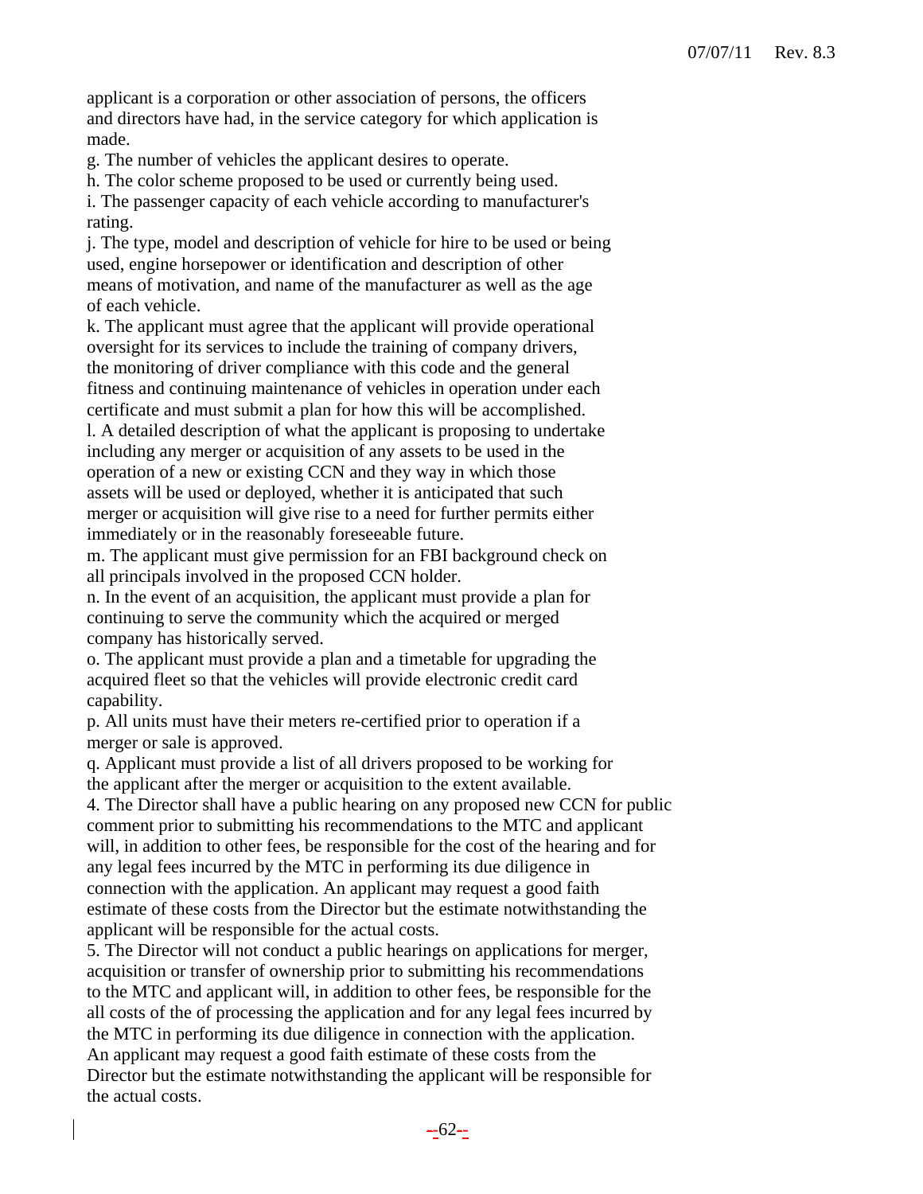applicant is a corporation or other association of persons, the officers and directors have had, in the service category for which application is made.

g. The number of vehicles the applicant desires to operate.

h. The color scheme proposed to be used or currently being used.

i. The passenger capacity of each vehicle according to manufacturer's rating.

j. The type, model and description of vehicle for hire to be used or being used, engine horsepower or identification and description of other means of motivation, and name of the manufacturer as well as the age of each vehicle.

k. The applicant must agree that the applicant will provide operational oversight for its services to include the training of company drivers, the monitoring of driver compliance with this code and the general fitness and continuing maintenance of vehicles in operation under each certificate and must submit a plan for how this will be accomplished.

l. A detailed description of what the applicant is proposing to undertake including any merger or acquisition of any assets to be used in the operation of a new or existing CCN and they way in which those assets will be used or deployed, whether it is anticipated that such merger or acquisition will give rise to a need for further permits either immediately or in the reasonably foreseeable future.

m. The applicant must give permission for an FBI background check on all principals involved in the proposed CCN holder.

n. In the event of an acquisition, the applicant must provide a plan for continuing to serve the community which the acquired or merged company has historically served.

o. The applicant must provide a plan and a timetable for upgrading the acquired fleet so that the vehicles will provide electronic credit card capability.

p. All units must have their meters re-certified prior to operation if a merger or sale is approved.

q. Applicant must provide a list of all drivers proposed to be working for the applicant after the merger or acquisition to the extent available.

4. The Director shall have a public hearing on any proposed new CCN for public comment prior to submitting his recommendations to the MTC and applicant will, in addition to other fees, be responsible for the cost of the hearing and for any legal fees incurred by the MTC in performing its due diligence in connection with the application. An applicant may request a good faith estimate of these costs from the Director but the estimate notwithstanding the applicant will be responsible for the actual costs.

5. The Director will not conduct a public hearings on applications for merger, acquisition or transfer of ownership prior to submitting his recommendations to the MTC and applicant will, in addition to other fees, be responsible for the all costs of the of processing the application and for any legal fees incurred by the MTC in performing its due diligence in connection with the application. An applicant may request a good faith estimate of these costs from the Director but the estimate notwithstanding the applicant will be responsible for the actual costs.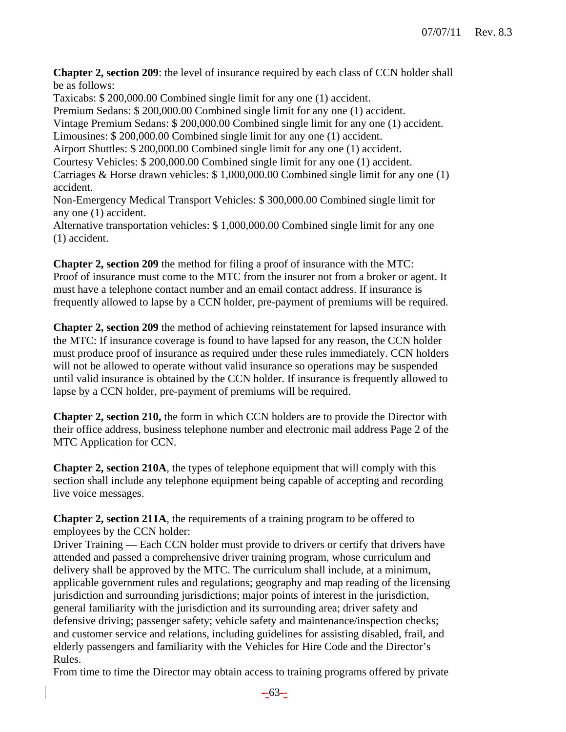**Chapter 2, section 209**: the level of insurance required by each class of CCN holder shall be as follows:

Taxicabs: $ 200,000.00 Combined single limit for any one (1) accident.
Premium Sedans: $ 200,000.00 Combined single limit for any one (1) accident.
Vintage Premium Sedans: $ 200,000.00 Combined single limit for any one (1) accident.
Limousines: $ 200,000.00 Combined single limit for any one (1) accident.
Airport Shuttles: $ 200,000.00 Combined single limit for any one (1) accident.
Courtesy Vehicles: $ 200,000.00 Combined single limit for any one (1) accident.
Carriages & Horse drawn vehicles: $ 1,000,000.00 Combined single limit for any one (1) accident.
Non-Emergency Medical Transport Vehicles: $ 300,000.00 Combined single limit for any one (1) accident.
Alternative transportation vehicles: $ 1,000,000.00 Combined single limit for any one (1) accident.

**Chapter 2, section 209** the method for filing a proof of insurance with the MTC: Proof of insurance must come to the MTC from the insurer not from a broker or agent. It must have a telephone contact number and an email contact address. If insurance is frequently allowed to lapse by a CCN holder, pre-payment of premiums will be required.

**Chapter 2, section 209** the method of achieving reinstatement for lapsed insurance with the MTC: If insurance coverage is found to have lapsed for any reason, the CCN holder must produce proof of insurance as required under these rules immediately. CCN holders will not be allowed to operate without valid insurance so operations may be suspended until valid insurance is obtained by the CCN holder. If insurance is frequently allowed to lapse by a CCN holder, pre-payment of premiums will be required.

**Chapter 2, section 210,** the form in which CCN holders are to provide the Director with their office address, business telephone number and electronic mail address Page 2 of the MTC Application for CCN.

**Chapter 2, section 210A**, the types of telephone equipment that will comply with this section shall include any telephone equipment being capable of accepting and recording live voice messages.

**Chapter 2, section 211A**, the requirements of a training program to be offered to employees by the CCN holder:
Driver Training — Each CCN holder must provide to drivers or certify that drivers have attended and passed a comprehensive driver training program, whose curriculum and delivery shall be approved by the MTC. The curriculum shall include, at a minimum, applicable government rules and regulations; geography and map reading of the licensing jurisdiction and surrounding jurisdictions; major points of interest in the jurisdiction, general familiarity with the jurisdiction and its surrounding area; driver safety and defensive driving; passenger safety; vehicle safety and maintenance/inspection checks; and customer service and relations, including guidelines for assisting disabled, frail, and elderly passengers and familiarity with the Vehicles for Hire Code and the Director's Rules.
From time to time the Director may obtain access to training programs offered by private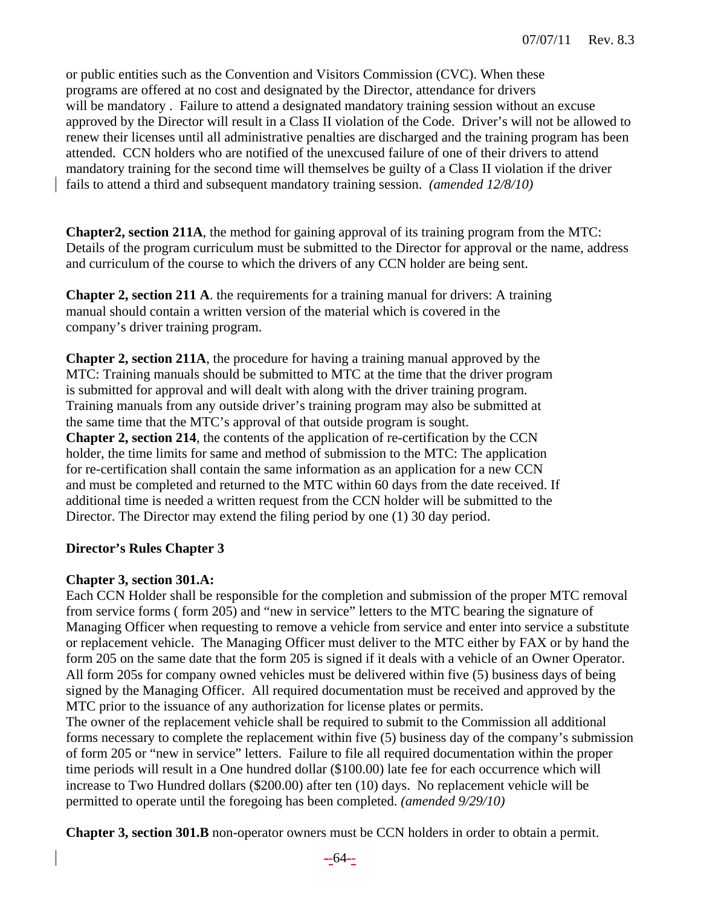or public entities such as the Convention and Visitors Commission (CVC). When these programs are offered at no cost and designated by the Director, attendance for drivers will be mandatory . Failure to attend a designated mandatory training session without an excuse approved by the Director will result in a Class II violation of the Code. Driver's will not be allowed to renew their licenses until all administrative penalties are discharged and the training program has been attended. CCN holders who are notified of the unexcused failure of one of their drivers to attend mandatory training for the second time will themselves be guilty of a Class II violation if the driver fails to attend a third and subsequent mandatory training session. *(amended 12/8/10)*

**Chapter2, section 211A**, the method for gaining approval of its training program from the MTC: Details of the program curriculum must be submitted to the Director for approval or the name, address and curriculum of the course to which the drivers of any CCN holder are being sent.

**Chapter 2, section 211 A**. the requirements for a training manual for drivers: A training manual should contain a written version of the material which is covered in the company's driver training program.

**Chapter 2, section 211A**, the procedure for having a training manual approved by the MTC: Training manuals should be submitted to MTC at the time that the driver program is submitted for approval and will dealt with along with the driver training program. Training manuals from any outside driver's training program may also be submitted at the same time that the MTC's approval of that outside program is sought.

**Chapter 2, section 214**, the contents of the application of re-certification by the CCN holder, the time limits for same and method of submission to the MTC: The application for re-certification shall contain the same information as an application for a new CCN and must be completed and returned to the MTC within 60 days from the date received. If additional time is needed a written request from the CCN holder will be submitted to the Director. The Director may extend the filing period by one (1) 30 day period.

**Director's Rules Chapter 3**

**Chapter 3, section 301.A:**

Each CCN Holder shall be responsible for the completion and submission of the proper MTC removal from service forms ( form 205) and "new in service" letters to the MTC bearing the signature of Managing Officer when requesting to remove a vehicle from service and enter into service a substitute or replacement vehicle. The Managing Officer must deliver to the MTC either by FAX or by hand the form 205 on the same date that the form 205 is signed if it deals with a vehicle of an Owner Operator. All form 205s for company owned vehicles must be delivered within five (5) business days of being signed by the Managing Officer. All required documentation must be received and approved by the MTC prior to the issuance of any authorization for license plates or permits.

The owner of the replacement vehicle shall be required to submit to the Commission all additional forms necessary to complete the replacement within five (5) business day of the company's submission of form 205 or "new in service" letters. Failure to file all required documentation within the proper time periods will result in a One hundred dollar ($100.00) late fee for each occurrence which will increase to Two Hundred dollars ($200.00) after ten (10) days. No replacement vehicle will be permitted to operate until the foregoing has been completed. *(amended 9/29/10)*

**Chapter 3, section 301.B** non-operator owners must be CCN holders in order to obtain a permit.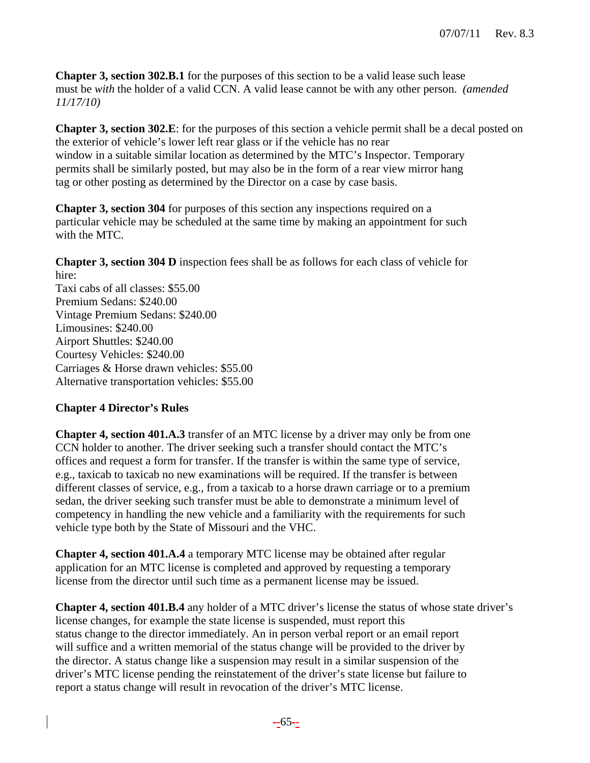**Chapter 3, section 302.B.1** for the purposes of this section to be a valid lease such lease must be *with* the holder of a valid CCN. A valid lease cannot be with any other person. *(amended 11/17/10)*

**Chapter 3, section 302.E**: for the purposes of this section a vehicle permit shall be a decal posted on the exterior of vehicle's lower left rear glass or if the vehicle has no rear window in a suitable similar location as determined by the MTC's Inspector. Temporary permits shall be similarly posted, but may also be in the form of a rear view mirror hang tag or other posting as determined by the Director on a case by case basis.

**Chapter 3, section 304** for purposes of this section any inspections required on a particular vehicle may be scheduled at the same time by making an appointment for such with the MTC.

**Chapter 3, section 304 D** inspection fees shall be as follows for each class of vehicle for hire:
Taxi cabs of all classes: $55.00
Premium Sedans: $240.00
Vintage Premium Sedans: $240.00
Limousines: $240.00
Airport Shuttles: $240.00
Courtesy Vehicles: $240.00
Carriages & Horse drawn vehicles: $55.00
Alternative transportation vehicles: $55.00

**Chapter 4 Director's Rules**

**Chapter 4, section 401.A.3** transfer of an MTC license by a driver may only be from one CCN holder to another. The driver seeking such a transfer should contact the MTC's offices and request a form for transfer. If the transfer is within the same type of service, e.g., taxicab to taxicab no new examinations will be required. If the transfer is between different classes of service, e.g., from a taxicab to a horse drawn carriage or to a premium sedan, the driver seeking such transfer must be able to demonstrate a minimum level of competency in handling the new vehicle and a familiarity with the requirements for such vehicle type both by the State of Missouri and the VHC.

**Chapter 4, section 401.A.4** a temporary MTC license may be obtained after regular application for an MTC license is completed and approved by requesting a temporary license from the director until such time as a permanent license may be issued.

**Chapter 4, section 401.B.4** any holder of a MTC driver's license the status of whose state driver's license changes, for example the state license is suspended, must report this status change to the director immediately. An in person verbal report or an email report will suffice and a written memorial of the status change will be provided to the driver by the director. A status change like a suspension may result in a similar suspension of the driver's MTC license pending the reinstatement of the driver's state license but failure to report a status change will result in revocation of the driver's MTC license.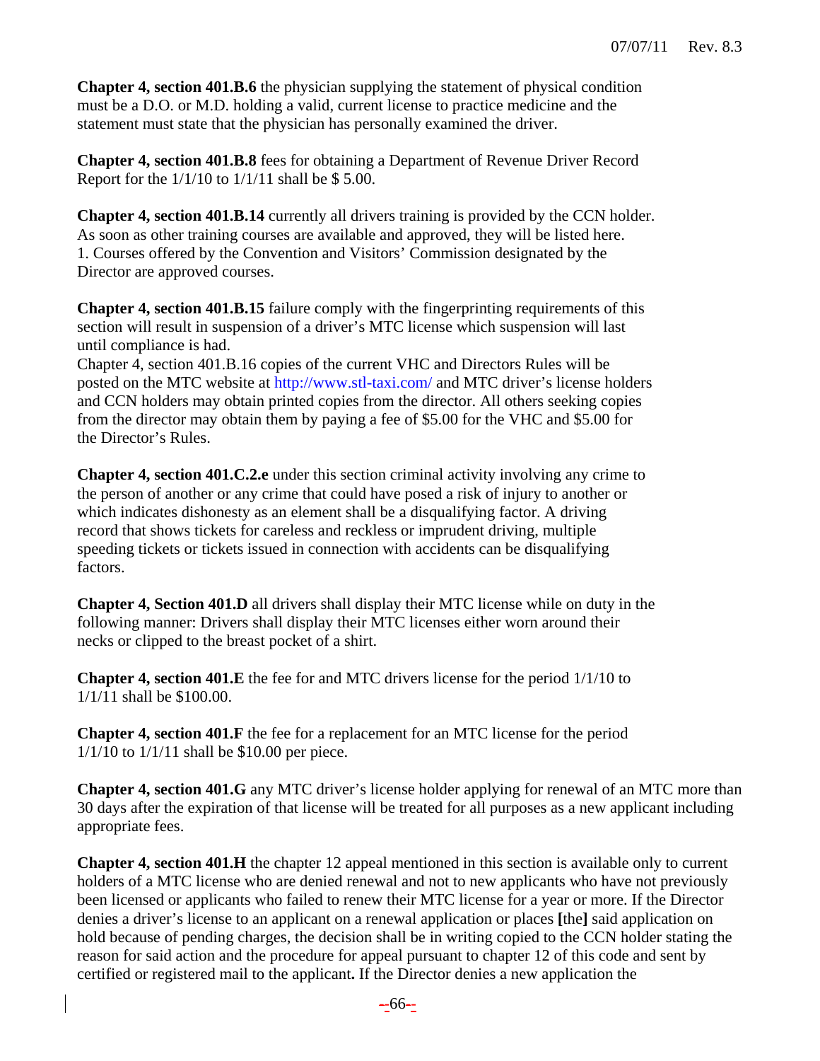**Chapter 4, section 401.B.6** the physician supplying the statement of physical condition must be a D.O. or M.D. holding a valid, current license to practice medicine and the statement must state that the physician has personally examined the driver.

**Chapter 4, section 401.B.8** fees for obtaining a Department of Revenue Driver Record Report for the 1/1/10 to 1/1/11 shall be $ 5.00.

**Chapter 4, section 401.B.14** currently all drivers training is provided by the CCN holder. As soon as other training courses are available and approved, they will be listed here.
1. Courses offered by the Convention and Visitors' Commission designated by the Director are approved courses.

**Chapter 4, section 401.B.15** failure comply with the fingerprinting requirements of this section will result in suspension of a driver's MTC license which suspension will last until compliance is had.
Chapter 4, section 401.B.16 copies of the current VHC and Directors Rules will be posted on the MTC website at http://www.stl-taxi.com/ and MTC driver's license holders and CCN holders may obtain printed copies from the director. All others seeking copies from the director may obtain them by paying a fee of $5.00 for the VHC and $5.00 for the Director's Rules.

**Chapter 4, section 401.C.2.e** under this section criminal activity involving any crime to the person of another or any crime that could have posed a risk of injury to another or which indicates dishonesty as an element shall be a disqualifying factor. A driving record that shows tickets for careless and reckless or imprudent driving, multiple speeding tickets or tickets issued in connection with accidents can be disqualifying factors.

**Chapter 4, Section 401.D** all drivers shall display their MTC license while on duty in the following manner: Drivers shall display their MTC licenses either worn around their necks or clipped to the breast pocket of a shirt.

**Chapter 4, section 401.E** the fee for and MTC drivers license for the period 1/1/10 to 1/1/11 shall be $100.00.

**Chapter 4, section 401.F** the fee for a replacement for an MTC license for the period 1/1/10 to 1/1/11 shall be $10.00 per piece.

**Chapter 4, section 401.G** any MTC driver's license holder applying for renewal of an MTC more than 30 days after the expiration of that license will be treated for all purposes as a new applicant including appropriate fees.

**Chapter 4, section 401.H** the chapter 12 appeal mentioned in this section is available only to current holders of a MTC license who are denied renewal and not to new applicants who have not previously been licensed or applicants who failed to renew their MTC license for a year or more. If the Director denies a driver's license to an applicant on a renewal application or places **[**the**]** said application on hold because of pending charges, the decision shall be in writing copied to the CCN holder stating the reason for said action and the procedure for appeal pursuant to chapter 12 of this code and sent by certified or registered mail to the applicant**.** If the Director denies a new application the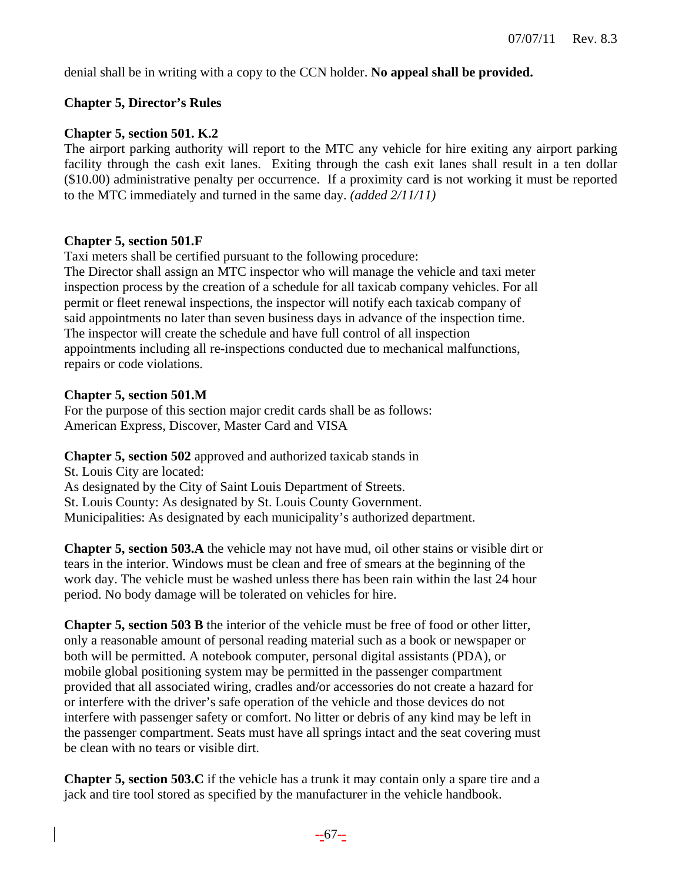denial shall be in writing with a copy to the CCN holder. **No appeal shall be provided.**

**Chapter 5, Director's Rules**

**Chapter 5, section 501. K.2**

The airport parking authority will report to the MTC any vehicle for hire exiting any airport parking facility through the cash exit lanes. Exiting through the cash exit lanes shall result in a ten dollar ($10.00) administrative penalty per occurrence. If a proximity card is not working it must be reported to the MTC immediately and turned in the same day. *(added 2/11/11)*

**Chapter 5, section 501.F**

Taxi meters shall be certified pursuant to the following procedure:

The Director shall assign an MTC inspector who will manage the vehicle and taxi meter inspection process by the creation of a schedule for all taxicab company vehicles. For all permit or fleet renewal inspections, the inspector will notify each taxicab company of said appointments no later than seven business days in advance of the inspection time. The inspector will create the schedule and have full control of all inspection appointments including all re-inspections conducted due to mechanical malfunctions, repairs or code violations.

**Chapter 5, section 501.M**

For the purpose of this section major credit cards shall be as follows:
American Express, Discover, Master Card and VISA

**Chapter 5, section 502** approved and authorized taxicab stands in
St. Louis City are located:
As designated by the City of Saint Louis Department of Streets.
St. Louis County: As designated by St. Louis County Government.
Municipalities: As designated by each municipality's authorized department.

**Chapter 5, section 503.A** the vehicle may not have mud, oil other stains or visible dirt or tears in the interior. Windows must be clean and free of smears at the beginning of the work day. The vehicle must be washed unless there has been rain within the last 24 hour period. No body damage will be tolerated on vehicles for hire.

**Chapter 5, section 503 B** the interior of the vehicle must be free of food or other litter, only a reasonable amount of personal reading material such as a book or newspaper or both will be permitted. A notebook computer, personal digital assistants (PDA), or mobile global positioning system may be permitted in the passenger compartment provided that all associated wiring, cradles and/or accessories do not create a hazard for or interfere with the driver's safe operation of the vehicle and those devices do not interfere with passenger safety or comfort. No litter or debris of any kind may be left in the passenger compartment. Seats must have all springs intact and the seat covering must be clean with no tears or visible dirt.

**Chapter 5, section 503.C** if the vehicle has a trunk it may contain only a spare tire and a jack and tire tool stored as specified by the manufacturer in the vehicle handbook.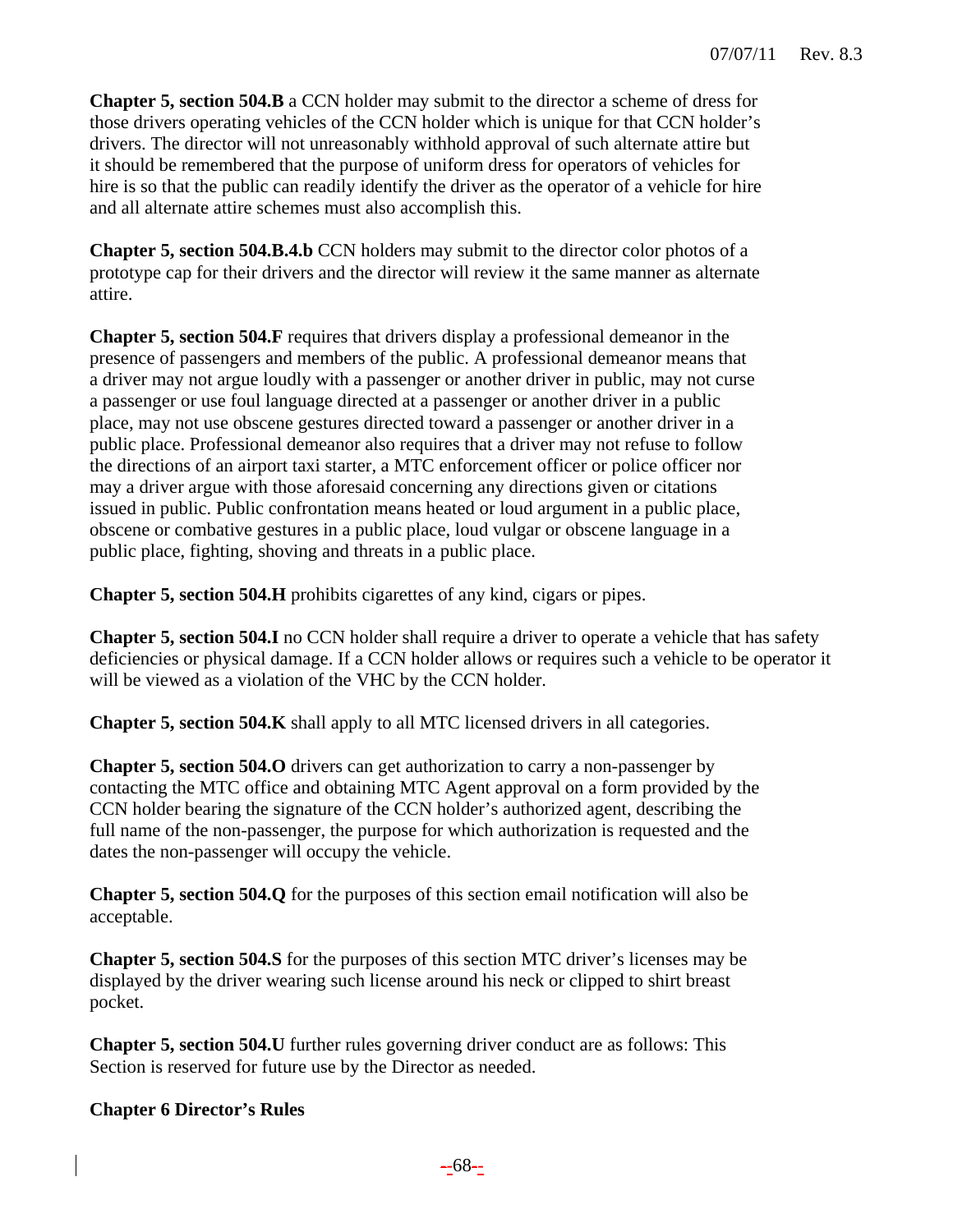**Chapter 5, section 504.B** a CCN holder may submit to the director a scheme of dress for those drivers operating vehicles of the CCN holder which is unique for that CCN holder's drivers. The director will not unreasonably withhold approval of such alternate attire but it should be remembered that the purpose of uniform dress for operators of vehicles for hire is so that the public can readily identify the driver as the operator of a vehicle for hire and all alternate attire schemes must also accomplish this.

**Chapter 5, section 504.B.4.b** CCN holders may submit to the director color photos of a prototype cap for their drivers and the director will review it the same manner as alternate attire.

**Chapter 5, section 504.F** requires that drivers display a professional demeanor in the presence of passengers and members of the public. A professional demeanor means that a driver may not argue loudly with a passenger or another driver in public, may not curse a passenger or use foul language directed at a passenger or another driver in a public place, may not use obscene gestures directed toward a passenger or another driver in a public place. Professional demeanor also requires that a driver may not refuse to follow the directions of an airport taxi starter, a MTC enforcement officer or police officer nor may a driver argue with those aforesaid concerning any directions given or citations issued in public. Public confrontation means heated or loud argument in a public place, obscene or combative gestures in a public place, loud vulgar or obscene language in a public place, fighting, shoving and threats in a public place.

**Chapter 5, section 504.H** prohibits cigarettes of any kind, cigars or pipes.

**Chapter 5, section 504.I** no CCN holder shall require a driver to operate a vehicle that has safety deficiencies or physical damage. If a CCN holder allows or requires such a vehicle to be operator it will be viewed as a violation of the VHC by the CCN holder.

**Chapter 5, section 504.K** shall apply to all MTC licensed drivers in all categories.

**Chapter 5, section 504.O** drivers can get authorization to carry a non-passenger by contacting the MTC office and obtaining MTC Agent approval on a form provided by the CCN holder bearing the signature of the CCN holder's authorized agent, describing the full name of the non-passenger, the purpose for which authorization is requested and the dates the non-passenger will occupy the vehicle.

**Chapter 5, section 504.Q** for the purposes of this section email notification will also be acceptable.

**Chapter 5, section 504.S** for the purposes of this section MTC driver's licenses may be displayed by the driver wearing such license around his neck or clipped to shirt breast pocket.

**Chapter 5, section 504.U** further rules governing driver conduct are as follows: This Section is reserved for future use by the Director as needed.

**Chapter 6 Director's Rules**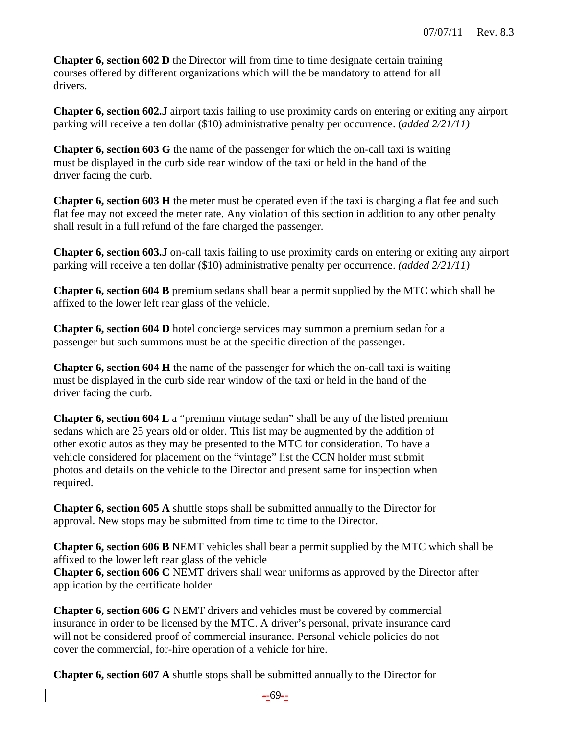**Chapter 6, section 602 D** the Director will from time to time designate certain training courses offered by different organizations which will the be mandatory to attend for all drivers.

**Chapter 6, section 602.J** airport taxis failing to use proximity cards on entering or exiting any airport parking will receive a ten dollar ($10) administrative penalty per occurrence. (*added 2/21/11)*

**Chapter 6, section 603 G** the name of the passenger for which the on-call taxi is waiting must be displayed in the curb side rear window of the taxi or held in the hand of the driver facing the curb.

**Chapter 6, section 603 H** the meter must be operated even if the taxi is charging a flat fee and such flat fee may not exceed the meter rate. Any violation of this section in addition to any other penalty shall result in a full refund of the fare charged the passenger.

**Chapter 6, section 603.J** on-call taxis failing to use proximity cards on entering or exiting any airport parking will receive a ten dollar ($10) administrative penalty per occurrence. *(added 2/21/11)*

**Chapter 6, section 604 B** premium sedans shall bear a permit supplied by the MTC which shall be affixed to the lower left rear glass of the vehicle.

**Chapter 6, section 604 D** hotel concierge services may summon a premium sedan for a passenger but such summons must be at the specific direction of the passenger.

**Chapter 6, section 604 H** the name of the passenger for which the on-call taxi is waiting must be displayed in the curb side rear window of the taxi or held in the hand of the driver facing the curb.

**Chapter 6, section 604 L** a "premium vintage sedan" shall be any of the listed premium sedans which are 25 years old or older. This list may be augmented by the addition of other exotic autos as they may be presented to the MTC for consideration. To have a vehicle considered for placement on the "vintage" list the CCN holder must submit photos and details on the vehicle to the Director and present same for inspection when required.

**Chapter 6, section 605 A** shuttle stops shall be submitted annually to the Director for approval. New stops may be submitted from time to time to the Director.

**Chapter 6, section 606 B** NEMT vehicles shall bear a permit supplied by the MTC which shall be affixed to the lower left rear glass of the vehicle
**Chapter 6, section 606 C** NEMT drivers shall wear uniforms as approved by the Director after application by the certificate holder.

**Chapter 6, section 606 G** NEMT drivers and vehicles must be covered by commercial insurance in order to be licensed by the MTC. A driver's personal, private insurance card will not be considered proof of commercial insurance. Personal vehicle policies do not cover the commercial, for-hire operation of a vehicle for hire.

**Chapter 6, section 607 A** shuttle stops shall be submitted annually to the Director for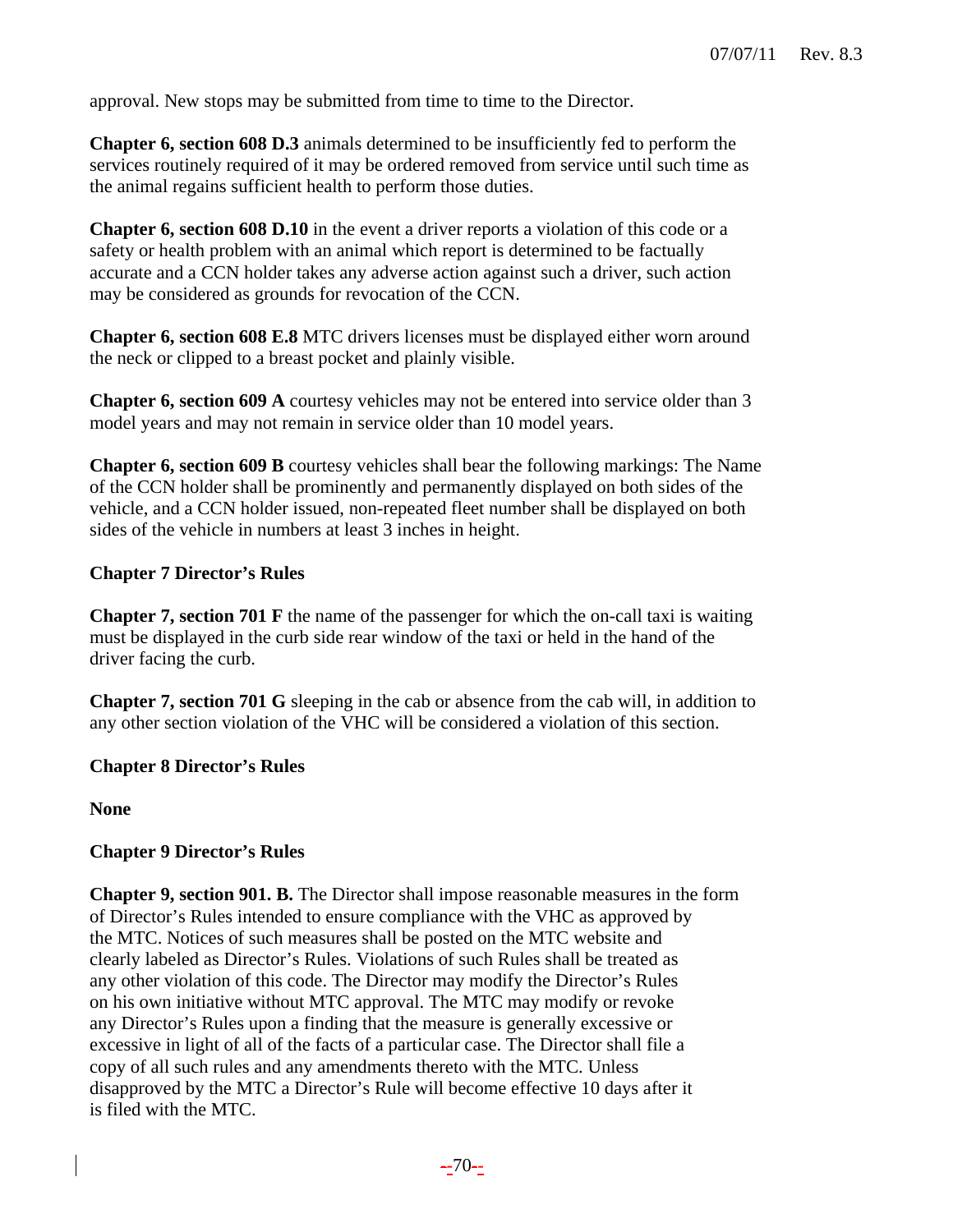approval. New stops may be submitted from time to time to the Director.

**Chapter 6, section 608 D.3** animals determined to be insufficiently fed to perform the services routinely required of it may be ordered removed from service until such time as the animal regains sufficient health to perform those duties.

**Chapter 6, section 608 D.10** in the event a driver reports a violation of this code or a safety or health problem with an animal which report is determined to be factually accurate and a CCN holder takes any adverse action against such a driver, such action may be considered as grounds for revocation of the CCN.

**Chapter 6, section 608 E.8** MTC drivers licenses must be displayed either worn around the neck or clipped to a breast pocket and plainly visible.

**Chapter 6, section 609 A** courtesy vehicles may not be entered into service older than 3 model years and may not remain in service older than 10 model years.

**Chapter 6, section 609 B** courtesy vehicles shall bear the following markings: The Name of the CCN holder shall be prominently and permanently displayed on both sides of the vehicle, and a CCN holder issued, non-repeated fleet number shall be displayed on both sides of the vehicle in numbers at least 3 inches in height.

**Chapter 7 Director's Rules**

**Chapter 7, section 701 F** the name of the passenger for which the on-call taxi is waiting must be displayed in the curb side rear window of the taxi or held in the hand of the driver facing the curb.

**Chapter 7, section 701 G** sleeping in the cab or absence from the cab will, in addition to any other section violation of the VHC will be considered a violation of this section.

**Chapter 8 Director's Rules**

**None**

**Chapter 9 Director's Rules**

**Chapter 9, section 901. B.** The Director shall impose reasonable measures in the form of Director's Rules intended to ensure compliance with the VHC as approved by the MTC. Notices of such measures shall be posted on the MTC website and clearly labeled as Director's Rules. Violations of such Rules shall be treated as any other violation of this code. The Director may modify the Director's Rules on his own initiative without MTC approval. The MTC may modify or revoke any Director's Rules upon a finding that the measure is generally excessive or excessive in light of all of the facts of a particular case. The Director shall file a copy of all such rules and any amendments thereto with the MTC. Unless disapproved by the MTC a Director's Rule will become effective 10 days after it is filed with the MTC.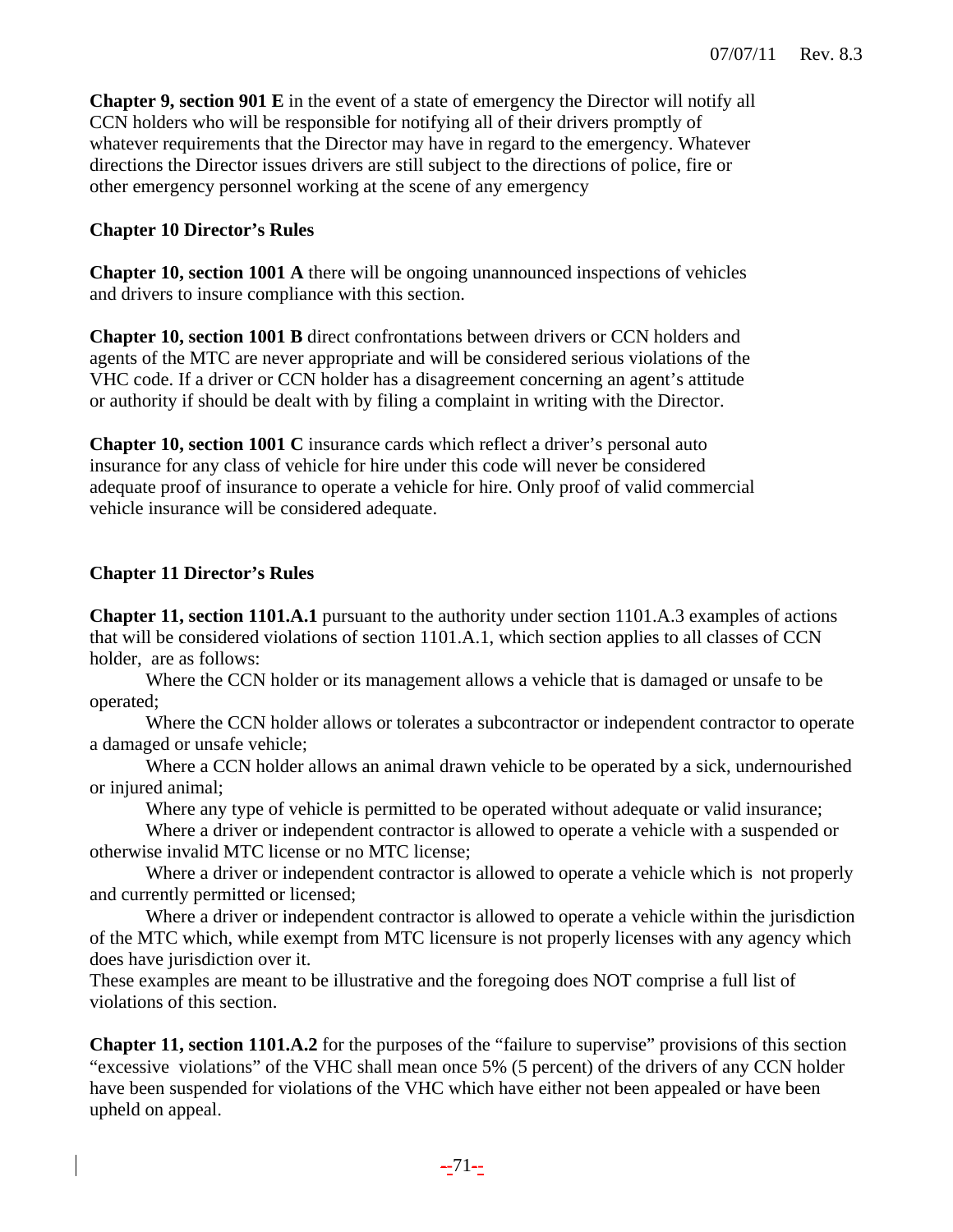**Chapter 9, section 901 E** in the event of a state of emergency the Director will notify all CCN holders who will be responsible for notifying all of their drivers promptly of whatever requirements that the Director may have in regard to the emergency. Whatever directions the Director issues drivers are still subject to the directions of police, fire or other emergency personnel working at the scene of any emergency

**Chapter 10 Director's Rules**

**Chapter 10, section 1001 A** there will be ongoing unannounced inspections of vehicles and drivers to insure compliance with this section.

**Chapter 10, section 1001 B** direct confrontations between drivers or CCN holders and agents of the MTC are never appropriate and will be considered serious violations of the VHC code. If a driver or CCN holder has a disagreement concerning an agent's attitude or authority if should be dealt with by filing a complaint in writing with the Director.

**Chapter 10, section 1001 C** insurance cards which reflect a driver's personal auto insurance for any class of vehicle for hire under this code will never be considered adequate proof of insurance to operate a vehicle for hire. Only proof of valid commercial vehicle insurance will be considered adequate.

**Chapter 11 Director's Rules**

**Chapter 11, section 1101.A.1** pursuant to the authority under section 1101.A.3 examples of actions that will be considered violations of section 1101.A.1, which section applies to all classes of CCN holder, are as follows:

Where the CCN holder or its management allows a vehicle that is damaged or unsafe to be operated;

Where the CCN holder allows or tolerates a subcontractor or independent contractor to operate a damaged or unsafe vehicle;

Where a CCN holder allows an animal drawn vehicle to be operated by a sick, undernourished or injured animal;

Where any type of vehicle is permitted to be operated without adequate or valid insurance;

Where a driver or independent contractor is allowed to operate a vehicle with a suspended or otherwise invalid MTC license or no MTC license;

Where a driver or independent contractor is allowed to operate a vehicle which is not properly and currently permitted or licensed;

Where a driver or independent contractor is allowed to operate a vehicle within the jurisdiction of the MTC which, while exempt from MTC licensure is not properly licenses with any agency which does have jurisdiction over it.

These examples are meant to be illustrative and the foregoing does NOT comprise a full list of violations of this section.

**Chapter 11, section 1101.A.2** for the purposes of the "failure to supervise" provisions of this section "excessive violations" of the VHC shall mean once 5% (5 percent) of the drivers of any CCN holder have been suspended for violations of the VHC which have either not been appealed or have been upheld on appeal.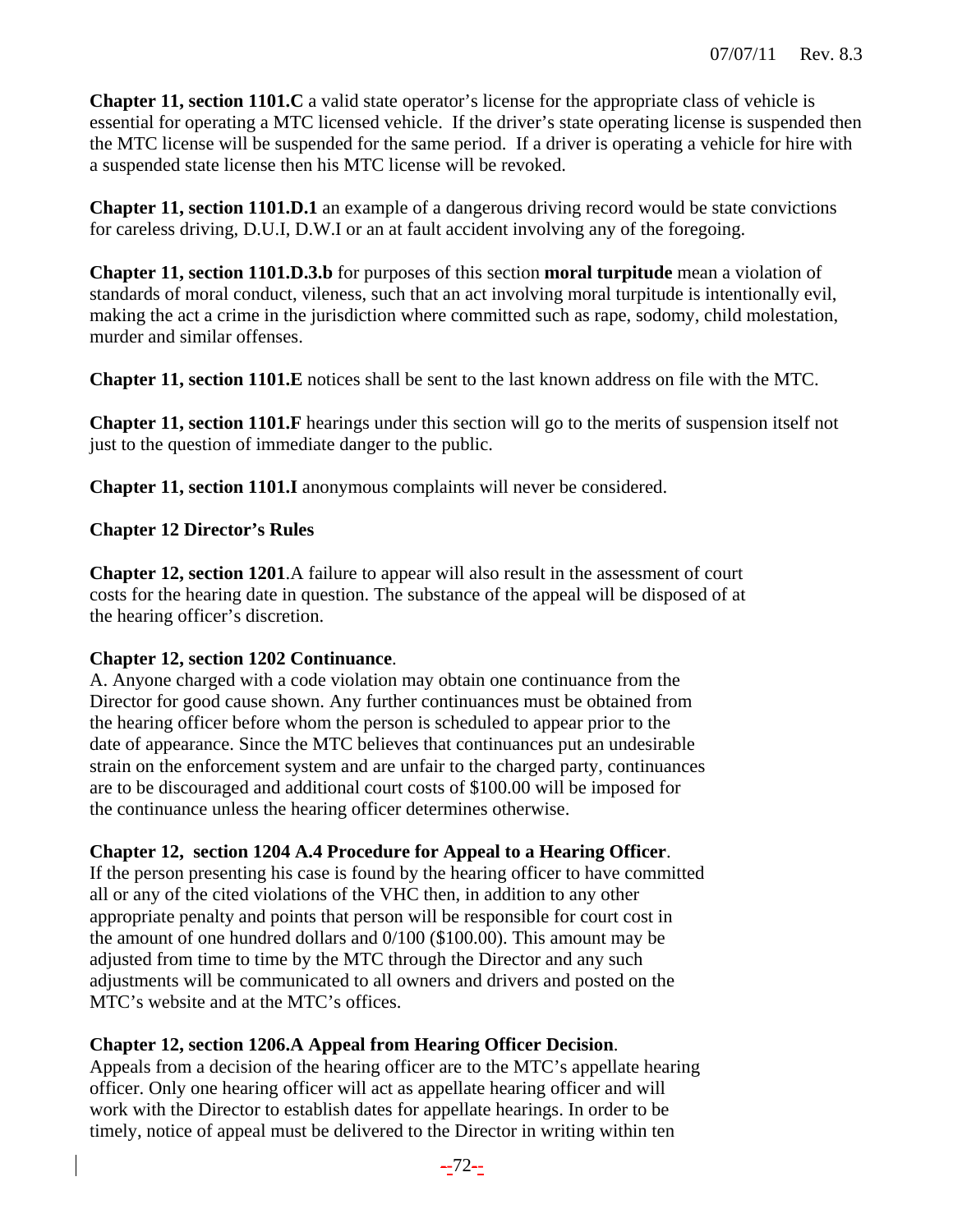**Chapter 11, section 1101.C** a valid state operator's license for the appropriate class of vehicle is essential for operating a MTC licensed vehicle. If the driver's state operating license is suspended then the MTC license will be suspended for the same period. If a driver is operating a vehicle for hire with a suspended state license then his MTC license will be revoked.

**Chapter 11, section 1101.D.1** an example of a dangerous driving record would be state convictions for careless driving, D.U.I, D.W.I or an at fault accident involving any of the foregoing.

**Chapter 11, section 1101.D.3.b** for purposes of this section **moral turpitude** mean a violation of standards of moral conduct, vileness, such that an act involving moral turpitude is intentionally evil, making the act a crime in the jurisdiction where committed such as rape, sodomy, child molestation, murder and similar offenses.

**Chapter 11, section 1101.E** notices shall be sent to the last known address on file with the MTC.

**Chapter 11, section 1101.F** hearings under this section will go to the merits of suspension itself not just to the question of immediate danger to the public.

**Chapter 11, section 1101.I** anonymous complaints will never be considered.

**Chapter 12 Director's Rules**

**Chapter 12, section 1201**.A failure to appear will also result in the assessment of court costs for the hearing date in question. The substance of the appeal will be disposed of at the hearing officer's discretion.

**Chapter 12, section 1202 Continuance**.
A. Anyone charged with a code violation may obtain one continuance from the Director for good cause shown. Any further continuances must be obtained from the hearing officer before whom the person is scheduled to appear prior to the date of appearance. Since the MTC believes that continuances put an undesirable strain on the enforcement system and are unfair to the charged party, continuances are to be discouraged and additional court costs of $100.00 will be imposed for the continuance unless the hearing officer determines otherwise.

**Chapter 12, section 1204 A.4 Procedure for Appeal to a Hearing Officer**.
If the person presenting his case is found by the hearing officer to have committed all or any of the cited violations of the VHC then, in addition to any other appropriate penalty and points that person will be responsible for court cost in the amount of one hundred dollars and 0/100 ($100.00). This amount may be adjusted from time to time by the MTC through the Director and any such adjustments will be communicated to all owners and drivers and posted on the MTC's website and at the MTC's offices.

**Chapter 12, section 1206.A Appeal from Hearing Officer Decision**.
Appeals from a decision of the hearing officer are to the MTC's appellate hearing officer. Only one hearing officer will act as appellate hearing officer and will work with the Director to establish dates for appellate hearings. In order to be timely, notice of appeal must be delivered to the Director in writing within ten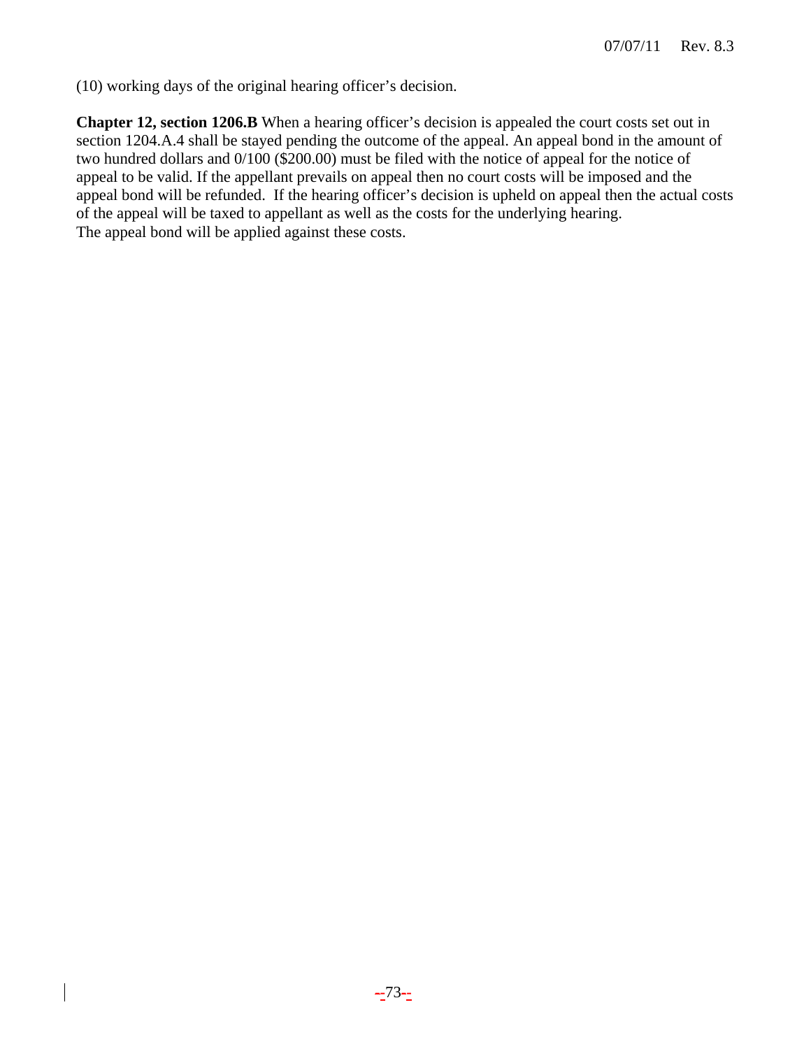(10) working days of the original hearing officer's decision.

**Chapter 12, section 1206.B** When a hearing officer's decision is appealed the court costs set out in section 1204.A.4 shall be stayed pending the outcome of the appeal. An appeal bond in the amount of two hundred dollars and 0/100 ($200.00) must be filed with the notice of appeal for the notice of appeal to be valid. If the appellant prevails on appeal then no court costs will be imposed and the appeal bond will be refunded. If the hearing officer's decision is upheld on appeal then the actual costs of the appeal will be taxed to appellant as well as the costs for the underlying hearing.
The appeal bond will be applied against these costs.